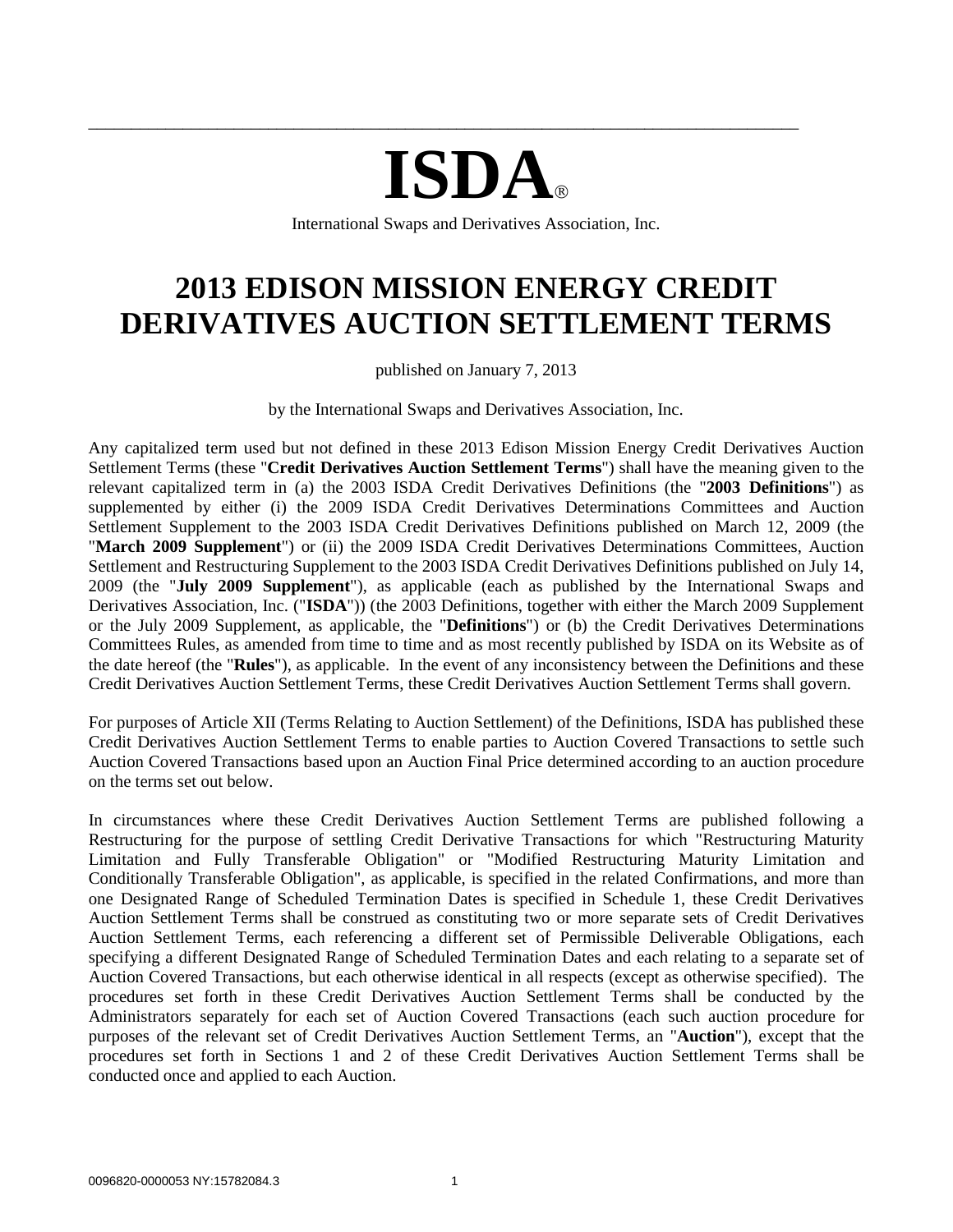# ISDA®

International Swaps and Derivatives Association, Inc.

# 2013 EDISON MISSION ENERGY CREDIT DERIVATIVES AUCTION SETTLEMENT TERMS

published on January 7, 2013

by the International Swaps and Derivatives Association, Inc.

Any capitalized term used but not defined in these 2013 Edison Mission Energy Credit Derivatives Auction Settlement Terms (these "**Credit Derivatives Auction Settlement Terms**") shall have the meaning given to the relevant capitalized term in (a) the 2003 ISDA Credit Derivatives Definitions (the "**2003 Definitions**") as supplemented by either (i) the 2009 ISDA Credit Derivatives Determinations Committees and Auction Settlement Supplement to the 2003 ISDA Credit Derivatives Definitions published on March 12, 2009 (the "**March 2009 Supplement**") or (ii) the 2009 ISDA Credit Derivatives Determinations Committees, Auction Settlement and Restructuring Supplement to the 2003 ISDA Credit Derivatives Definitions published on July 14, 2009 (the "**July 2009 Supplement**"), as applicable (each as published by the International Swaps and Derivatives Association, Inc. ("**ISDA**")) (the 2003 Definitions, together with either the March 2009 Supplement or the July 2009 Supplement, as applicable, the "**Definitions**") or (b) the Credit Derivatives Determinations Committees Rules, as amended from time to time and as most recently published by ISDA on its Website as of the date hereof (the "**Rules**"), as applicable. In the event of any inconsistency between the Definitions and these Credit Derivatives Auction Settlement Terms, these Credit Derivatives Auction Settlement Terms shall govern.

For purposes of Article XII (Terms Relating to Auction Settlement) of the Definitions, ISDA has published these Credit Derivatives Auction Settlement Terms to enable parties to Auction Covered Transactions to settle such Auction Covered Transactions based upon an Auction Final Price determined according to an auction procedure on the terms set out below.

In circumstances where these Credit Derivatives Auction Settlement Terms are published following a Restructuring for the purpose of settling Credit Derivative Transactions for which "Restructuring Maturity Limitation and Fully Transferable Obligation" or "Modified Restructuring Maturity Limitation and Conditionally Transferable Obligation", as applicable, is specified in the related Confirmations, and more than one Designated Range of Scheduled Termination Dates is specified in Schedule 1, these Credit Derivatives Auction Settlement Terms shall be construed as constituting two or more separate sets of Credit Derivatives Auction Settlement Terms, each referencing a different set of Permissible Deliverable Obligations, each specifying a different Designated Range of Scheduled Termination Dates and each relating to a separate set of Auction Covered Transactions, but each otherwise identical in all respects (except as otherwise specified). The procedures set forth in these Credit Derivatives Auction Settlement Terms shall be conducted by the Administrators separately for each set of Auction Covered Transactions (each such auction procedure for purposes of the relevant set of Credit Derivatives Auction Settlement Terms, an "**Auction**"), except that the procedures set forth in Sections 1 and 2 of these Credit Derivatives Auction Settlement Terms shall be conducted once and applied to each Auction.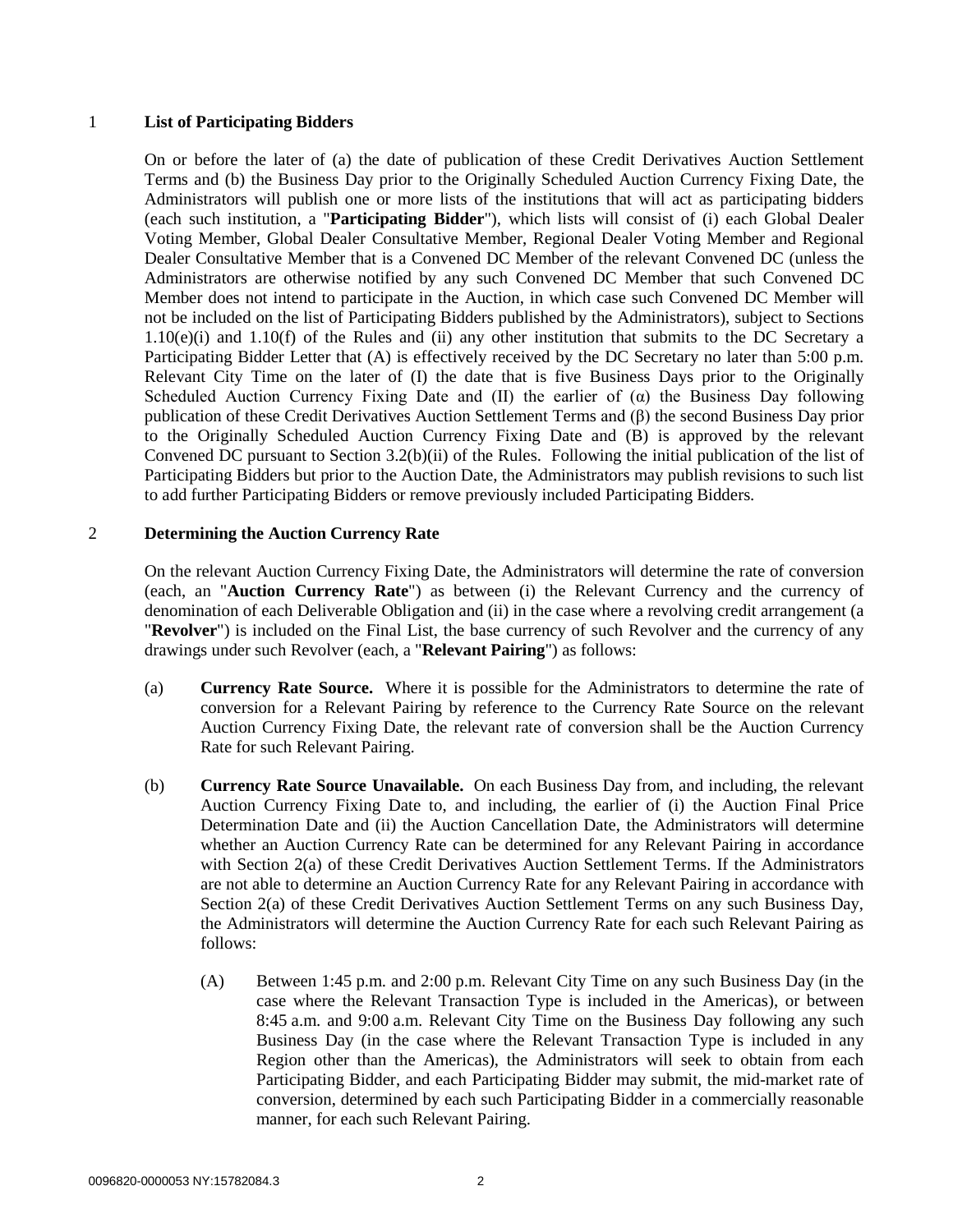## 1 List of Participating Bidders

On or before the later of (a) the date of publication of these Credit Derivatives Auction Settlement Terms and (b) the Business Day prior to the Originally Scheduled Auction Currency Fixing Date, the Administrators will publish one or more lists of the institutions that will act as participating bidders (each such institution, a "**Participating Bidder**"), which lists will consist of (i) each Global Dealer Voting Member, Global Dealer Consultative Member, Regional Dealer Voting Member and Regional Dealer Consultative Member that is a Convened DC Member of the relevant Convened DC (unless the Administrators are otherwise notified by any such Convened DC Member that such Convened DC Member does not intend to participate in the Auction, in which case such Convened DC Member will not be included on the list of Participating Bidders published by the Administrators), subject to Sections 1.10(e)(i) and 1.10(f) of the Rules and (ii) any other institution that submits to the DC Secretary a Participating Bidder Letter that (A) is effectively received by the DC Secretary no later than 5:00 p.m. Relevant City Time on the later of (I) the date that is five Business Days prior to the Originally Scheduled Auction Currency Fixing Date and (II) the earlier of (α) the Business Day following publication of these Credit Derivatives Auction Settlement Terms and (β) the second Business Day prior to the Originally Scheduled Auction Currency Fixing Date and (B) is approved by the relevant Convened DC pursuant to Section 3.2(b)(ii) of the Rules. Following the initial publication of the list of Participating Bidders but prior to the Auction Date, the Administrators may publish revisions to such list to add further Participating Bidders or remove previously included Participating Bidders.

## 2 Determining the Auction Currency Rate

On the relevant Auction Currency Fixing Date, the Administrators will determine the rate of conversion (each, an "**Auction Currency Rate**") as between (i) the Relevant Currency and the currency of denomination of each Deliverable Obligation and (ii) in the case where a revolving credit arrangement (a "**Revolver**") is included on the Final List, the base currency of such Revolver and the currency of any drawings under such Revolver (each, a "**Relevant Pairing**") as follows:

(a) **Currency Rate Source.** Where it is possible for the Administrators to determine the rate of conversion for a Relevant Pairing by reference to the Currency Rate Source on the relevant Auction Currency Fixing Date, the relevant rate of conversion shall be the Auction Currency Rate for such Relevant Pairing.

(b) **Currency Rate Source Unavailable.** On each Business Day from, and including, the relevant Auction Currency Fixing Date to, and including, the earlier of (i) the Auction Final Price Determination Date and (ii) the Auction Cancellation Date, the Administrators will determine whether an Auction Currency Rate can be determined for any Relevant Pairing in accordance with Section 2(a) of these Credit Derivatives Auction Settlement Terms. If the Administrators are not able to determine an Auction Currency Rate for any Relevant Pairing in accordance with Section 2(a) of these Credit Derivatives Auction Settlement Terms on any such Business Day, the Administrators will determine the Auction Currency Rate for each such Relevant Pairing as follows:

(A) Between 1:45 p.m. and 2:00 p.m. Relevant City Time on any such Business Day (in the case where the Relevant Transaction Type is included in the Americas), or between 8:45 a.m. and 9:00 a.m. Relevant City Time on the Business Day following any such Business Day (in the case where the Relevant Transaction Type is included in any Region other than the Americas), the Administrators will seek to obtain from each Participating Bidder, and each Participating Bidder may submit, the mid-market rate of conversion, determined by each such Participating Bidder in a commercially reasonable manner, for each such Relevant Pairing.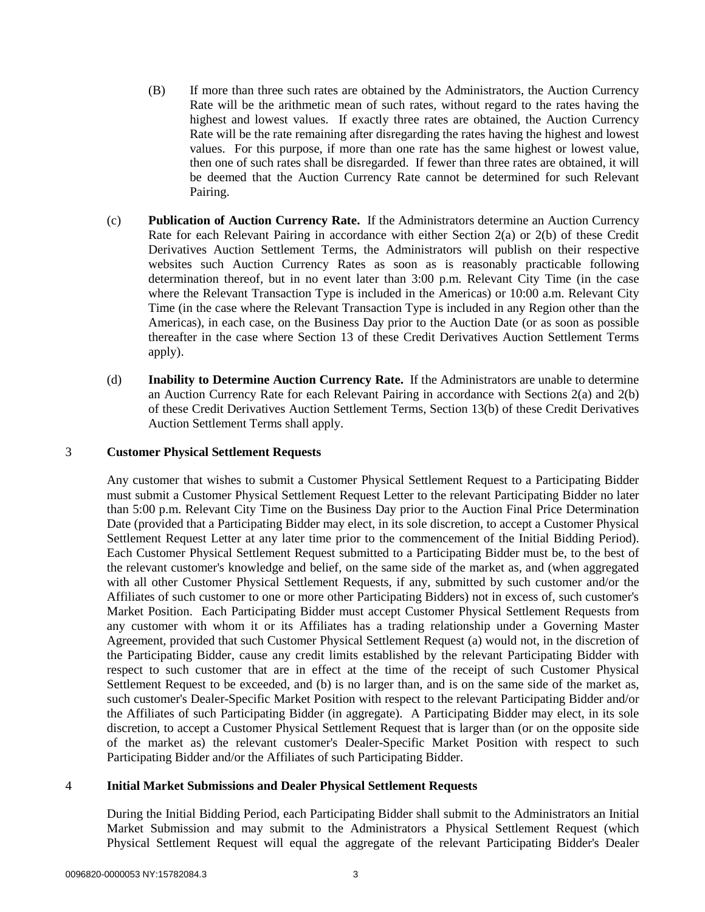(B) If more than three such rates are obtained by the Administrators, the Auction Currency Rate will be the arithmetic mean of such rates, without regard to the rates having the highest and lowest values. If exactly three rates are obtained, the Auction Currency Rate will be the rate remaining after disregarding the rates having the highest and lowest values. For this purpose, if more than one rate has the same highest or lowest value, then one of such rates shall be disregarded. If fewer than three rates are obtained, it will be deemed that the Auction Currency Rate cannot be determined for such Relevant Pairing.

(c) **Publication of Auction Currency Rate.** If the Administrators determine an Auction Currency Rate for each Relevant Pairing in accordance with either Section 2(a) or 2(b) of these Credit Derivatives Auction Settlement Terms, the Administrators will publish on their respective websites such Auction Currency Rates as soon as is reasonably practicable following determination thereof, but in no event later than 3:00 p.m. Relevant City Time (in the case where the Relevant Transaction Type is included in the Americas) or 10:00 a.m. Relevant City Time (in the case where the Relevant Transaction Type is included in any Region other than the Americas), in each case, on the Business Day prior to the Auction Date (or as soon as possible thereafter in the case where Section 13 of these Credit Derivatives Auction Settlement Terms apply).

(d) **Inability to Determine Auction Currency Rate.** If the Administrators are unable to determine an Auction Currency Rate for each Relevant Pairing in accordance with Sections 2(a) and 2(b) of these Credit Derivatives Auction Settlement Terms, Section 13(b) of these Credit Derivatives Auction Settlement Terms shall apply.

## 3 Customer Physical Settlement Requests

Any customer that wishes to submit a Customer Physical Settlement Request to a Participating Bidder must submit a Customer Physical Settlement Request Letter to the relevant Participating Bidder no later than 5:00 p.m. Relevant City Time on the Business Day prior to the Auction Final Price Determination Date (provided that a Participating Bidder may elect, in its sole discretion, to accept a Customer Physical Settlement Request Letter at any later time prior to the commencement of the Initial Bidding Period). Each Customer Physical Settlement Request submitted to a Participating Bidder must be, to the best of the relevant customer's knowledge and belief, on the same side of the market as, and (when aggregated with all other Customer Physical Settlement Requests, if any, submitted by such customer and/or the Affiliates of such customer to one or more other Participating Bidders) not in excess of, such customer's Market Position. Each Participating Bidder must accept Customer Physical Settlement Requests from any customer with whom it or its Affiliates has a trading relationship under a Governing Master Agreement, provided that such Customer Physical Settlement Request (a) would not, in the discretion of the Participating Bidder, cause any credit limits established by the relevant Participating Bidder with respect to such customer that are in effect at the time of the receipt of such Customer Physical Settlement Request to be exceeded, and (b) is no larger than, and is on the same side of the market as, such customer's Dealer-Specific Market Position with respect to the relevant Participating Bidder and/or the Affiliates of such Participating Bidder (in aggregate). A Participating Bidder may elect, in its sole discretion, to accept a Customer Physical Settlement Request that is larger than (or on the opposite side of the market as) the relevant customer's Dealer-Specific Market Position with respect to such Participating Bidder and/or the Affiliates of such Participating Bidder.

## 4 Initial Market Submissions and Dealer Physical Settlement Requests

During the Initial Bidding Period, each Participating Bidder shall submit to the Administrators an Initial Market Submission and may submit to the Administrators a Physical Settlement Request (which Physical Settlement Request will equal the aggregate of the relevant Participating Bidder's Dealer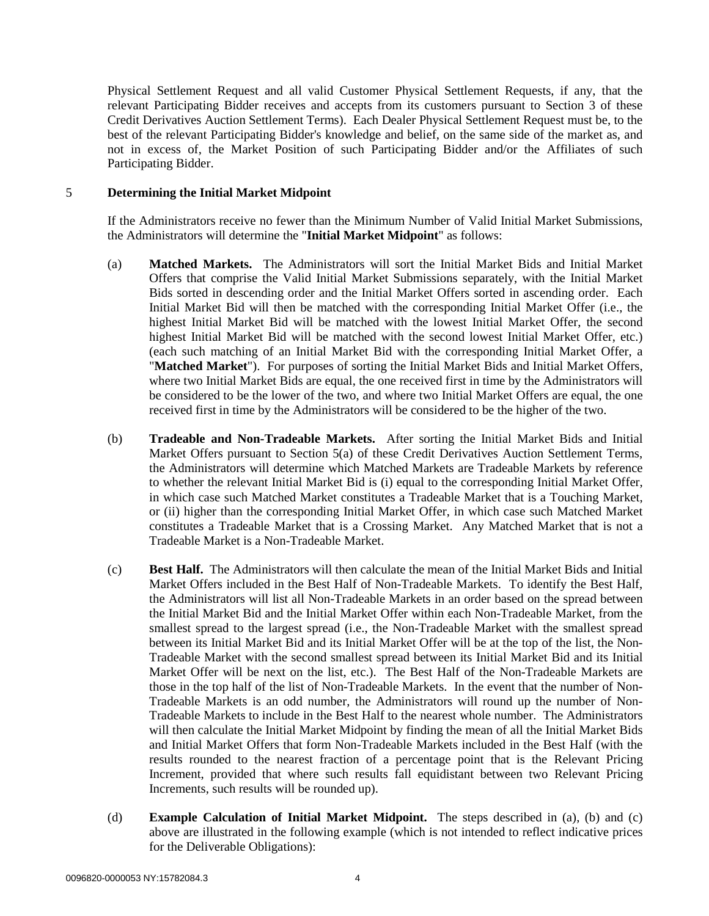Physical Settlement Request and all valid Customer Physical Settlement Requests, if any, that the relevant Participating Bidder receives and accepts from its customers pursuant to Section 3 of these Credit Derivatives Auction Settlement Terms). Each Dealer Physical Settlement Request must be, to the best of the relevant Participating Bidder's knowledge and belief, on the same side of the market as, and not in excess of, the Market Position of such Participating Bidder and/or the Affiliates of such Participating Bidder.

## 5 Determining the Initial Market Midpoint

If the Administrators receive no fewer than the Minimum Number of Valid Initial Market Submissions, the Administrators will determine the "**Initial Market Midpoint**" as follows:

(a) **Matched Markets.** The Administrators will sort the Initial Market Bids and Initial Market Offers that comprise the Valid Initial Market Submissions separately, with the Initial Market Bids sorted in descending order and the Initial Market Offers sorted in ascending order. Each Initial Market Bid will then be matched with the corresponding Initial Market Offer (i.e., the highest Initial Market Bid will be matched with the lowest Initial Market Offer, the second highest Initial Market Bid will be matched with the second lowest Initial Market Offer, etc.) (each such matching of an Initial Market Bid with the corresponding Initial Market Offer, a "**Matched Market**"). For purposes of sorting the Initial Market Bids and Initial Market Offers, where two Initial Market Bids are equal, the one received first in time by the Administrators will be considered to be the lower of the two, and where two Initial Market Offers are equal, the one received first in time by the Administrators will be considered to be the higher of the two.

(b) **Tradeable and Non-Tradeable Markets.** After sorting the Initial Market Bids and Initial Market Offers pursuant to Section 5(a) of these Credit Derivatives Auction Settlement Terms, the Administrators will determine which Matched Markets are Tradeable Markets by reference to whether the relevant Initial Market Bid is (i) equal to the corresponding Initial Market Offer, in which case such Matched Market constitutes a Tradeable Market that is a Touching Market, or (ii) higher than the corresponding Initial Market Offer, in which case such Matched Market constitutes a Tradeable Market that is a Crossing Market. Any Matched Market that is not a Tradeable Market is a Non-Tradeable Market.

(c) **Best Half.** The Administrators will then calculate the mean of the Initial Market Bids and Initial Market Offers included in the Best Half of Non-Tradeable Markets. To identify the Best Half, the Administrators will list all Non-Tradeable Markets in an order based on the spread between the Initial Market Bid and the Initial Market Offer within each Non-Tradeable Market, from the smallest spread to the largest spread (i.e., the Non-Tradeable Market with the smallest spread between its Initial Market Bid and its Initial Market Offer will be at the top of the list, the Non-Tradeable Market with the second smallest spread between its Initial Market Bid and its Initial Market Offer will be next on the list, etc.). The Best Half of the Non-Tradeable Markets are those in the top half of the list of Non-Tradeable Markets. In the event that the number of Non-Tradeable Markets is an odd number, the Administrators will round up the number of Non-Tradeable Markets to include in the Best Half to the nearest whole number. The Administrators will then calculate the Initial Market Midpoint by finding the mean of all the Initial Market Bids and Initial Market Offers that form Non-Tradeable Markets included in the Best Half (with the results rounded to the nearest fraction of a percentage point that is the Relevant Pricing Increment, provided that where such results fall equidistant between two Relevant Pricing Increments, such results will be rounded up).

(d) **Example Calculation of Initial Market Midpoint.** The steps described in (a), (b) and (c) above are illustrated in the following example (which is not intended to reflect indicative prices for the Deliverable Obligations):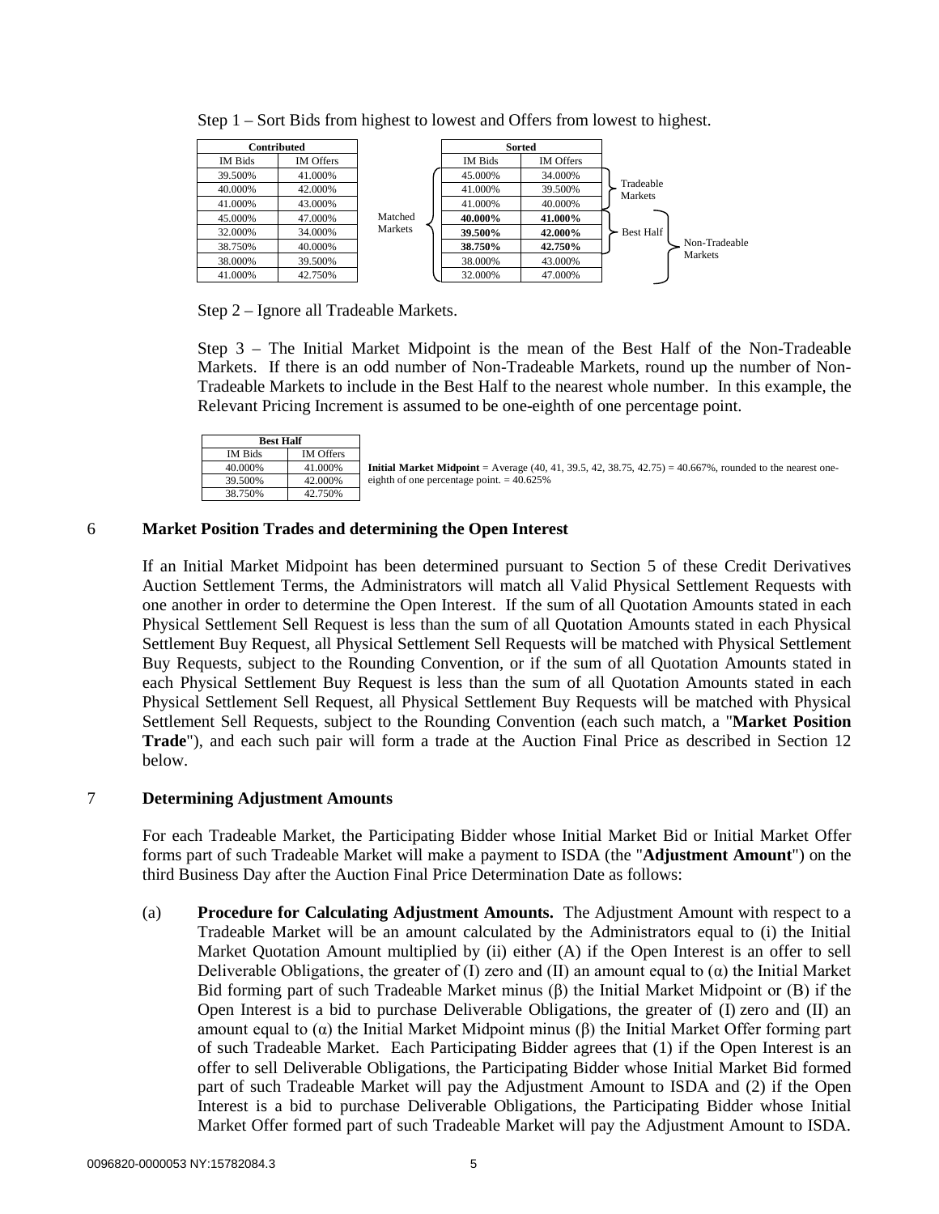Step 1 – Sort Bids from highest to lowest and Offers from lowest to highest.

| Contributed | |
|---|---|
| IM Bids | IM Offers |
| 39.500% | 41.000% |
| 40.000% | 42.000% |
| 41.000% | 43.000% |
| 45.000% | 47.000% |
| 32.000% | 34.000% |
| 38.750% | 40.000% |
| 38.000% | 39.500% |
| 41.000% | 42.750% |

| Sorted | | |
|---|---|---|
| IM Bids | IM Offers | |
| 45.000% | 34.000% | Tradeable Markets |
| 41.000% | 39.500% | Tradeable Markets |
| 41.000% | 40.000% | Tradeable Markets |
| **40.000%** | **41.000%** | Best Half / Non-Tradeable Markets |
| **39.500%** | **42.000%** | Best Half / Non-Tradeable Markets |
| **38.750%** | **42.750%** | Best Half / Non-Tradeable Markets |
| 38.000% | 43.000% | Non-Tradeable Markets |
| 32.000% | 47.000% | Non-Tradeable Markets |

(All sorted rows: Matched Markets)

Step 2 – Ignore all Tradeable Markets.

Step 3 – The Initial Market Midpoint is the mean of the Best Half of the Non-Tradeable Markets. If there is an odd number of Non-Tradeable Markets, round up the number of Non-Tradeable Markets to include in the Best Half to the nearest whole number. In this example, the Relevant Pricing Increment is assumed to be one-eighth of one percentage point.

| Best Half | |
|---|---|
| IM Bids | IM Offers |
| 40.000% | 41.000% |
| 39.500% | 42.000% |
| 38.750% | 42.750% |

**Initial Market Midpoint** = Average (40, 41, 39.5, 42, 38.75, 42.75) = 40.667%, rounded to the nearest one-eighth of one percentage point. = 40.625%

## 6 Market Position Trades and determining the Open Interest

If an Initial Market Midpoint has been determined pursuant to Section 5 of these Credit Derivatives Auction Settlement Terms, the Administrators will match all Valid Physical Settlement Requests with one another in order to determine the Open Interest. If the sum of all Quotation Amounts stated in each Physical Settlement Sell Request is less than the sum of all Quotation Amounts stated in each Physical Settlement Buy Request, all Physical Settlement Sell Requests will be matched with Physical Settlement Buy Requests, subject to the Rounding Convention, or if the sum of all Quotation Amounts stated in each Physical Settlement Buy Request is less than the sum of all Quotation Amounts stated in each Physical Settlement Sell Request, all Physical Settlement Buy Requests will be matched with Physical Settlement Sell Requests, subject to the Rounding Convention (each such match, a "**Market Position Trade**"), and each such pair will form a trade at the Auction Final Price as described in Section 12 below.

## 7 Determining Adjustment Amounts

For each Tradeable Market, the Participating Bidder whose Initial Market Bid or Initial Market Offer forms part of such Tradeable Market will make a payment to ISDA (the "**Adjustment Amount**") on the third Business Day after the Auction Final Price Determination Date as follows:

(a) **Procedure for Calculating Adjustment Amounts.** The Adjustment Amount with respect to a Tradeable Market will be an amount calculated by the Administrators equal to (i) the Initial Market Quotation Amount multiplied by (ii) either (A) if the Open Interest is an offer to sell Deliverable Obligations, the greater of (I) zero and (II) an amount equal to (α) the Initial Market Bid forming part of such Tradeable Market minus (β) the Initial Market Midpoint or (B) if the Open Interest is a bid to purchase Deliverable Obligations, the greater of (I) zero and (II) an amount equal to (α) the Initial Market Midpoint minus (β) the Initial Market Offer forming part of such Tradeable Market. Each Participating Bidder agrees that (1) if the Open Interest is an offer to sell Deliverable Obligations, the Participating Bidder whose Initial Market Bid formed part of such Tradeable Market will pay the Adjustment Amount to ISDA and (2) if the Open Interest is a bid to purchase Deliverable Obligations, the Participating Bidder whose Initial Market Offer formed part of such Tradeable Market will pay the Adjustment Amount to ISDA.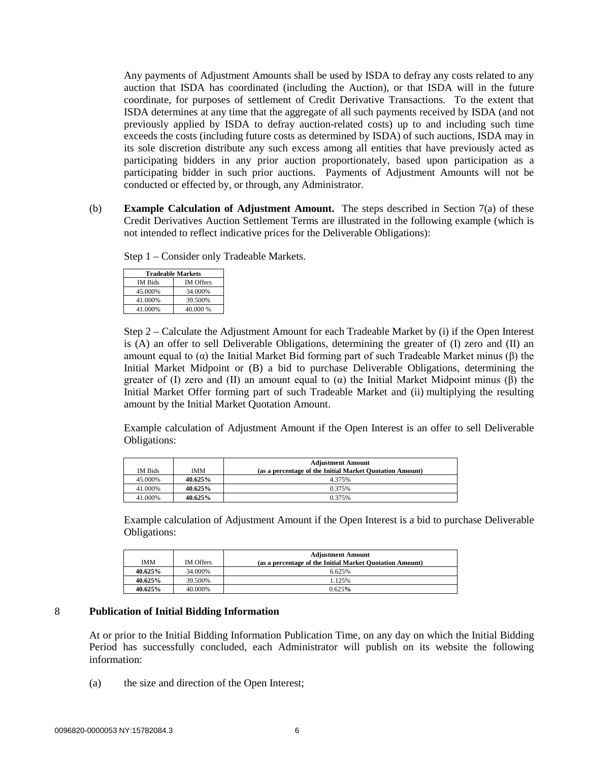Any payments of Adjustment Amounts shall be used by ISDA to defray any costs related to any auction that ISDA has coordinated (including the Auction), or that ISDA will in the future coordinate, for purposes of settlement of Credit Derivative Transactions. To the extent that ISDA determines at any time that the aggregate of all such payments received by ISDA (and not previously applied by ISDA to defray auction-related costs) up to and including such time exceeds the costs (including future costs as determined by ISDA) of such auctions, ISDA may in its sole discretion distribute any such excess among all entities that have previously acted as participating bidders in any prior auction proportionately, based upon participation as a participating bidder in such prior auctions. Payments of Adjustment Amounts will not be conducted or effected by, or through, any Administrator.

(b) **Example Calculation of Adjustment Amount.** The steps described in Section 7(a) of these Credit Derivatives Auction Settlement Terms are illustrated in the following example (which is not intended to reflect indicative prices for the Deliverable Obligations):

Step 1 – Consider only Tradeable Markets.

| **Tradeable Markets** | |
|---|---|
| IM Bids | IM Offers |
| 45.000% | 34.000% |
| 41.000% | 39.500% |
| 41.000% | 40.000 % |

Step 2 – Calculate the Adjustment Amount for each Tradeable Market by (i) if the Open Interest is (A) an offer to sell Deliverable Obligations, determining the greater of (I) zero and (II) an amount equal to (α) the Initial Market Bid forming part of such Tradeable Market minus (β) the Initial Market Midpoint or (B) a bid to purchase Deliverable Obligations, determining the greater of (I) zero and (II) an amount equal to (α) the Initial Market Midpoint minus (β) the Initial Market Offer forming part of such Tradeable Market and (ii) multiplying the resulting amount by the Initial Market Quotation Amount.

Example calculation of Adjustment Amount if the Open Interest is an offer to sell Deliverable Obligations:

| IM Bids | IMM | **Adjustment Amount (as a percentage of the Initial Market Quotation Amount)** |
|---|---|---|
| 45.000% | **40.625%** | 4.375% |
| 41.000% | **40.625%** | 0.375% |
| 41.000% | **40.625%** | 0.375% |

Example calculation of Adjustment Amount if the Open Interest is a bid to purchase Deliverable Obligations:

| IMM | IM Offers | **Adjustment Amount (as a percentage of the Initial Market Quotation Amount)** |
|---|---|---|
| **40.625%** | 34.000% | 6.625% |
| **40.625%** | 39.500% | 1.125% |
| **40.625%** | 40.000% | 0.625% |

## 8 Publication of Initial Bidding Information

At or prior to the Initial Bidding Information Publication Time, on any day on which the Initial Bidding Period has successfully concluded, each Administrator will publish on its website the following information:

(a) the size and direction of the Open Interest;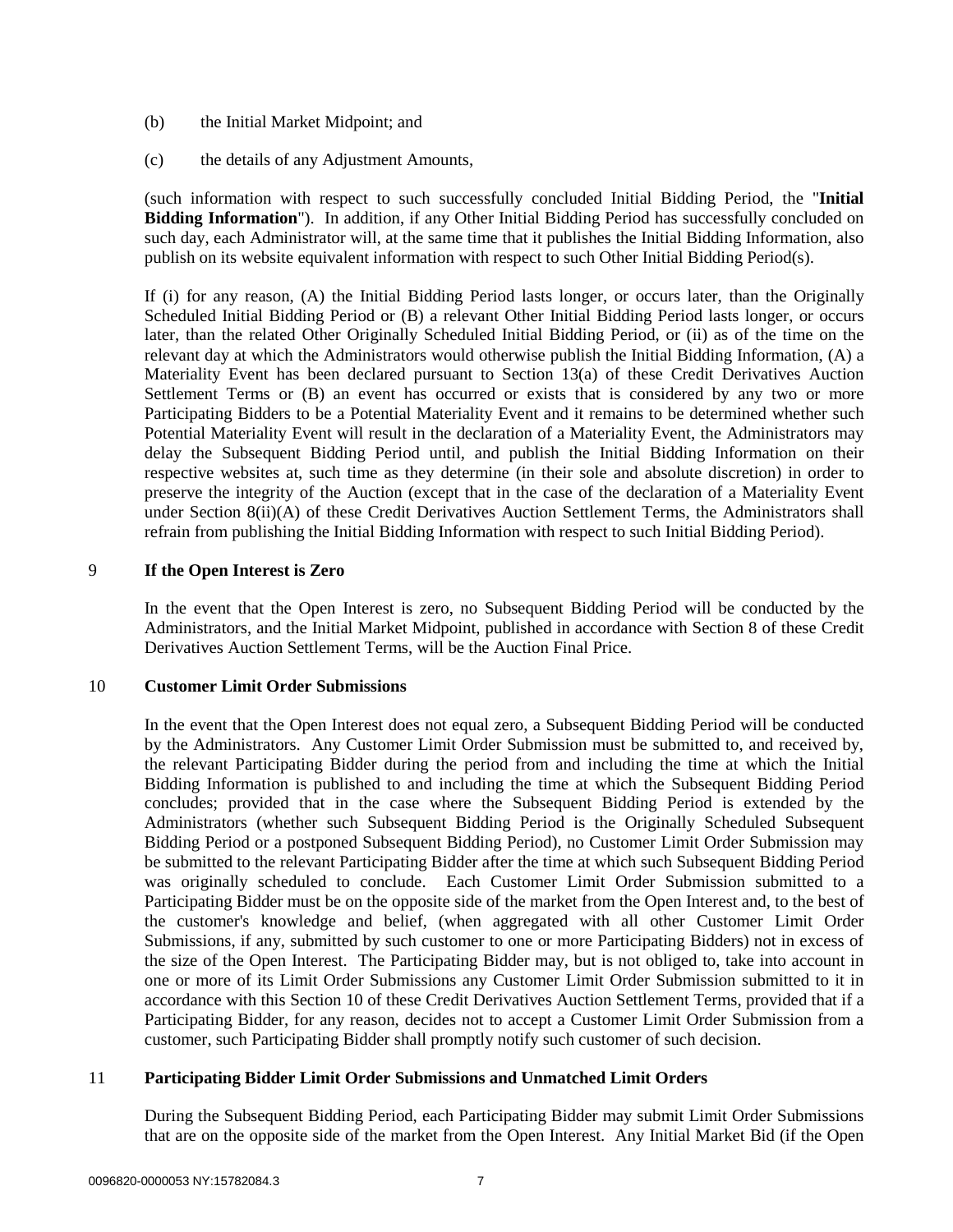(b) the Initial Market Midpoint; and

(c) the details of any Adjustment Amounts,

(such information with respect to such successfully concluded Initial Bidding Period, the "**Initial Bidding Information**"). In addition, if any Other Initial Bidding Period has successfully concluded on such day, each Administrator will, at the same time that it publishes the Initial Bidding Information, also publish on its website equivalent information with respect to such Other Initial Bidding Period(s).

If (i) for any reason, (A) the Initial Bidding Period lasts longer, or occurs later, than the Originally Scheduled Initial Bidding Period or (B) a relevant Other Initial Bidding Period lasts longer, or occurs later, than the related Other Originally Scheduled Initial Bidding Period, or (ii) as of the time on the relevant day at which the Administrators would otherwise publish the Initial Bidding Information, (A) a Materiality Event has been declared pursuant to Section 13(a) of these Credit Derivatives Auction Settlement Terms or (B) an event has occurred or exists that is considered by any two or more Participating Bidders to be a Potential Materiality Event and it remains to be determined whether such Potential Materiality Event will result in the declaration of a Materiality Event, the Administrators may delay the Subsequent Bidding Period until, and publish the Initial Bidding Information on their respective websites at, such time as they determine (in their sole and absolute discretion) in order to preserve the integrity of the Auction (except that in the case of the declaration of a Materiality Event under Section 8(ii)(A) of these Credit Derivatives Auction Settlement Terms, the Administrators shall refrain from publishing the Initial Bidding Information with respect to such Initial Bidding Period).

## 9 If the Open Interest is Zero

In the event that the Open Interest is zero, no Subsequent Bidding Period will be conducted by the Administrators, and the Initial Market Midpoint, published in accordance with Section 8 of these Credit Derivatives Auction Settlement Terms, will be the Auction Final Price.

## 10 Customer Limit Order Submissions

In the event that the Open Interest does not equal zero, a Subsequent Bidding Period will be conducted by the Administrators. Any Customer Limit Order Submission must be submitted to, and received by, the relevant Participating Bidder during the period from and including the time at which the Initial Bidding Information is published to and including the time at which the Subsequent Bidding Period concludes; provided that in the case where the Subsequent Bidding Period is extended by the Administrators (whether such Subsequent Bidding Period is the Originally Scheduled Subsequent Bidding Period or a postponed Subsequent Bidding Period), no Customer Limit Order Submission may be submitted to the relevant Participating Bidder after the time at which such Subsequent Bidding Period was originally scheduled to conclude. Each Customer Limit Order Submission submitted to a Participating Bidder must be on the opposite side of the market from the Open Interest and, to the best of the customer's knowledge and belief, (when aggregated with all other Customer Limit Order Submissions, if any, submitted by such customer to one or more Participating Bidders) not in excess of the size of the Open Interest. The Participating Bidder may, but is not obliged to, take into account in one or more of its Limit Order Submissions any Customer Limit Order Submission submitted to it in accordance with this Section 10 of these Credit Derivatives Auction Settlement Terms, provided that if a Participating Bidder, for any reason, decides not to accept a Customer Limit Order Submission from a customer, such Participating Bidder shall promptly notify such customer of such decision.

## 11 Participating Bidder Limit Order Submissions and Unmatched Limit Orders

During the Subsequent Bidding Period, each Participating Bidder may submit Limit Order Submissions that are on the opposite side of the market from the Open Interest. Any Initial Market Bid (if the Open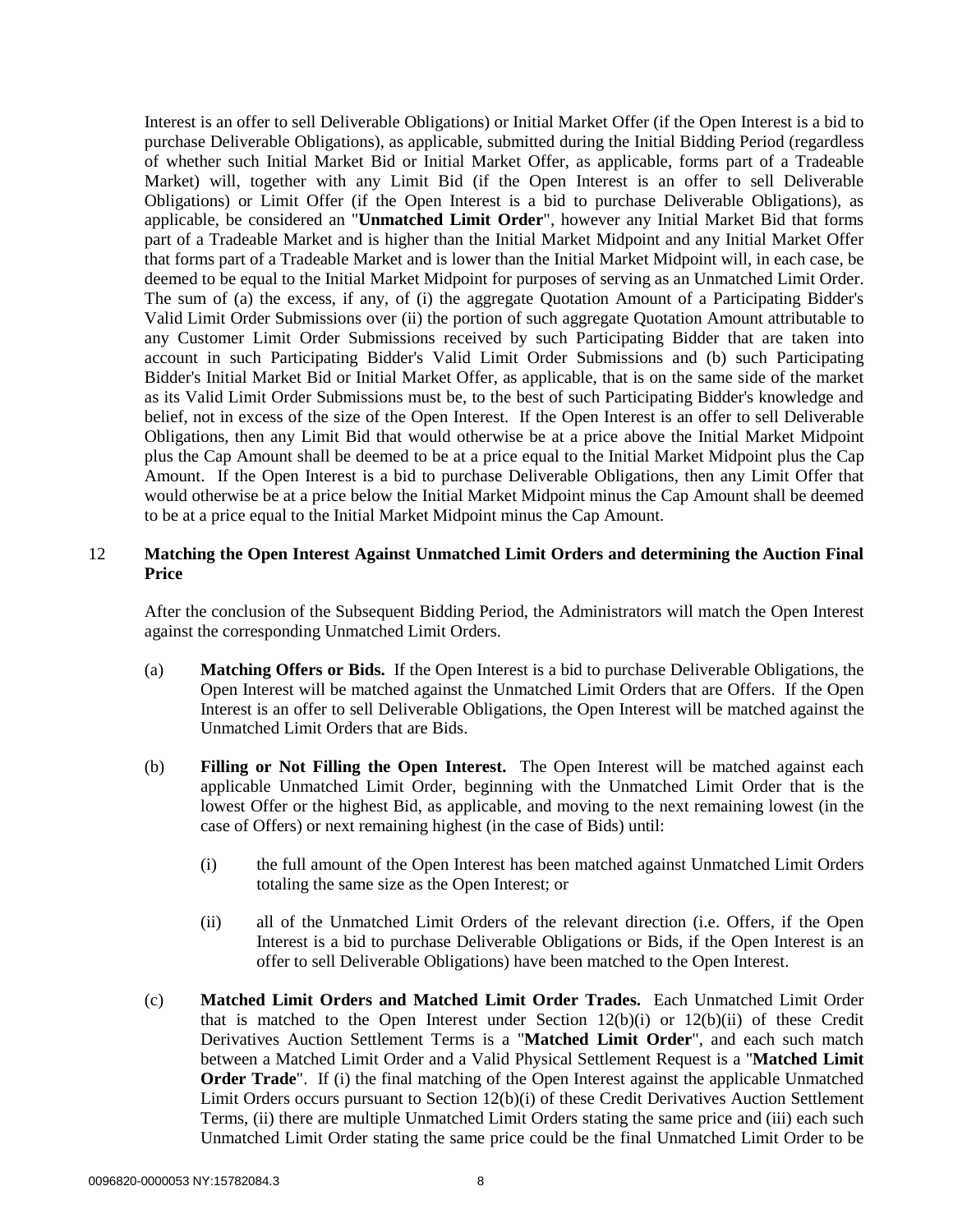Interest is an offer to sell Deliverable Obligations) or Initial Market Offer (if the Open Interest is a bid to purchase Deliverable Obligations), as applicable, submitted during the Initial Bidding Period (regardless of whether such Initial Market Bid or Initial Market Offer, as applicable, forms part of a Tradeable Market) will, together with any Limit Bid (if the Open Interest is an offer to sell Deliverable Obligations) or Limit Offer (if the Open Interest is a bid to purchase Deliverable Obligations), as applicable, be considered an "**Unmatched Limit Order**", however any Initial Market Bid that forms part of a Tradeable Market and is higher than the Initial Market Midpoint and any Initial Market Offer that forms part of a Tradeable Market and is lower than the Initial Market Midpoint will, in each case, be deemed to be equal to the Initial Market Midpoint for purposes of serving as an Unmatched Limit Order. The sum of (a) the excess, if any, of (i) the aggregate Quotation Amount of a Participating Bidder's Valid Limit Order Submissions over (ii) the portion of such aggregate Quotation Amount attributable to any Customer Limit Order Submissions received by such Participating Bidder that are taken into account in such Participating Bidder's Valid Limit Order Submissions and (b) such Participating Bidder's Initial Market Bid or Initial Market Offer, as applicable, that is on the same side of the market as its Valid Limit Order Submissions must be, to the best of such Participating Bidder's knowledge and belief, not in excess of the size of the Open Interest. If the Open Interest is an offer to sell Deliverable Obligations, then any Limit Bid that would otherwise be at a price above the Initial Market Midpoint plus the Cap Amount shall be deemed to be at a price equal to the Initial Market Midpoint plus the Cap Amount. If the Open Interest is a bid to purchase Deliverable Obligations, then any Limit Offer that would otherwise be at a price below the Initial Market Midpoint minus the Cap Amount shall be deemed to be at a price equal to the Initial Market Midpoint minus the Cap Amount.

## 12 Matching the Open Interest Against Unmatched Limit Orders and determining the Auction Final Price

After the conclusion of the Subsequent Bidding Period, the Administrators will match the Open Interest against the corresponding Unmatched Limit Orders.

(a) **Matching Offers or Bids.** If the Open Interest is a bid to purchase Deliverable Obligations, the Open Interest will be matched against the Unmatched Limit Orders that are Offers. If the Open Interest is an offer to sell Deliverable Obligations, the Open Interest will be matched against the Unmatched Limit Orders that are Bids.

(b) **Filling or Not Filling the Open Interest.** The Open Interest will be matched against each applicable Unmatched Limit Order, beginning with the Unmatched Limit Order that is the lowest Offer or the highest Bid, as applicable, and moving to the next remaining lowest (in the case of Offers) or next remaining highest (in the case of Bids) until:

   (i) the full amount of the Open Interest has been matched against Unmatched Limit Orders totaling the same size as the Open Interest; or

   (ii) all of the Unmatched Limit Orders of the relevant direction (i.e. Offers, if the Open Interest is a bid to purchase Deliverable Obligations or Bids, if the Open Interest is an offer to sell Deliverable Obligations) have been matched to the Open Interest.

(c) **Matched Limit Orders and Matched Limit Order Trades.** Each Unmatched Limit Order that is matched to the Open Interest under Section 12(b)(i) or 12(b)(ii) of these Credit Derivatives Auction Settlement Terms is a "**Matched Limit Order**", and each such match between a Matched Limit Order and a Valid Physical Settlement Request is a "**Matched Limit Order Trade**". If (i) the final matching of the Open Interest against the applicable Unmatched Limit Orders occurs pursuant to Section 12(b)(i) of these Credit Derivatives Auction Settlement Terms, (ii) there are multiple Unmatched Limit Orders stating the same price and (iii) each such Unmatched Limit Order stating the same price could be the final Unmatched Limit Order to be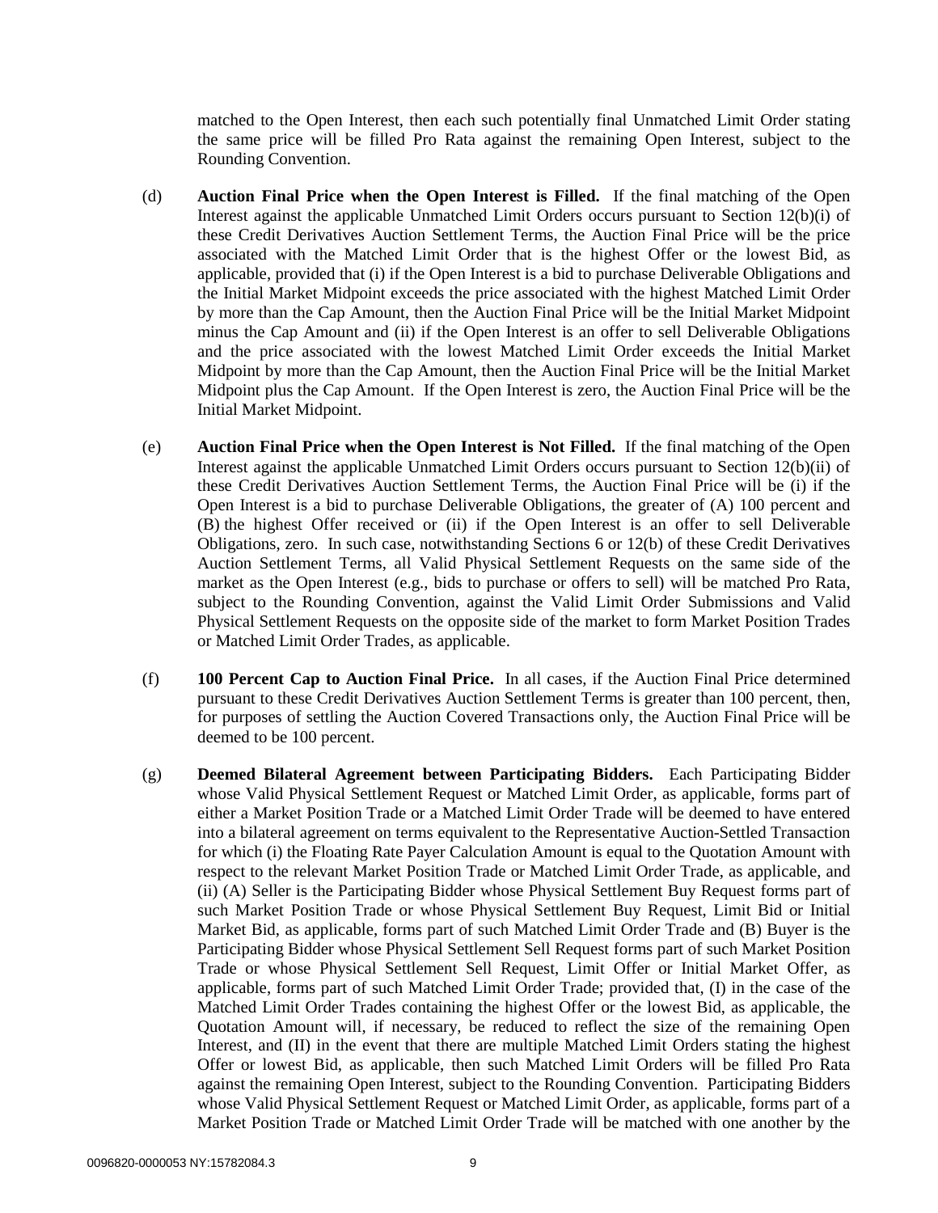matched to the Open Interest, then each such potentially final Unmatched Limit Order stating the same price will be filled Pro Rata against the remaining Open Interest, subject to the Rounding Convention.

(d) **Auction Final Price when the Open Interest is Filled.** If the final matching of the Open Interest against the applicable Unmatched Limit Orders occurs pursuant to Section 12(b)(i) of these Credit Derivatives Auction Settlement Terms, the Auction Final Price will be the price associated with the Matched Limit Order that is the highest Offer or the lowest Bid, as applicable, provided that (i) if the Open Interest is a bid to purchase Deliverable Obligations and the Initial Market Midpoint exceeds the price associated with the highest Matched Limit Order by more than the Cap Amount, then the Auction Final Price will be the Initial Market Midpoint minus the Cap Amount and (ii) if the Open Interest is an offer to sell Deliverable Obligations and the price associated with the lowest Matched Limit Order exceeds the Initial Market Midpoint by more than the Cap Amount, then the Auction Final Price will be the Initial Market Midpoint plus the Cap Amount. If the Open Interest is zero, the Auction Final Price will be the Initial Market Midpoint.

(e) **Auction Final Price when the Open Interest is Not Filled.** If the final matching of the Open Interest against the applicable Unmatched Limit Orders occurs pursuant to Section 12(b)(ii) of these Credit Derivatives Auction Settlement Terms, the Auction Final Price will be (i) if the Open Interest is a bid to purchase Deliverable Obligations, the greater of (A) 100 percent and (B) the highest Offer received or (ii) if the Open Interest is an offer to sell Deliverable Obligations, zero. In such case, notwithstanding Sections 6 or 12(b) of these Credit Derivatives Auction Settlement Terms, all Valid Physical Settlement Requests on the same side of the market as the Open Interest (e.g., bids to purchase or offers to sell) will be matched Pro Rata, subject to the Rounding Convention, against the Valid Limit Order Submissions and Valid Physical Settlement Requests on the opposite side of the market to form Market Position Trades or Matched Limit Order Trades, as applicable.

(f) **100 Percent Cap to Auction Final Price.** In all cases, if the Auction Final Price determined pursuant to these Credit Derivatives Auction Settlement Terms is greater than 100 percent, then, for purposes of settling the Auction Covered Transactions only, the Auction Final Price will be deemed to be 100 percent.

(g) **Deemed Bilateral Agreement between Participating Bidders.** Each Participating Bidder whose Valid Physical Settlement Request or Matched Limit Order, as applicable, forms part of either a Market Position Trade or a Matched Limit Order Trade will be deemed to have entered into a bilateral agreement on terms equivalent to the Representative Auction-Settled Transaction for which (i) the Floating Rate Payer Calculation Amount is equal to the Quotation Amount with respect to the relevant Market Position Trade or Matched Limit Order Trade, as applicable, and (ii) (A) Seller is the Participating Bidder whose Physical Settlement Buy Request forms part of such Market Position Trade or whose Physical Settlement Buy Request, Limit Bid or Initial Market Bid, as applicable, forms part of such Matched Limit Order Trade and (B) Buyer is the Participating Bidder whose Physical Settlement Sell Request forms part of such Market Position Trade or whose Physical Settlement Sell Request, Limit Offer or Initial Market Offer, as applicable, forms part of such Matched Limit Order Trade; provided that, (I) in the case of the Matched Limit Order Trades containing the highest Offer or the lowest Bid, as applicable, the Quotation Amount will, if necessary, be reduced to reflect the size of the remaining Open Interest, and (II) in the event that there are multiple Matched Limit Orders stating the highest Offer or lowest Bid, as applicable, then such Matched Limit Orders will be filled Pro Rata against the remaining Open Interest, subject to the Rounding Convention. Participating Bidders whose Valid Physical Settlement Request or Matched Limit Order, as applicable, forms part of a Market Position Trade or Matched Limit Order Trade will be matched with one another by the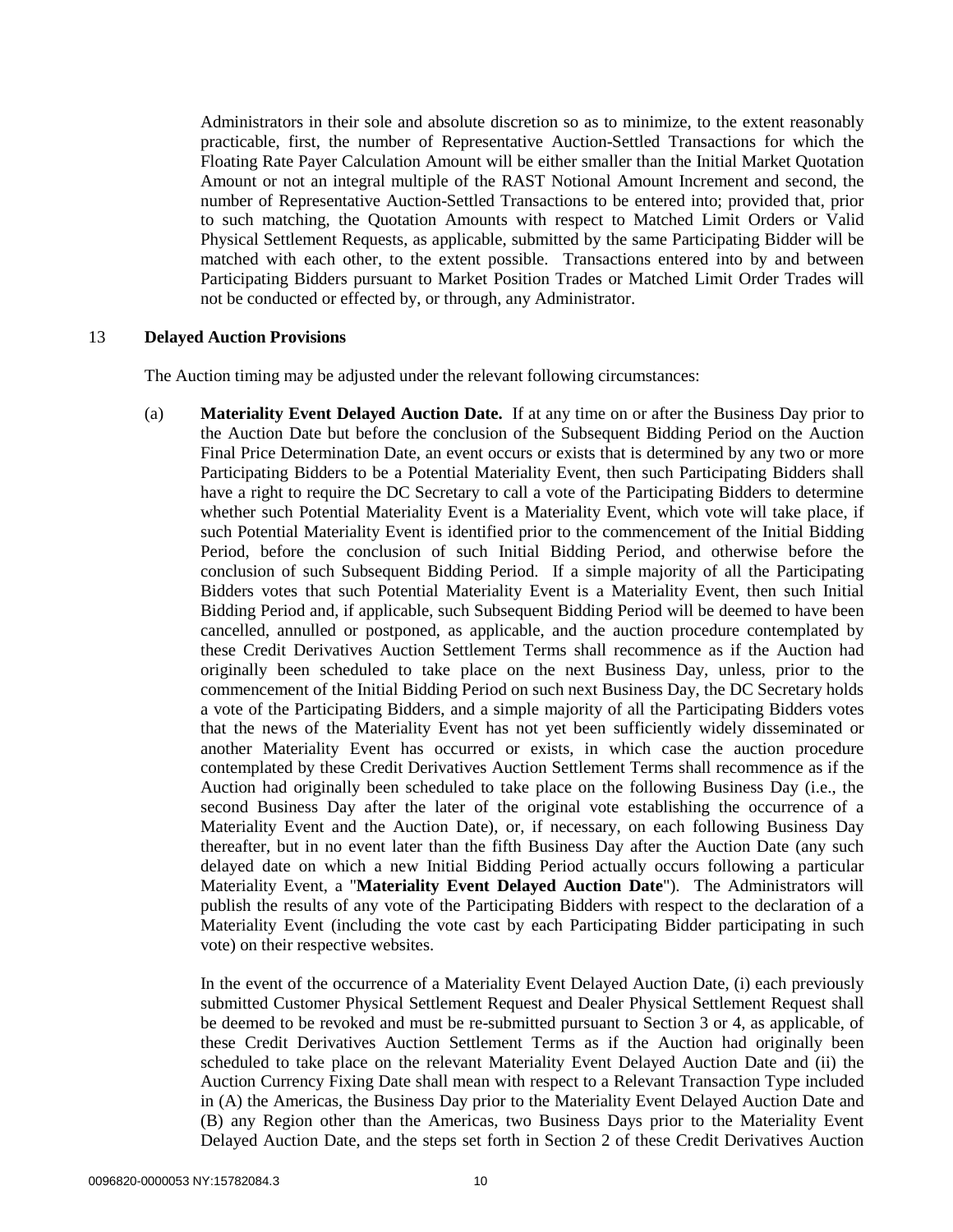Administrators in their sole and absolute discretion so as to minimize, to the extent reasonably practicable, first, the number of Representative Auction-Settled Transactions for which the Floating Rate Payer Calculation Amount will be either smaller than the Initial Market Quotation Amount or not an integral multiple of the RAST Notional Amount Increment and second, the number of Representative Auction-Settled Transactions to be entered into; provided that, prior to such matching, the Quotation Amounts with respect to Matched Limit Orders or Valid Physical Settlement Requests, as applicable, submitted by the same Participating Bidder will be matched with each other, to the extent possible. Transactions entered into by and between Participating Bidders pursuant to Market Position Trades or Matched Limit Order Trades will not be conducted or effected by, or through, any Administrator.

## 13 Delayed Auction Provisions

The Auction timing may be adjusted under the relevant following circumstances:

(a) **Materiality Event Delayed Auction Date.** If at any time on or after the Business Day prior to the Auction Date but before the conclusion of the Subsequent Bidding Period on the Auction Final Price Determination Date, an event occurs or exists that is determined by any two or more Participating Bidders to be a Potential Materiality Event, then such Participating Bidders shall have a right to require the DC Secretary to call a vote of the Participating Bidders to determine whether such Potential Materiality Event is a Materiality Event, which vote will take place, if such Potential Materiality Event is identified prior to the commencement of the Initial Bidding Period, before the conclusion of such Initial Bidding Period, and otherwise before the conclusion of such Subsequent Bidding Period. If a simple majority of all the Participating Bidders votes that such Potential Materiality Event is a Materiality Event, then such Initial Bidding Period and, if applicable, such Subsequent Bidding Period will be deemed to have been cancelled, annulled or postponed, as applicable, and the auction procedure contemplated by these Credit Derivatives Auction Settlement Terms shall recommence as if the Auction had originally been scheduled to take place on the next Business Day, unless, prior to the commencement of the Initial Bidding Period on such next Business Day, the DC Secretary holds a vote of the Participating Bidders, and a simple majority of all the Participating Bidders votes that the news of the Materiality Event has not yet been sufficiently widely disseminated or another Materiality Event has occurred or exists, in which case the auction procedure contemplated by these Credit Derivatives Auction Settlement Terms shall recommence as if the Auction had originally been scheduled to take place on the following Business Day (i.e., the second Business Day after the later of the original vote establishing the occurrence of a Materiality Event and the Auction Date), or, if necessary, on each following Business Day thereafter, but in no event later than the fifth Business Day after the Auction Date (any such delayed date on which a new Initial Bidding Period actually occurs following a particular Materiality Event, a "**Materiality Event Delayed Auction Date**"). The Administrators will publish the results of any vote of the Participating Bidders with respect to the declaration of a Materiality Event (including the vote cast by each Participating Bidder participating in such vote) on their respective websites.

In the event of the occurrence of a Materiality Event Delayed Auction Date, (i) each previously submitted Customer Physical Settlement Request and Dealer Physical Settlement Request shall be deemed to be revoked and must be re-submitted pursuant to Section 3 or 4, as applicable, of these Credit Derivatives Auction Settlement Terms as if the Auction had originally been scheduled to take place on the relevant Materiality Event Delayed Auction Date and (ii) the Auction Currency Fixing Date shall mean with respect to a Relevant Transaction Type included in (A) the Americas, the Business Day prior to the Materiality Event Delayed Auction Date and (B) any Region other than the Americas, two Business Days prior to the Materiality Event Delayed Auction Date, and the steps set forth in Section 2 of these Credit Derivatives Auction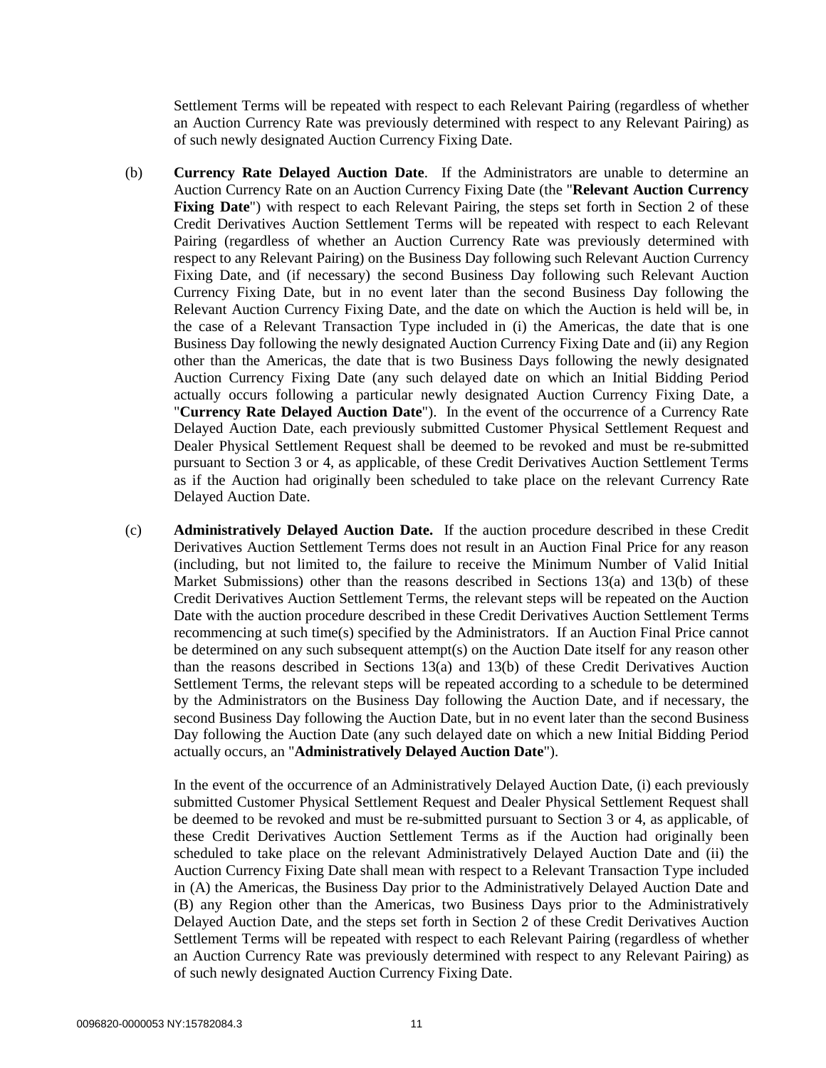Settlement Terms will be repeated with respect to each Relevant Pairing (regardless of whether an Auction Currency Rate was previously determined with respect to any Relevant Pairing) as of such newly designated Auction Currency Fixing Date.

(b) **Currency Rate Delayed Auction Date**. If the Administrators are unable to determine an Auction Currency Rate on an Auction Currency Fixing Date (the "**Relevant Auction Currency Fixing Date**") with respect to each Relevant Pairing, the steps set forth in Section 2 of these Credit Derivatives Auction Settlement Terms will be repeated with respect to each Relevant Pairing (regardless of whether an Auction Currency Rate was previously determined with respect to any Relevant Pairing) on the Business Day following such Relevant Auction Currency Fixing Date, and (if necessary) the second Business Day following such Relevant Auction Currency Fixing Date, but in no event later than the second Business Day following the Relevant Auction Currency Fixing Date, and the date on which the Auction is held will be, in the case of a Relevant Transaction Type included in (i) the Americas, the date that is one Business Day following the newly designated Auction Currency Fixing Date and (ii) any Region other than the Americas, the date that is two Business Days following the newly designated Auction Currency Fixing Date (any such delayed date on which an Initial Bidding Period actually occurs following a particular newly designated Auction Currency Fixing Date, a "**Currency Rate Delayed Auction Date**"). In the event of the occurrence of a Currency Rate Delayed Auction Date, each previously submitted Customer Physical Settlement Request and Dealer Physical Settlement Request shall be deemed to be revoked and must be re-submitted pursuant to Section 3 or 4, as applicable, of these Credit Derivatives Auction Settlement Terms as if the Auction had originally been scheduled to take place on the relevant Currency Rate Delayed Auction Date.

(c) **Administratively Delayed Auction Date.** If the auction procedure described in these Credit Derivatives Auction Settlement Terms does not result in an Auction Final Price for any reason (including, but not limited to, the failure to receive the Minimum Number of Valid Initial Market Submissions) other than the reasons described in Sections 13(a) and 13(b) of these Credit Derivatives Auction Settlement Terms, the relevant steps will be repeated on the Auction Date with the auction procedure described in these Credit Derivatives Auction Settlement Terms recommencing at such time(s) specified by the Administrators. If an Auction Final Price cannot be determined on any such subsequent attempt(s) on the Auction Date itself for any reason other than the reasons described in Sections 13(a) and 13(b) of these Credit Derivatives Auction Settlement Terms, the relevant steps will be repeated according to a schedule to be determined by the Administrators on the Business Day following the Auction Date, and if necessary, the second Business Day following the Auction Date, but in no event later than the second Business Day following the Auction Date (any such delayed date on which a new Initial Bidding Period actually occurs, an "**Administratively Delayed Auction Date**").

In the event of the occurrence of an Administratively Delayed Auction Date, (i) each previously submitted Customer Physical Settlement Request and Dealer Physical Settlement Request shall be deemed to be revoked and must be re-submitted pursuant to Section 3 or 4, as applicable, of these Credit Derivatives Auction Settlement Terms as if the Auction had originally been scheduled to take place on the relevant Administratively Delayed Auction Date and (ii) the Auction Currency Fixing Date shall mean with respect to a Relevant Transaction Type included in (A) the Americas, the Business Day prior to the Administratively Delayed Auction Date and (B) any Region other than the Americas, two Business Days prior to the Administratively Delayed Auction Date, and the steps set forth in Section 2 of these Credit Derivatives Auction Settlement Terms will be repeated with respect to each Relevant Pairing (regardless of whether an Auction Currency Rate was previously determined with respect to any Relevant Pairing) as of such newly designated Auction Currency Fixing Date.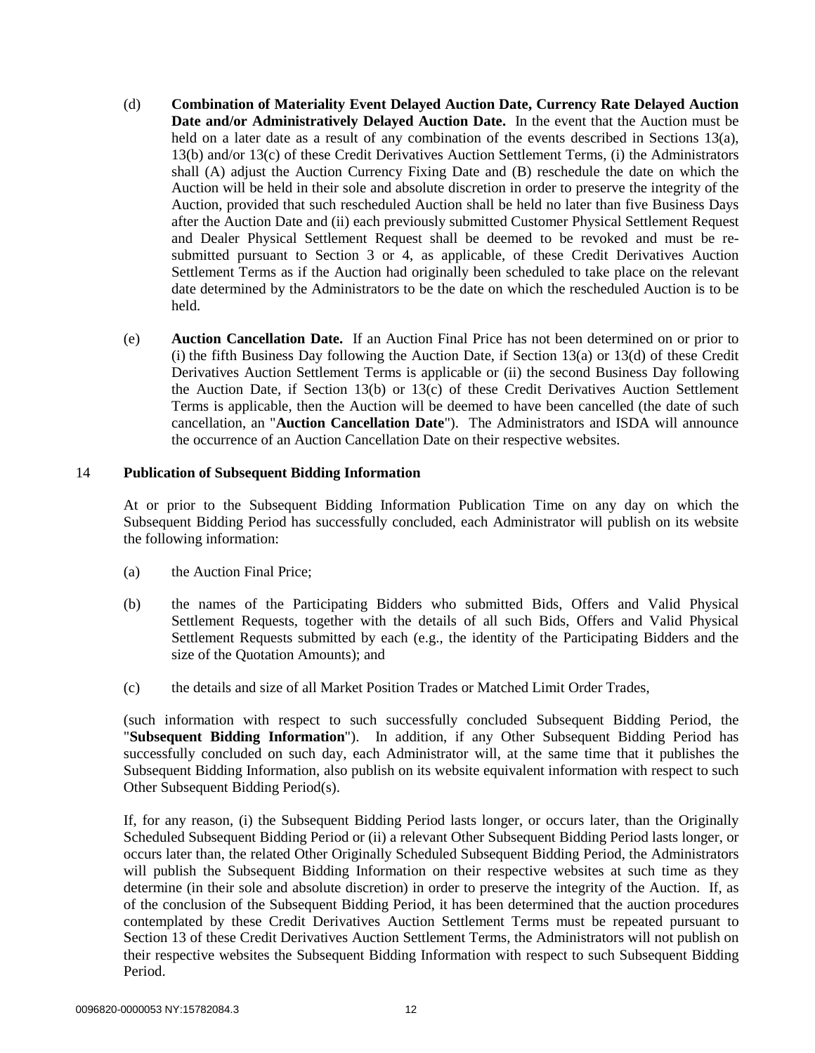(d) **Combination of Materiality Event Delayed Auction Date, Currency Rate Delayed Auction Date and/or Administratively Delayed Auction Date.** In the event that the Auction must be held on a later date as a result of any combination of the events described in Sections 13(a), 13(b) and/or 13(c) of these Credit Derivatives Auction Settlement Terms, (i) the Administrators shall (A) adjust the Auction Currency Fixing Date and (B) reschedule the date on which the Auction will be held in their sole and absolute discretion in order to preserve the integrity of the Auction, provided that such rescheduled Auction shall be held no later than five Business Days after the Auction Date and (ii) each previously submitted Customer Physical Settlement Request and Dealer Physical Settlement Request shall be deemed to be revoked and must be re-submitted pursuant to Section 3 or 4, as applicable, of these Credit Derivatives Auction Settlement Terms as if the Auction had originally been scheduled to take place on the relevant date determined by the Administrators to be the date on which the rescheduled Auction is to be held.

(e) **Auction Cancellation Date.** If an Auction Final Price has not been determined on or prior to (i) the fifth Business Day following the Auction Date, if Section 13(a) or 13(d) of these Credit Derivatives Auction Settlement Terms is applicable or (ii) the second Business Day following the Auction Date, if Section 13(b) or 13(c) of these Credit Derivatives Auction Settlement Terms is applicable, then the Auction will be deemed to have been cancelled (the date of such cancellation, an "**Auction Cancellation Date**"). The Administrators and ISDA will announce the occurrence of an Auction Cancellation Date on their respective websites.

## 14 Publication of Subsequent Bidding Information

At or prior to the Subsequent Bidding Information Publication Time on any day on which the Subsequent Bidding Period has successfully concluded, each Administrator will publish on its website the following information:

(a) the Auction Final Price;

(b) the names of the Participating Bidders who submitted Bids, Offers and Valid Physical Settlement Requests, together with the details of all such Bids, Offers and Valid Physical Settlement Requests submitted by each (e.g., the identity of the Participating Bidders and the size of the Quotation Amounts); and

(c) the details and size of all Market Position Trades or Matched Limit Order Trades,

(such information with respect to such successfully concluded Subsequent Bidding Period, the "**Subsequent Bidding Information**"). In addition, if any Other Subsequent Bidding Period has successfully concluded on such day, each Administrator will, at the same time that it publishes the Subsequent Bidding Information, also publish on its website equivalent information with respect to such Other Subsequent Bidding Period(s).

If, for any reason, (i) the Subsequent Bidding Period lasts longer, or occurs later, than the Originally Scheduled Subsequent Bidding Period or (ii) a relevant Other Subsequent Bidding Period lasts longer, or occurs later than, the related Other Originally Scheduled Subsequent Bidding Period, the Administrators will publish the Subsequent Bidding Information on their respective websites at such time as they determine (in their sole and absolute discretion) in order to preserve the integrity of the Auction. If, as of the conclusion of the Subsequent Bidding Period, it has been determined that the auction procedures contemplated by these Credit Derivatives Auction Settlement Terms must be repeated pursuant to Section 13 of these Credit Derivatives Auction Settlement Terms, the Administrators will not publish on their respective websites the Subsequent Bidding Information with respect to such Subsequent Bidding Period.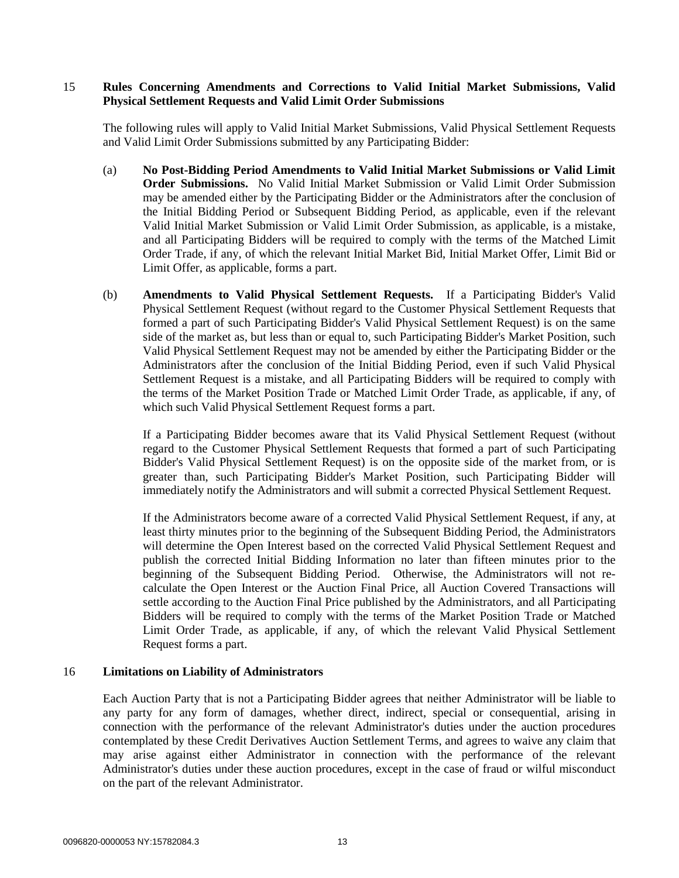## 15 Rules Concerning Amendments and Corrections to Valid Initial Market Submissions, Valid Physical Settlement Requests and Valid Limit Order Submissions

The following rules will apply to Valid Initial Market Submissions, Valid Physical Settlement Requests and Valid Limit Order Submissions submitted by any Participating Bidder:

(a) **No Post-Bidding Period Amendments to Valid Initial Market Submissions or Valid Limit Order Submissions.** No Valid Initial Market Submission or Valid Limit Order Submission may be amended either by the Participating Bidder or the Administrators after the conclusion of the Initial Bidding Period or Subsequent Bidding Period, as applicable, even if the relevant Valid Initial Market Submission or Valid Limit Order Submission, as applicable, is a mistake, and all Participating Bidders will be required to comply with the terms of the Matched Limit Order Trade, if any, of which the relevant Initial Market Bid, Initial Market Offer, Limit Bid or Limit Offer, as applicable, forms a part.

(b) **Amendments to Valid Physical Settlement Requests.** If a Participating Bidder's Valid Physical Settlement Request (without regard to the Customer Physical Settlement Requests that formed a part of such Participating Bidder's Valid Physical Settlement Request) is on the same side of the market as, but less than or equal to, such Participating Bidder's Market Position, such Valid Physical Settlement Request may not be amended by either the Participating Bidder or the Administrators after the conclusion of the Initial Bidding Period, even if such Valid Physical Settlement Request is a mistake, and all Participating Bidders will be required to comply with the terms of the Market Position Trade or Matched Limit Order Trade, as applicable, if any, of which such Valid Physical Settlement Request forms a part.

If a Participating Bidder becomes aware that its Valid Physical Settlement Request (without regard to the Customer Physical Settlement Requests that formed a part of such Participating Bidder's Valid Physical Settlement Request) is on the opposite side of the market from, or is greater than, such Participating Bidder's Market Position, such Participating Bidder will immediately notify the Administrators and will submit a corrected Physical Settlement Request.

If the Administrators become aware of a corrected Valid Physical Settlement Request, if any, at least thirty minutes prior to the beginning of the Subsequent Bidding Period, the Administrators will determine the Open Interest based on the corrected Valid Physical Settlement Request and publish the corrected Initial Bidding Information no later than fifteen minutes prior to the beginning of the Subsequent Bidding Period. Otherwise, the Administrators will not re-calculate the Open Interest or the Auction Final Price, all Auction Covered Transactions will settle according to the Auction Final Price published by the Administrators, and all Participating Bidders will be required to comply with the terms of the Market Position Trade or Matched Limit Order Trade, as applicable, if any, of which the relevant Valid Physical Settlement Request forms a part.

## 16 Limitations on Liability of Administrators

Each Auction Party that is not a Participating Bidder agrees that neither Administrator will be liable to any party for any form of damages, whether direct, indirect, special or consequential, arising in connection with the performance of the relevant Administrator's duties under the auction procedures contemplated by these Credit Derivatives Auction Settlement Terms, and agrees to waive any claim that may arise against either Administrator in connection with the performance of the relevant Administrator's duties under these auction procedures, except in the case of fraud or wilful misconduct on the part of the relevant Administrator.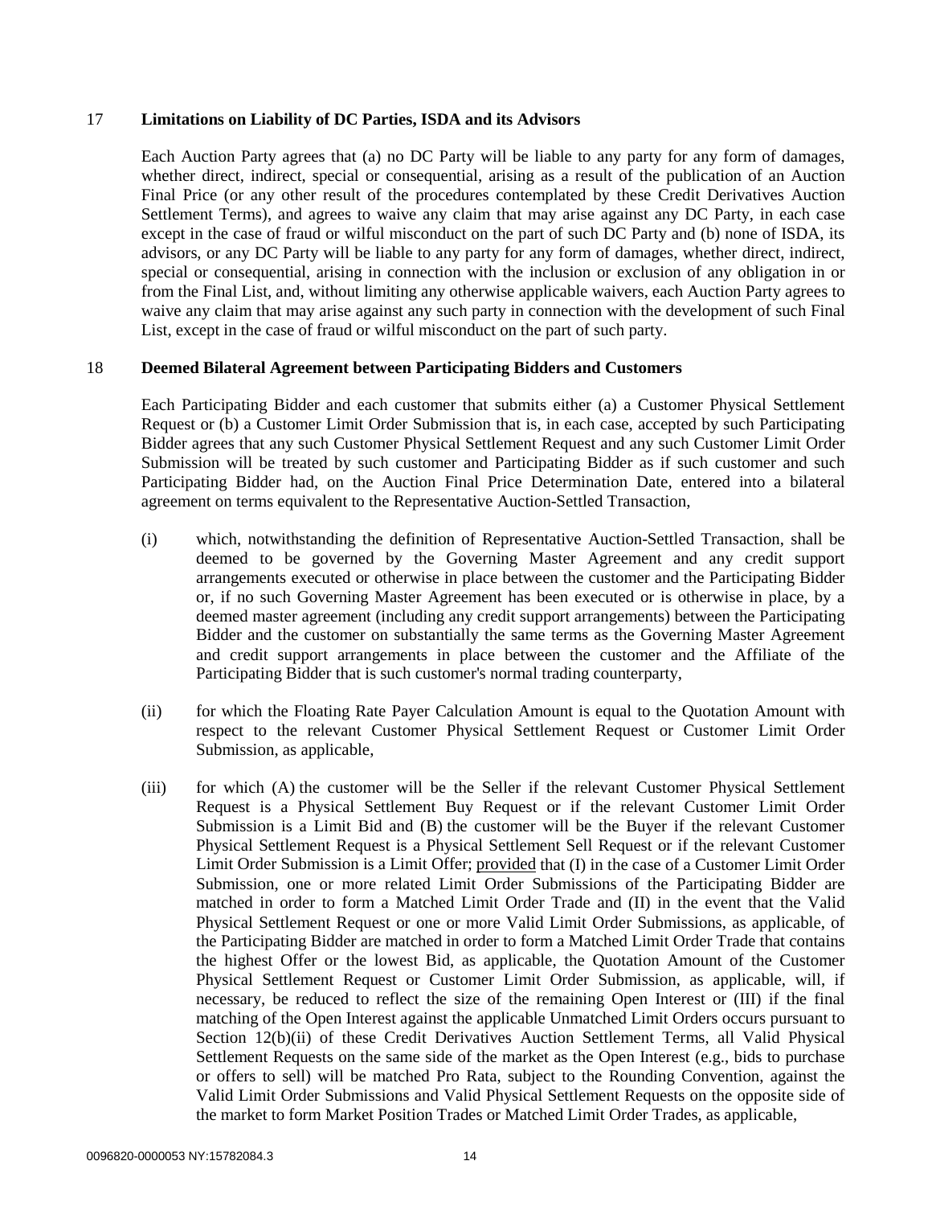## 17 Limitations on Liability of DC Parties, ISDA and its Advisors

Each Auction Party agrees that (a) no DC Party will be liable to any party for any form of damages, whether direct, indirect, special or consequential, arising as a result of the publication of an Auction Final Price (or any other result of the procedures contemplated by these Credit Derivatives Auction Settlement Terms), and agrees to waive any claim that may arise against any DC Party, in each case except in the case of fraud or wilful misconduct on the part of such DC Party and (b) none of ISDA, its advisors, or any DC Party will be liable to any party for any form of damages, whether direct, indirect, special or consequential, arising in connection with the inclusion or exclusion of any obligation in or from the Final List, and, without limiting any otherwise applicable waivers, each Auction Party agrees to waive any claim that may arise against any such party in connection with the development of such Final List, except in the case of fraud or wilful misconduct on the part of such party.

## 18 Deemed Bilateral Agreement between Participating Bidders and Customers

Each Participating Bidder and each customer that submits either (a) a Customer Physical Settlement Request or (b) a Customer Limit Order Submission that is, in each case, accepted by such Participating Bidder agrees that any such Customer Physical Settlement Request and any such Customer Limit Order Submission will be treated by such customer and Participating Bidder as if such customer and such Participating Bidder had, on the Auction Final Price Determination Date, entered into a bilateral agreement on terms equivalent to the Representative Auction-Settled Transaction,

(i) which, notwithstanding the definition of Representative Auction-Settled Transaction, shall be deemed to be governed by the Governing Master Agreement and any credit support arrangements executed or otherwise in place between the customer and the Participating Bidder or, if no such Governing Master Agreement has been executed or is otherwise in place, by a deemed master agreement (including any credit support arrangements) between the Participating Bidder and the customer on substantially the same terms as the Governing Master Agreement and credit support arrangements in place between the customer and the Affiliate of the Participating Bidder that is such customer's normal trading counterparty,

(ii) for which the Floating Rate Payer Calculation Amount is equal to the Quotation Amount with respect to the relevant Customer Physical Settlement Request or Customer Limit Order Submission, as applicable,

(iii) for which (A) the customer will be the Seller if the relevant Customer Physical Settlement Request is a Physical Settlement Buy Request or if the relevant Customer Limit Order Submission is a Limit Bid and (B) the customer will be the Buyer if the relevant Customer Physical Settlement Request is a Physical Settlement Sell Request or if the relevant Customer Limit Order Submission is a Limit Offer; provided that (I) in the case of a Customer Limit Order Submission, one or more related Limit Order Submissions of the Participating Bidder are matched in order to form a Matched Limit Order Trade and (II) in the event that the Valid Physical Settlement Request or one or more Valid Limit Order Submissions, as applicable, of the Participating Bidder are matched in order to form a Matched Limit Order Trade that contains the highest Offer or the lowest Bid, as applicable, the Quotation Amount of the Customer Physical Settlement Request or Customer Limit Order Submission, as applicable, will, if necessary, be reduced to reflect the size of the remaining Open Interest or (III) if the final matching of the Open Interest against the applicable Unmatched Limit Orders occurs pursuant to Section 12(b)(ii) of these Credit Derivatives Auction Settlement Terms, all Valid Physical Settlement Requests on the same side of the market as the Open Interest (e.g., bids to purchase or offers to sell) will be matched Pro Rata, subject to the Rounding Convention, against the Valid Limit Order Submissions and Valid Physical Settlement Requests on the opposite side of the market to form Market Position Trades or Matched Limit Order Trades, as applicable,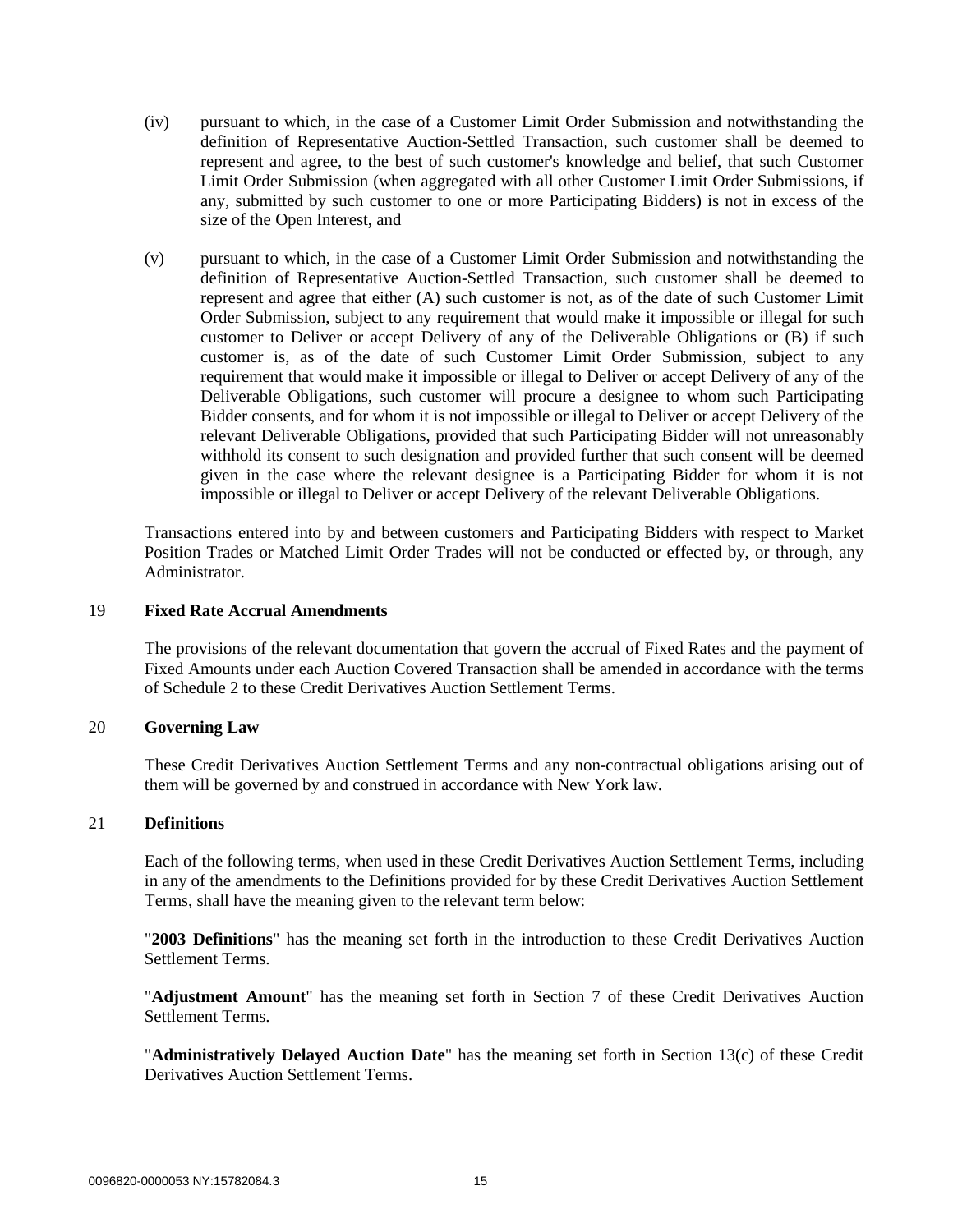(iv) pursuant to which, in the case of a Customer Limit Order Submission and notwithstanding the definition of Representative Auction-Settled Transaction, such customer shall be deemed to represent and agree, to the best of such customer's knowledge and belief, that such Customer Limit Order Submission (when aggregated with all other Customer Limit Order Submissions, if any, submitted by such customer to one or more Participating Bidders) is not in excess of the size of the Open Interest, and

(v) pursuant to which, in the case of a Customer Limit Order Submission and notwithstanding the definition of Representative Auction-Settled Transaction, such customer shall be deemed to represent and agree that either (A) such customer is not, as of the date of such Customer Limit Order Submission, subject to any requirement that would make it impossible or illegal for such customer to Deliver or accept Delivery of any of the Deliverable Obligations or (B) if such customer is, as of the date of such Customer Limit Order Submission, subject to any requirement that would make it impossible or illegal to Deliver or accept Delivery of any of the Deliverable Obligations, such customer will procure a designee to whom such Participating Bidder consents, and for whom it is not impossible or illegal to Deliver or accept Delivery of the relevant Deliverable Obligations, provided that such Participating Bidder will not unreasonably withhold its consent to such designation and provided further that such consent will be deemed given in the case where the relevant designee is a Participating Bidder for whom it is not impossible or illegal to Deliver or accept Delivery of the relevant Deliverable Obligations.

Transactions entered into by and between customers and Participating Bidders with respect to Market Position Trades or Matched Limit Order Trades will not be conducted or effected by, or through, any Administrator.

## 19 Fixed Rate Accrual Amendments

The provisions of the relevant documentation that govern the accrual of Fixed Rates and the payment of Fixed Amounts under each Auction Covered Transaction shall be amended in accordance with the terms of Schedule 2 to these Credit Derivatives Auction Settlement Terms.

## 20 Governing Law

These Credit Derivatives Auction Settlement Terms and any non-contractual obligations arising out of them will be governed by and construed in accordance with New York law.

## 21 Definitions

Each of the following terms, when used in these Credit Derivatives Auction Settlement Terms, including in any of the amendments to the Definitions provided for by these Credit Derivatives Auction Settlement Terms, shall have the meaning given to the relevant term below:

"**2003 Definitions**" has the meaning set forth in the introduction to these Credit Derivatives Auction Settlement Terms.

"**Adjustment Amount**" has the meaning set forth in Section 7 of these Credit Derivatives Auction Settlement Terms.

"**Administratively Delayed Auction Date**" has the meaning set forth in Section 13(c) of these Credit Derivatives Auction Settlement Terms.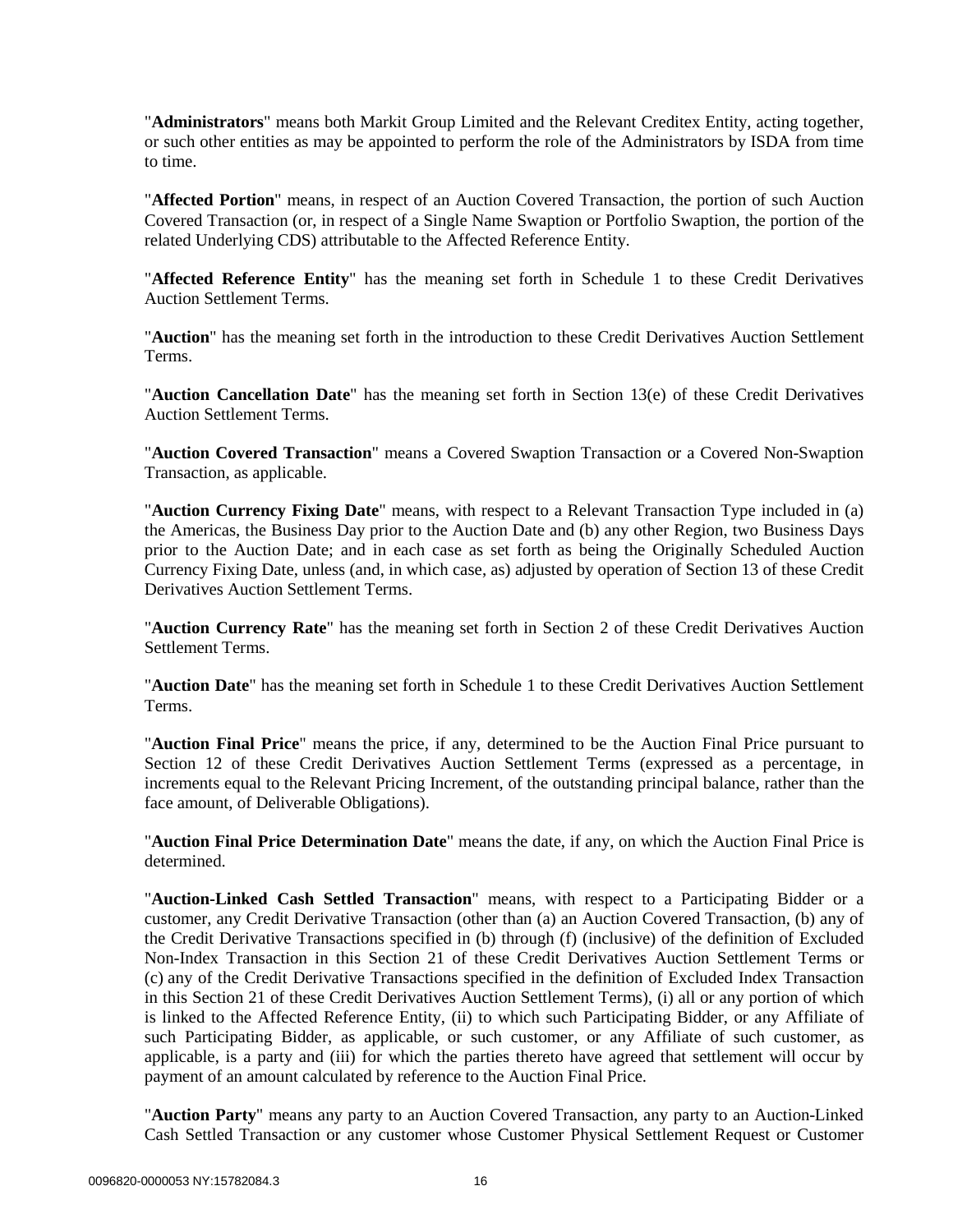"**Administrators**" means both Markit Group Limited and the Relevant Creditex Entity, acting together, or such other entities as may be appointed to perform the role of the Administrators by ISDA from time to time.

"**Affected Portion**" means, in respect of an Auction Covered Transaction, the portion of such Auction Covered Transaction (or, in respect of a Single Name Swaption or Portfolio Swaption, the portion of the related Underlying CDS) attributable to the Affected Reference Entity.

"**Affected Reference Entity**" has the meaning set forth in Schedule 1 to these Credit Derivatives Auction Settlement Terms.

"**Auction**" has the meaning set forth in the introduction to these Credit Derivatives Auction Settlement Terms.

"**Auction Cancellation Date**" has the meaning set forth in Section 13(e) of these Credit Derivatives Auction Settlement Terms.

"**Auction Covered Transaction**" means a Covered Swaption Transaction or a Covered Non-Swaption Transaction, as applicable.

"**Auction Currency Fixing Date**" means, with respect to a Relevant Transaction Type included in (a) the Americas, the Business Day prior to the Auction Date and (b) any other Region, two Business Days prior to the Auction Date; and in each case as set forth as being the Originally Scheduled Auction Currency Fixing Date, unless (and, in which case, as) adjusted by operation of Section 13 of these Credit Derivatives Auction Settlement Terms.

"**Auction Currency Rate**" has the meaning set forth in Section 2 of these Credit Derivatives Auction Settlement Terms.

"**Auction Date**" has the meaning set forth in Schedule 1 to these Credit Derivatives Auction Settlement Terms.

"**Auction Final Price**" means the price, if any, determined to be the Auction Final Price pursuant to Section 12 of these Credit Derivatives Auction Settlement Terms (expressed as a percentage, in increments equal to the Relevant Pricing Increment, of the outstanding principal balance, rather than the face amount, of Deliverable Obligations).

"**Auction Final Price Determination Date**" means the date, if any, on which the Auction Final Price is determined.

"**Auction-Linked Cash Settled Transaction**" means, with respect to a Participating Bidder or a customer, any Credit Derivative Transaction (other than (a) an Auction Covered Transaction, (b) any of the Credit Derivative Transactions specified in (b) through (f) (inclusive) of the definition of Excluded Non-Index Transaction in this Section 21 of these Credit Derivatives Auction Settlement Terms or (c) any of the Credit Derivative Transactions specified in the definition of Excluded Index Transaction in this Section 21 of these Credit Derivatives Auction Settlement Terms), (i) all or any portion of which is linked to the Affected Reference Entity, (ii) to which such Participating Bidder, or any Affiliate of such Participating Bidder, as applicable, or such customer, or any Affiliate of such customer, as applicable, is a party and (iii) for which the parties thereto have agreed that settlement will occur by payment of an amount calculated by reference to the Auction Final Price.

"**Auction Party**" means any party to an Auction Covered Transaction, any party to an Auction-Linked Cash Settled Transaction or any customer whose Customer Physical Settlement Request or Customer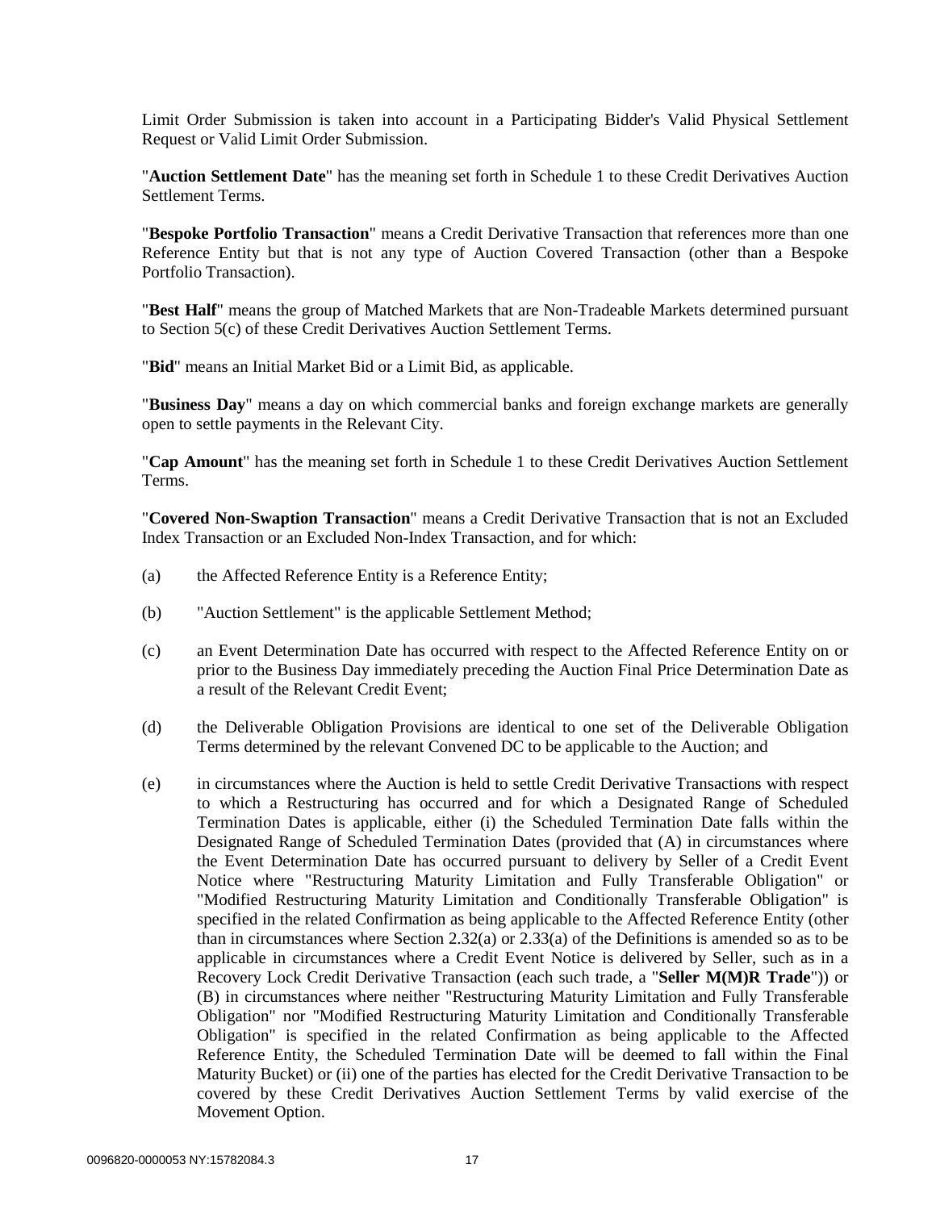Limit Order Submission is taken into account in a Participating Bidder's Valid Physical Settlement Request or Valid Limit Order Submission.

"**Auction Settlement Date**" has the meaning set forth in Schedule 1 to these Credit Derivatives Auction Settlement Terms.

"**Bespoke Portfolio Transaction**" means a Credit Derivative Transaction that references more than one Reference Entity but that is not any type of Auction Covered Transaction (other than a Bespoke Portfolio Transaction).

"**Best Half**" means the group of Matched Markets that are Non-Tradeable Markets determined pursuant to Section 5(c) of these Credit Derivatives Auction Settlement Terms.

"**Bid**" means an Initial Market Bid or a Limit Bid, as applicable.

"**Business Day**" means a day on which commercial banks and foreign exchange markets are generally open to settle payments in the Relevant City.

"**Cap Amount**" has the meaning set forth in Schedule 1 to these Credit Derivatives Auction Settlement Terms.

"**Covered Non-Swaption Transaction**" means a Credit Derivative Transaction that is not an Excluded Index Transaction or an Excluded Non-Index Transaction, and for which:

(a) the Affected Reference Entity is a Reference Entity;

(b) "Auction Settlement" is the applicable Settlement Method;

(c) an Event Determination Date has occurred with respect to the Affected Reference Entity on or prior to the Business Day immediately preceding the Auction Final Price Determination Date as a result of the Relevant Credit Event;

(d) the Deliverable Obligation Provisions are identical to one set of the Deliverable Obligation Terms determined by the relevant Convened DC to be applicable to the Auction; and

(e) in circumstances where the Auction is held to settle Credit Derivative Transactions with respect to which a Restructuring has occurred and for which a Designated Range of Scheduled Termination Dates is applicable, either (i) the Scheduled Termination Date falls within the Designated Range of Scheduled Termination Dates (provided that (A) in circumstances where the Event Determination Date has occurred pursuant to delivery by Seller of a Credit Event Notice where "Restructuring Maturity Limitation and Fully Transferable Obligation" or "Modified Restructuring Maturity Limitation and Conditionally Transferable Obligation" is specified in the related Confirmation as being applicable to the Affected Reference Entity (other than in circumstances where Section 2.32(a) or 2.33(a) of the Definitions is amended so as to be applicable in circumstances where a Credit Event Notice is delivered by Seller, such as in a Recovery Lock Credit Derivative Transaction (each such trade, a "**Seller M(M)R Trade**")) or (B) in circumstances where neither "Restructuring Maturity Limitation and Fully Transferable Obligation" nor "Modified Restructuring Maturity Limitation and Conditionally Transferable Obligation" is specified in the related Confirmation as being applicable to the Affected Reference Entity, the Scheduled Termination Date will be deemed to fall within the Final Maturity Bucket) or (ii) one of the parties has elected for the Credit Derivative Transaction to be covered by these Credit Derivatives Auction Settlement Terms by valid exercise of the Movement Option.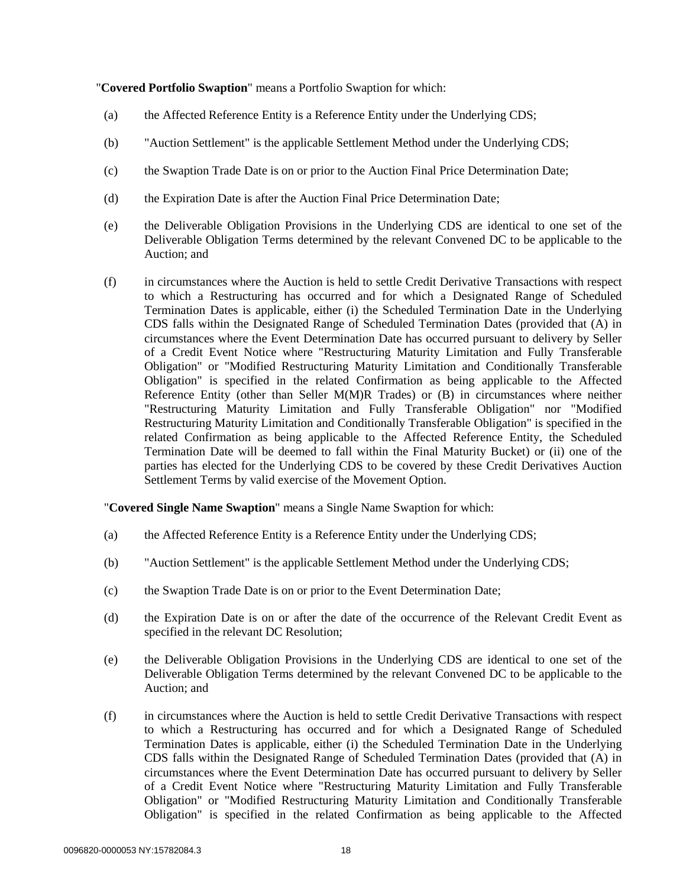"**Covered Portfolio Swaption**" means a Portfolio Swaption for which:

(a) the Affected Reference Entity is a Reference Entity under the Underlying CDS;

(b) "Auction Settlement" is the applicable Settlement Method under the Underlying CDS;

(c) the Swaption Trade Date is on or prior to the Auction Final Price Determination Date;

(d) the Expiration Date is after the Auction Final Price Determination Date;

(e) the Deliverable Obligation Provisions in the Underlying CDS are identical to one set of the Deliverable Obligation Terms determined by the relevant Convened DC to be applicable to the Auction; and

(f) in circumstances where the Auction is held to settle Credit Derivative Transactions with respect to which a Restructuring has occurred and for which a Designated Range of Scheduled Termination Dates is applicable, either (i) the Scheduled Termination Date in the Underlying CDS falls within the Designated Range of Scheduled Termination Dates (provided that (A) in circumstances where the Event Determination Date has occurred pursuant to delivery by Seller of a Credit Event Notice where "Restructuring Maturity Limitation and Fully Transferable Obligation" or "Modified Restructuring Maturity Limitation and Conditionally Transferable Obligation" is specified in the related Confirmation as being applicable to the Affected Reference Entity (other than Seller M(M)R Trades) or (B) in circumstances where neither "Restructuring Maturity Limitation and Fully Transferable Obligation" nor "Modified Restructuring Maturity Limitation and Conditionally Transferable Obligation" is specified in the related Confirmation as being applicable to the Affected Reference Entity, the Scheduled Termination Date will be deemed to fall within the Final Maturity Bucket) or (ii) one of the parties has elected for the Underlying CDS to be covered by these Credit Derivatives Auction Settlement Terms by valid exercise of the Movement Option.

"**Covered Single Name Swaption**" means a Single Name Swaption for which:

(a) the Affected Reference Entity is a Reference Entity under the Underlying CDS;

(b) "Auction Settlement" is the applicable Settlement Method under the Underlying CDS;

(c) the Swaption Trade Date is on or prior to the Event Determination Date;

(d) the Expiration Date is on or after the date of the occurrence of the Relevant Credit Event as specified in the relevant DC Resolution;

(e) the Deliverable Obligation Provisions in the Underlying CDS are identical to one set of the Deliverable Obligation Terms determined by the relevant Convened DC to be applicable to the Auction; and

(f) in circumstances where the Auction is held to settle Credit Derivative Transactions with respect to which a Restructuring has occurred and for which a Designated Range of Scheduled Termination Dates is applicable, either (i) the Scheduled Termination Date in the Underlying CDS falls within the Designated Range of Scheduled Termination Dates (provided that (A) in circumstances where the Event Determination Date has occurred pursuant to delivery by Seller of a Credit Event Notice where "Restructuring Maturity Limitation and Fully Transferable Obligation" or "Modified Restructuring Maturity Limitation and Conditionally Transferable Obligation" is specified in the related Confirmation as being applicable to the Affected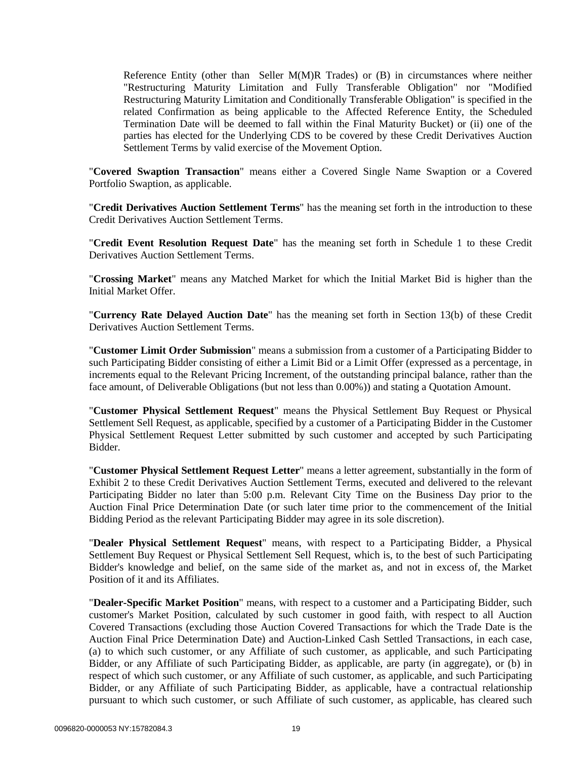Reference Entity (other than Seller M(M)R Trades) or (B) in circumstances where neither "Restructuring Maturity Limitation and Fully Transferable Obligation" nor "Modified Restructuring Maturity Limitation and Conditionally Transferable Obligation" is specified in the related Confirmation as being applicable to the Affected Reference Entity, the Scheduled Termination Date will be deemed to fall within the Final Maturity Bucket) or (ii) one of the parties has elected for the Underlying CDS to be covered by these Credit Derivatives Auction Settlement Terms by valid exercise of the Movement Option.

"**Covered Swaption Transaction**" means either a Covered Single Name Swaption or a Covered Portfolio Swaption, as applicable.

"**Credit Derivatives Auction Settlement Terms**" has the meaning set forth in the introduction to these Credit Derivatives Auction Settlement Terms.

"**Credit Event Resolution Request Date**" has the meaning set forth in Schedule 1 to these Credit Derivatives Auction Settlement Terms.

"**Crossing Market**" means any Matched Market for which the Initial Market Bid is higher than the Initial Market Offer.

"**Currency Rate Delayed Auction Date**" has the meaning set forth in Section 13(b) of these Credit Derivatives Auction Settlement Terms.

"**Customer Limit Order Submission**" means a submission from a customer of a Participating Bidder to such Participating Bidder consisting of either a Limit Bid or a Limit Offer (expressed as a percentage, in increments equal to the Relevant Pricing Increment, of the outstanding principal balance, rather than the face amount, of Deliverable Obligations (but not less than 0.00%)) and stating a Quotation Amount.

"**Customer Physical Settlement Request**" means the Physical Settlement Buy Request or Physical Settlement Sell Request, as applicable, specified by a customer of a Participating Bidder in the Customer Physical Settlement Request Letter submitted by such customer and accepted by such Participating Bidder.

"**Customer Physical Settlement Request Letter**" means a letter agreement, substantially in the form of Exhibit 2 to these Credit Derivatives Auction Settlement Terms, executed and delivered to the relevant Participating Bidder no later than 5:00 p.m. Relevant City Time on the Business Day prior to the Auction Final Price Determination Date (or such later time prior to the commencement of the Initial Bidding Period as the relevant Participating Bidder may agree in its sole discretion).

"**Dealer Physical Settlement Request**" means, with respect to a Participating Bidder, a Physical Settlement Buy Request or Physical Settlement Sell Request, which is, to the best of such Participating Bidder's knowledge and belief, on the same side of the market as, and not in excess of, the Market Position of it and its Affiliates.

"**Dealer-Specific Market Position**" means, with respect to a customer and a Participating Bidder, such customer's Market Position, calculated by such customer in good faith, with respect to all Auction Covered Transactions (excluding those Auction Covered Transactions for which the Trade Date is the Auction Final Price Determination Date) and Auction-Linked Cash Settled Transactions, in each case, (a) to which such customer, or any Affiliate of such customer, as applicable, and such Participating Bidder, or any Affiliate of such Participating Bidder, as applicable, are party (in aggregate), or (b) in respect of which such customer, or any Affiliate of such customer, as applicable, and such Participating Bidder, or any Affiliate of such Participating Bidder, as applicable, have a contractual relationship pursuant to which such customer, or such Affiliate of such customer, as applicable, has cleared such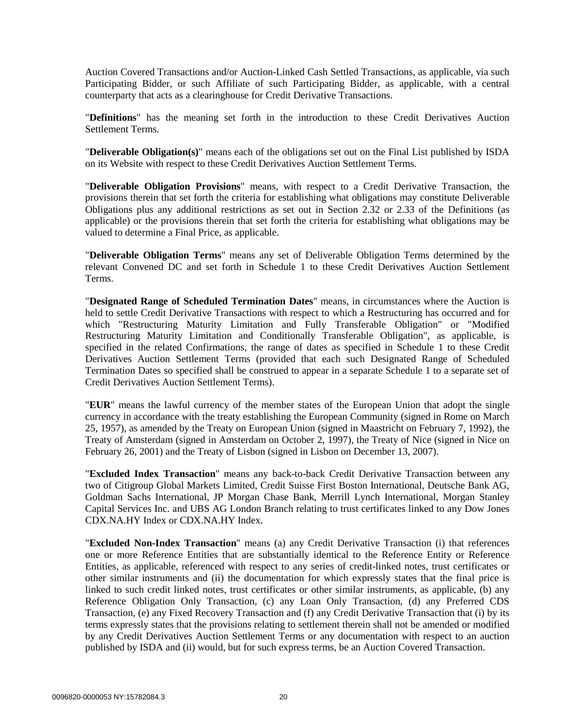Auction Covered Transactions and/or Auction-Linked Cash Settled Transactions, as applicable, via such Participating Bidder, or such Affiliate of such Participating Bidder, as applicable, with a central counterparty that acts as a clearinghouse for Credit Derivative Transactions.

"**Definitions**" has the meaning set forth in the introduction to these Credit Derivatives Auction Settlement Terms.

"**Deliverable Obligation(s)**" means each of the obligations set out on the Final List published by ISDA on its Website with respect to these Credit Derivatives Auction Settlement Terms.

"**Deliverable Obligation Provisions**" means, with respect to a Credit Derivative Transaction, the provisions therein that set forth the criteria for establishing what obligations may constitute Deliverable Obligations plus any additional restrictions as set out in Section 2.32 or 2.33 of the Definitions (as applicable) or the provisions therein that set forth the criteria for establishing what obligations may be valued to determine a Final Price, as applicable.

"**Deliverable Obligation Terms**" means any set of Deliverable Obligation Terms determined by the relevant Convened DC and set forth in Schedule 1 to these Credit Derivatives Auction Settlement Terms.

"**Designated Range of Scheduled Termination Dates**" means, in circumstances where the Auction is held to settle Credit Derivative Transactions with respect to which a Restructuring has occurred and for which "Restructuring Maturity Limitation and Fully Transferable Obligation" or "Modified Restructuring Maturity Limitation and Conditionally Transferable Obligation", as applicable, is specified in the related Confirmations, the range of dates as specified in Schedule 1 to these Credit Derivatives Auction Settlement Terms (provided that each such Designated Range of Scheduled Termination Dates so specified shall be construed to appear in a separate Schedule 1 to a separate set of Credit Derivatives Auction Settlement Terms).

"**EUR**" means the lawful currency of the member states of the European Union that adopt the single currency in accordance with the treaty establishing the European Community (signed in Rome on March 25, 1957), as amended by the Treaty on European Union (signed in Maastricht on February 7, 1992), the Treaty of Amsterdam (signed in Amsterdam on October 2, 1997), the Treaty of Nice (signed in Nice on February 26, 2001) and the Treaty of Lisbon (signed in Lisbon on December 13, 2007).

"**Excluded Index Transaction**" means any back-to-back Credit Derivative Transaction between any two of Citigroup Global Markets Limited, Credit Suisse First Boston International, Deutsche Bank AG, Goldman Sachs International, JP Morgan Chase Bank, Merrill Lynch International, Morgan Stanley Capital Services Inc. and UBS AG London Branch relating to trust certificates linked to any Dow Jones CDX.NA.HY Index or CDX.NA.HY Index.

"**Excluded Non-Index Transaction**" means (a) any Credit Derivative Transaction (i) that references one or more Reference Entities that are substantially identical to the Reference Entity or Reference Entities, as applicable, referenced with respect to any series of credit-linked notes, trust certificates or other similar instruments and (ii) the documentation for which expressly states that the final price is linked to such credit linked notes, trust certificates or other similar instruments, as applicable, (b) any Reference Obligation Only Transaction, (c) any Loan Only Transaction, (d) any Preferred CDS Transaction, (e) any Fixed Recovery Transaction and (f) any Credit Derivative Transaction that (i) by its terms expressly states that the provisions relating to settlement therein shall not be amended or modified by any Credit Derivatives Auction Settlement Terms or any documentation with respect to an auction published by ISDA and (ii) would, but for such express terms, be an Auction Covered Transaction.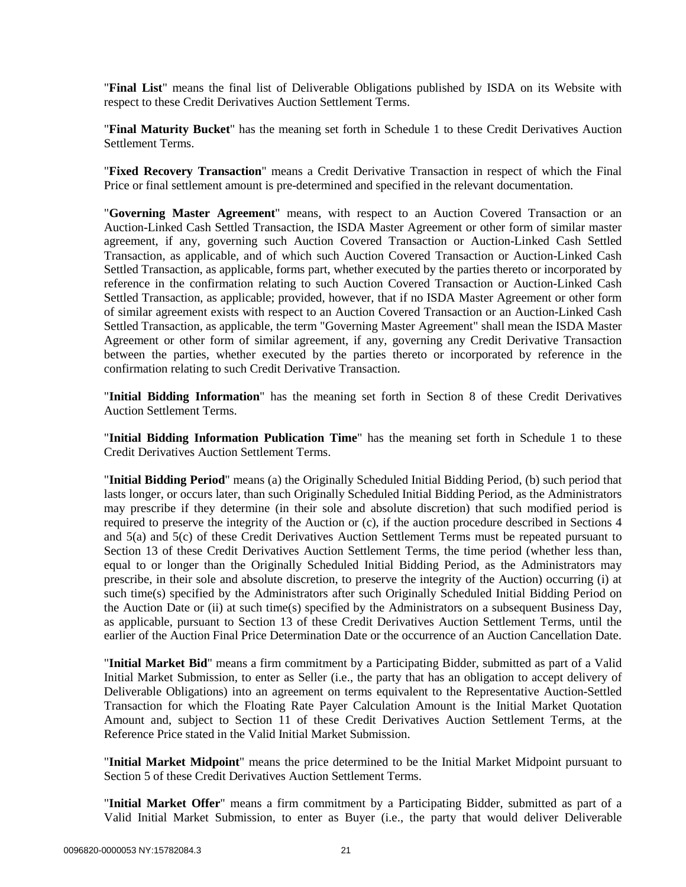"**Final List**" means the final list of Deliverable Obligations published by ISDA on its Website with respect to these Credit Derivatives Auction Settlement Terms.

"**Final Maturity Bucket**" has the meaning set forth in Schedule 1 to these Credit Derivatives Auction Settlement Terms.

"**Fixed Recovery Transaction**" means a Credit Derivative Transaction in respect of which the Final Price or final settlement amount is pre-determined and specified in the relevant documentation.

"**Governing Master Agreement**" means, with respect to an Auction Covered Transaction or an Auction-Linked Cash Settled Transaction, the ISDA Master Agreement or other form of similar master agreement, if any, governing such Auction Covered Transaction or Auction-Linked Cash Settled Transaction, as applicable, and of which such Auction Covered Transaction or Auction-Linked Cash Settled Transaction, as applicable, forms part, whether executed by the parties thereto or incorporated by reference in the confirmation relating to such Auction Covered Transaction or Auction-Linked Cash Settled Transaction, as applicable; provided, however, that if no ISDA Master Agreement or other form of similar agreement exists with respect to an Auction Covered Transaction or an Auction-Linked Cash Settled Transaction, as applicable, the term "Governing Master Agreement" shall mean the ISDA Master Agreement or other form of similar agreement, if any, governing any Credit Derivative Transaction between the parties, whether executed by the parties thereto or incorporated by reference in the confirmation relating to such Credit Derivative Transaction.

"**Initial Bidding Information**" has the meaning set forth in Section 8 of these Credit Derivatives Auction Settlement Terms.

"**Initial Bidding Information Publication Time**" has the meaning set forth in Schedule 1 to these Credit Derivatives Auction Settlement Terms.

"**Initial Bidding Period**" means (a) the Originally Scheduled Initial Bidding Period, (b) such period that lasts longer, or occurs later, than such Originally Scheduled Initial Bidding Period, as the Administrators may prescribe if they determine (in their sole and absolute discretion) that such modified period is required to preserve the integrity of the Auction or (c), if the auction procedure described in Sections 4 and 5(a) and 5(c) of these Credit Derivatives Auction Settlement Terms must be repeated pursuant to Section 13 of these Credit Derivatives Auction Settlement Terms, the time period (whether less than, equal to or longer than the Originally Scheduled Initial Bidding Period, as the Administrators may prescribe, in their sole and absolute discretion, to preserve the integrity of the Auction) occurring (i) at such time(s) specified by the Administrators after such Originally Scheduled Initial Bidding Period on the Auction Date or (ii) at such time(s) specified by the Administrators on a subsequent Business Day, as applicable, pursuant to Section 13 of these Credit Derivatives Auction Settlement Terms, until the earlier of the Auction Final Price Determination Date or the occurrence of an Auction Cancellation Date.

"**Initial Market Bid**" means a firm commitment by a Participating Bidder, submitted as part of a Valid Initial Market Submission, to enter as Seller (i.e., the party that has an obligation to accept delivery of Deliverable Obligations) into an agreement on terms equivalent to the Representative Auction-Settled Transaction for which the Floating Rate Payer Calculation Amount is the Initial Market Quotation Amount and, subject to Section 11 of these Credit Derivatives Auction Settlement Terms, at the Reference Price stated in the Valid Initial Market Submission.

"**Initial Market Midpoint**" means the price determined to be the Initial Market Midpoint pursuant to Section 5 of these Credit Derivatives Auction Settlement Terms.

"**Initial Market Offer**" means a firm commitment by a Participating Bidder, submitted as part of a Valid Initial Market Submission, to enter as Buyer (i.e., the party that would deliver Deliverable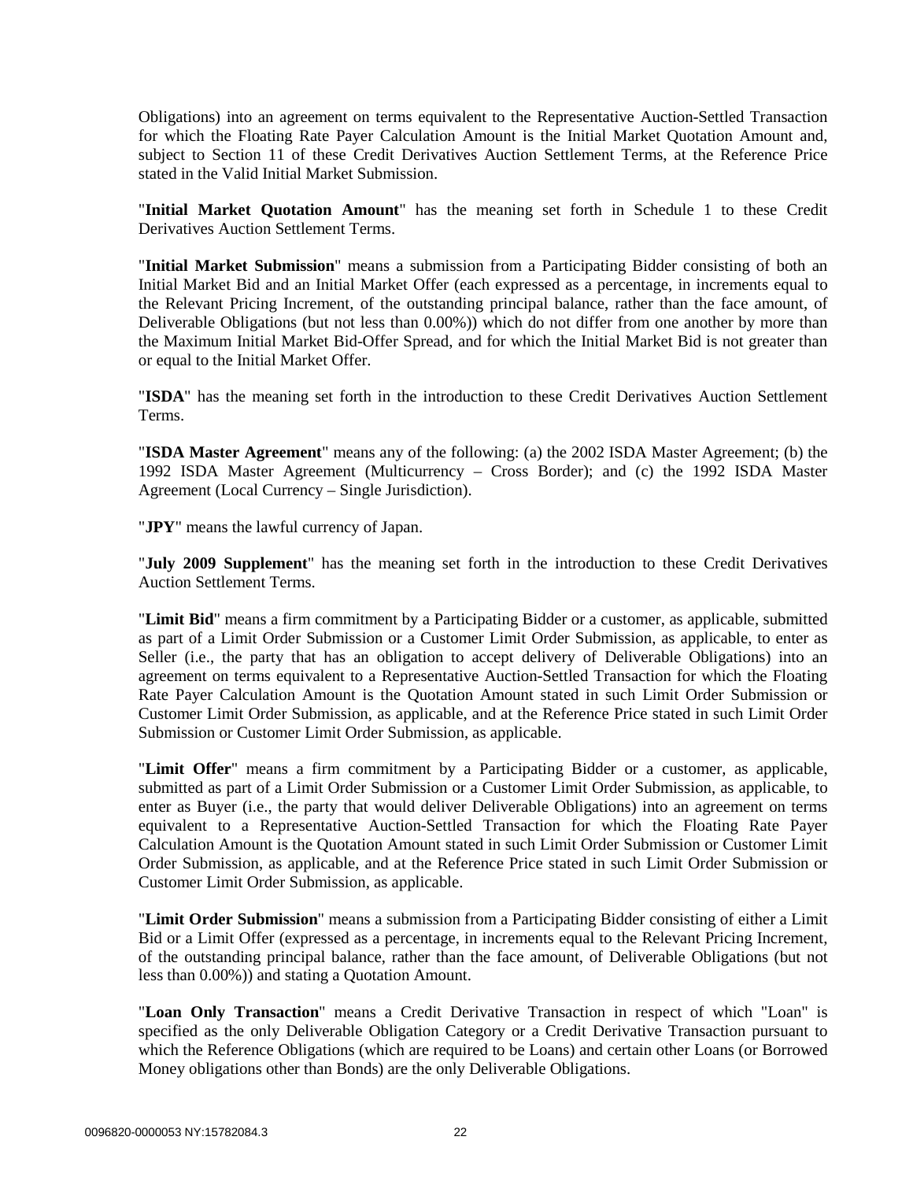Obligations) into an agreement on terms equivalent to the Representative Auction-Settled Transaction for which the Floating Rate Payer Calculation Amount is the Initial Market Quotation Amount and, subject to Section 11 of these Credit Derivatives Auction Settlement Terms, at the Reference Price stated in the Valid Initial Market Submission.

"**Initial Market Quotation Amount**" has the meaning set forth in Schedule 1 to these Credit Derivatives Auction Settlement Terms.

"**Initial Market Submission**" means a submission from a Participating Bidder consisting of both an Initial Market Bid and an Initial Market Offer (each expressed as a percentage, in increments equal to the Relevant Pricing Increment, of the outstanding principal balance, rather than the face amount, of Deliverable Obligations (but not less than 0.00%)) which do not differ from one another by more than the Maximum Initial Market Bid-Offer Spread, and for which the Initial Market Bid is not greater than or equal to the Initial Market Offer.

"**ISDA**" has the meaning set forth in the introduction to these Credit Derivatives Auction Settlement Terms.

"**ISDA Master Agreement**" means any of the following: (a) the 2002 ISDA Master Agreement; (b) the 1992 ISDA Master Agreement (Multicurrency – Cross Border); and (c) the 1992 ISDA Master Agreement (Local Currency – Single Jurisdiction).

"**JPY**" means the lawful currency of Japan.

"**July 2009 Supplement**" has the meaning set forth in the introduction to these Credit Derivatives Auction Settlement Terms.

"**Limit Bid**" means a firm commitment by a Participating Bidder or a customer, as applicable, submitted as part of a Limit Order Submission or a Customer Limit Order Submission, as applicable, to enter as Seller (i.e., the party that has an obligation to accept delivery of Deliverable Obligations) into an agreement on terms equivalent to a Representative Auction-Settled Transaction for which the Floating Rate Payer Calculation Amount is the Quotation Amount stated in such Limit Order Submission or Customer Limit Order Submission, as applicable, and at the Reference Price stated in such Limit Order Submission or Customer Limit Order Submission, as applicable.

"**Limit Offer**" means a firm commitment by a Participating Bidder or a customer, as applicable, submitted as part of a Limit Order Submission or a Customer Limit Order Submission, as applicable, to enter as Buyer (i.e., the party that would deliver Deliverable Obligations) into an agreement on terms equivalent to a Representative Auction-Settled Transaction for which the Floating Rate Payer Calculation Amount is the Quotation Amount stated in such Limit Order Submission or Customer Limit Order Submission, as applicable, and at the Reference Price stated in such Limit Order Submission or Customer Limit Order Submission, as applicable.

"**Limit Order Submission**" means a submission from a Participating Bidder consisting of either a Limit Bid or a Limit Offer (expressed as a percentage, in increments equal to the Relevant Pricing Increment, of the outstanding principal balance, rather than the face amount, of Deliverable Obligations (but not less than 0.00%)) and stating a Quotation Amount.

"**Loan Only Transaction**" means a Credit Derivative Transaction in respect of which "Loan" is specified as the only Deliverable Obligation Category or a Credit Derivative Transaction pursuant to which the Reference Obligations (which are required to be Loans) and certain other Loans (or Borrowed Money obligations other than Bonds) are the only Deliverable Obligations.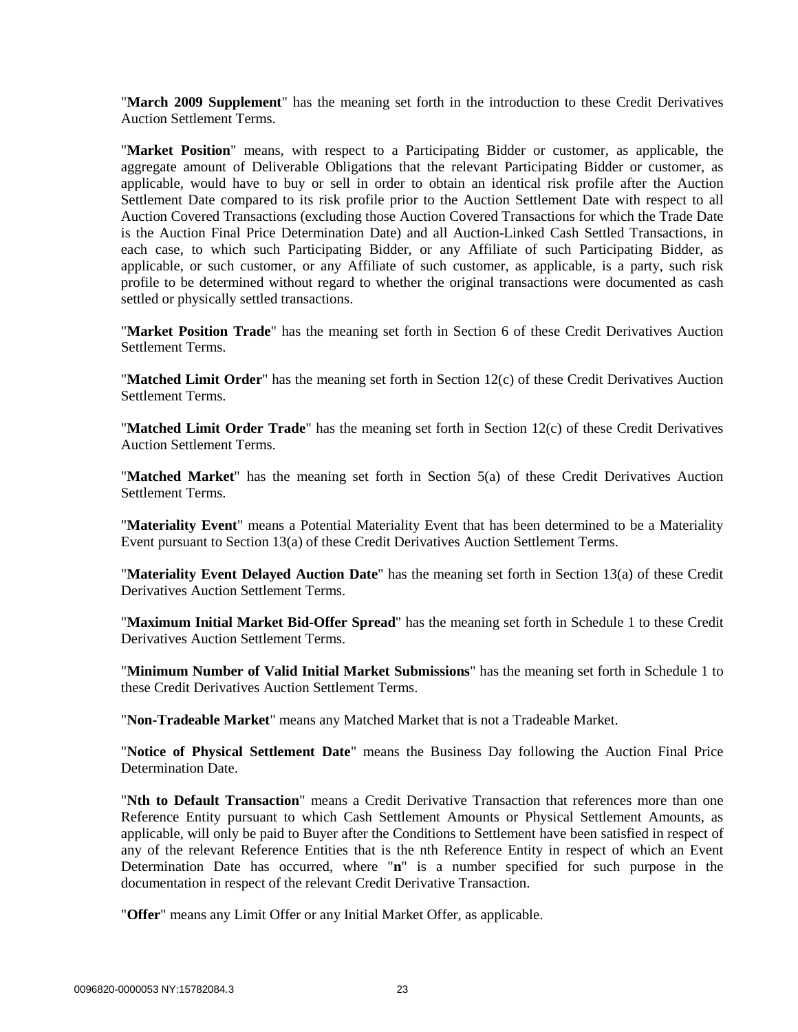"**March 2009 Supplement**" has the meaning set forth in the introduction to these Credit Derivatives Auction Settlement Terms.

"**Market Position**" means, with respect to a Participating Bidder or customer, as applicable, the aggregate amount of Deliverable Obligations that the relevant Participating Bidder or customer, as applicable, would have to buy or sell in order to obtain an identical risk profile after the Auction Settlement Date compared to its risk profile prior to the Auction Settlement Date with respect to all Auction Covered Transactions (excluding those Auction Covered Transactions for which the Trade Date is the Auction Final Price Determination Date) and all Auction-Linked Cash Settled Transactions, in each case, to which such Participating Bidder, or any Affiliate of such Participating Bidder, as applicable, or such customer, or any Affiliate of such customer, as applicable, is a party, such risk profile to be determined without regard to whether the original transactions were documented as cash settled or physically settled transactions.

"**Market Position Trade**" has the meaning set forth in Section 6 of these Credit Derivatives Auction Settlement Terms.

"**Matched Limit Order**" has the meaning set forth in Section 12(c) of these Credit Derivatives Auction Settlement Terms.

"**Matched Limit Order Trade**" has the meaning set forth in Section 12(c) of these Credit Derivatives Auction Settlement Terms.

"**Matched Market**" has the meaning set forth in Section 5(a) of these Credit Derivatives Auction Settlement Terms.

"**Materiality Event**" means a Potential Materiality Event that has been determined to be a Materiality Event pursuant to Section 13(a) of these Credit Derivatives Auction Settlement Terms.

"**Materiality Event Delayed Auction Date**" has the meaning set forth in Section 13(a) of these Credit Derivatives Auction Settlement Terms.

"**Maximum Initial Market Bid-Offer Spread**" has the meaning set forth in Schedule 1 to these Credit Derivatives Auction Settlement Terms.

"**Minimum Number of Valid Initial Market Submissions**" has the meaning set forth in Schedule 1 to these Credit Derivatives Auction Settlement Terms.

"**Non-Tradeable Market**" means any Matched Market that is not a Tradeable Market.

"**Notice of Physical Settlement Date**" means the Business Day following the Auction Final Price Determination Date.

"**Nth to Default Transaction**" means a Credit Derivative Transaction that references more than one Reference Entity pursuant to which Cash Settlement Amounts or Physical Settlement Amounts, as applicable, will only be paid to Buyer after the Conditions to Settlement have been satisfied in respect of any of the relevant Reference Entities that is the nth Reference Entity in respect of which an Event Determination Date has occurred, where "**n**" is a number specified for such purpose in the documentation in respect of the relevant Credit Derivative Transaction.

"**Offer**" means any Limit Offer or any Initial Market Offer, as applicable.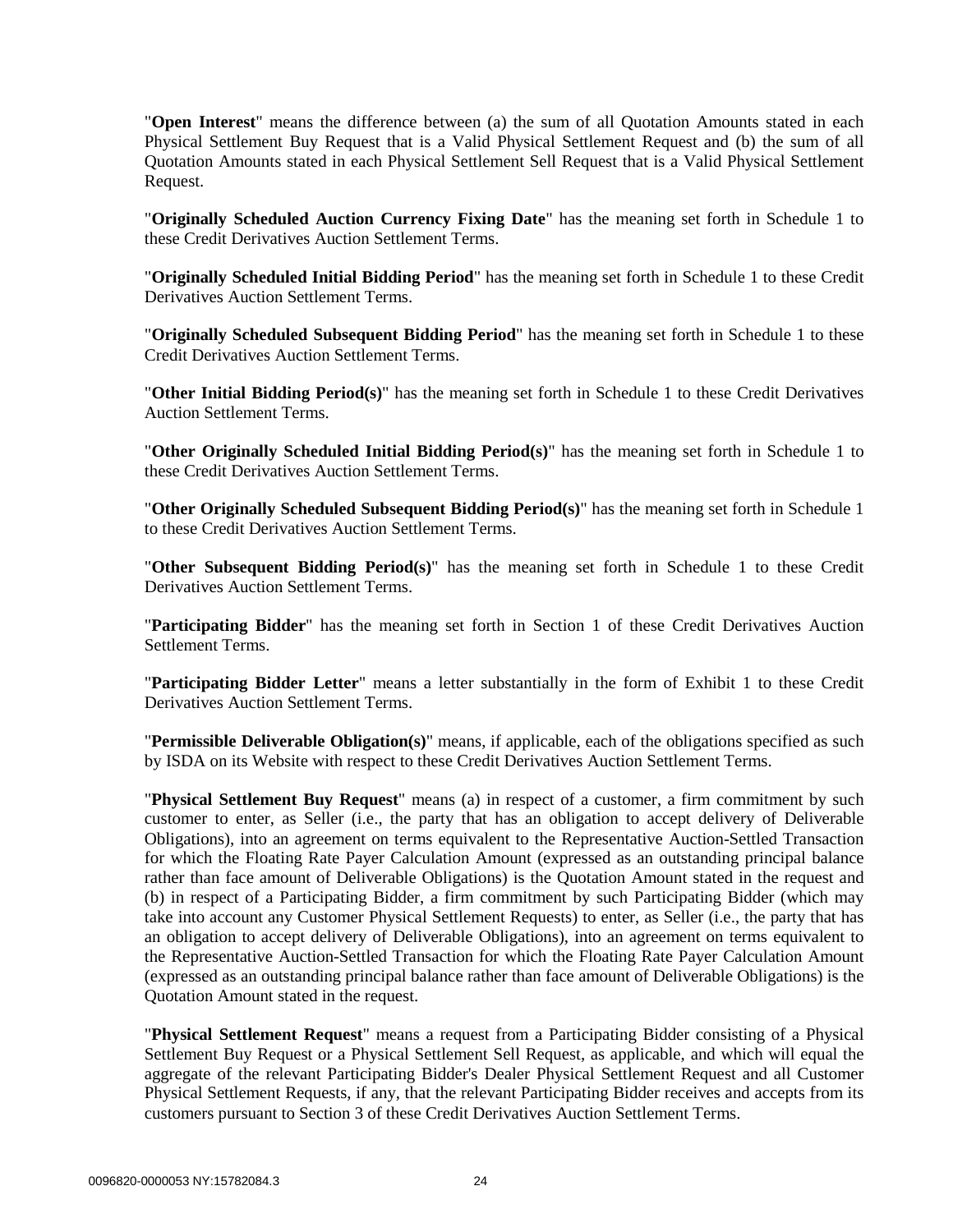"**Open Interest**" means the difference between (a) the sum of all Quotation Amounts stated in each Physical Settlement Buy Request that is a Valid Physical Settlement Request and (b) the sum of all Quotation Amounts stated in each Physical Settlement Sell Request that is a Valid Physical Settlement Request.

"**Originally Scheduled Auction Currency Fixing Date**" has the meaning set forth in Schedule 1 to these Credit Derivatives Auction Settlement Terms.

"**Originally Scheduled Initial Bidding Period**" has the meaning set forth in Schedule 1 to these Credit Derivatives Auction Settlement Terms.

"**Originally Scheduled Subsequent Bidding Period**" has the meaning set forth in Schedule 1 to these Credit Derivatives Auction Settlement Terms.

"**Other Initial Bidding Period(s)**" has the meaning set forth in Schedule 1 to these Credit Derivatives Auction Settlement Terms.

"**Other Originally Scheduled Initial Bidding Period(s)**" has the meaning set forth in Schedule 1 to these Credit Derivatives Auction Settlement Terms.

"**Other Originally Scheduled Subsequent Bidding Period(s)**" has the meaning set forth in Schedule 1 to these Credit Derivatives Auction Settlement Terms.

"**Other Subsequent Bidding Period(s)**" has the meaning set forth in Schedule 1 to these Credit Derivatives Auction Settlement Terms.

"**Participating Bidder**" has the meaning set forth in Section 1 of these Credit Derivatives Auction Settlement Terms.

"**Participating Bidder Letter**" means a letter substantially in the form of Exhibit 1 to these Credit Derivatives Auction Settlement Terms.

"**Permissible Deliverable Obligation(s)**" means, if applicable, each of the obligations specified as such by ISDA on its Website with respect to these Credit Derivatives Auction Settlement Terms.

"**Physical Settlement Buy Request**" means (a) in respect of a customer, a firm commitment by such customer to enter, as Seller (i.e., the party that has an obligation to accept delivery of Deliverable Obligations), into an agreement on terms equivalent to the Representative Auction-Settled Transaction for which the Floating Rate Payer Calculation Amount (expressed as an outstanding principal balance rather than face amount of Deliverable Obligations) is the Quotation Amount stated in the request and (b) in respect of a Participating Bidder, a firm commitment by such Participating Bidder (which may take into account any Customer Physical Settlement Requests) to enter, as Seller (i.e., the party that has an obligation to accept delivery of Deliverable Obligations), into an agreement on terms equivalent to the Representative Auction-Settled Transaction for which the Floating Rate Payer Calculation Amount (expressed as an outstanding principal balance rather than face amount of Deliverable Obligations) is the Quotation Amount stated in the request.

"**Physical Settlement Request**" means a request from a Participating Bidder consisting of a Physical Settlement Buy Request or a Physical Settlement Sell Request, as applicable, and which will equal the aggregate of the relevant Participating Bidder's Dealer Physical Settlement Request and all Customer Physical Settlement Requests, if any, that the relevant Participating Bidder receives and accepts from its customers pursuant to Section 3 of these Credit Derivatives Auction Settlement Terms.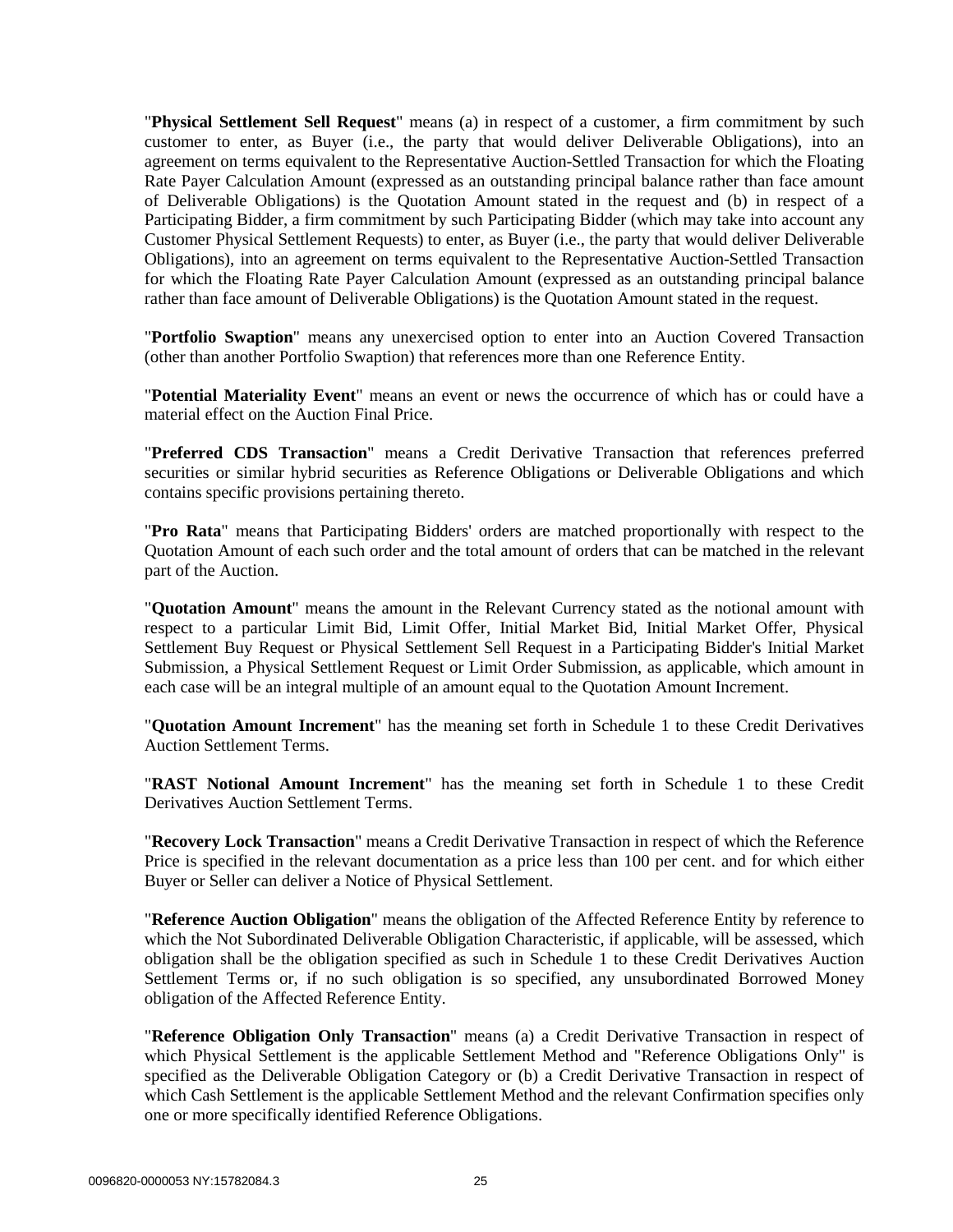"**Physical Settlement Sell Request**" means (a) in respect of a customer, a firm commitment by such customer to enter, as Buyer (i.e., the party that would deliver Deliverable Obligations), into an agreement on terms equivalent to the Representative Auction-Settled Transaction for which the Floating Rate Payer Calculation Amount (expressed as an outstanding principal balance rather than face amount of Deliverable Obligations) is the Quotation Amount stated in the request and (b) in respect of a Participating Bidder, a firm commitment by such Participating Bidder (which may take into account any Customer Physical Settlement Requests) to enter, as Buyer (i.e., the party that would deliver Deliverable Obligations), into an agreement on terms equivalent to the Representative Auction-Settled Transaction for which the Floating Rate Payer Calculation Amount (expressed as an outstanding principal balance rather than face amount of Deliverable Obligations) is the Quotation Amount stated in the request.

"**Portfolio Swaption**" means any unexercised option to enter into an Auction Covered Transaction (other than another Portfolio Swaption) that references more than one Reference Entity.

"**Potential Materiality Event**" means an event or news the occurrence of which has or could have a material effect on the Auction Final Price.

"**Preferred CDS Transaction**" means a Credit Derivative Transaction that references preferred securities or similar hybrid securities as Reference Obligations or Deliverable Obligations and which contains specific provisions pertaining thereto.

"**Pro Rata**" means that Participating Bidders' orders are matched proportionally with respect to the Quotation Amount of each such order and the total amount of orders that can be matched in the relevant part of the Auction.

"**Quotation Amount**" means the amount in the Relevant Currency stated as the notional amount with respect to a particular Limit Bid, Limit Offer, Initial Market Bid, Initial Market Offer, Physical Settlement Buy Request or Physical Settlement Sell Request in a Participating Bidder's Initial Market Submission, a Physical Settlement Request or Limit Order Submission, as applicable, which amount in each case will be an integral multiple of an amount equal to the Quotation Amount Increment.

"**Quotation Amount Increment**" has the meaning set forth in Schedule 1 to these Credit Derivatives Auction Settlement Terms.

"**RAST Notional Amount Increment**" has the meaning set forth in Schedule 1 to these Credit Derivatives Auction Settlement Terms.

"**Recovery Lock Transaction**" means a Credit Derivative Transaction in respect of which the Reference Price is specified in the relevant documentation as a price less than 100 per cent. and for which either Buyer or Seller can deliver a Notice of Physical Settlement.

"**Reference Auction Obligation**" means the obligation of the Affected Reference Entity by reference to which the Not Subordinated Deliverable Obligation Characteristic, if applicable, will be assessed, which obligation shall be the obligation specified as such in Schedule 1 to these Credit Derivatives Auction Settlement Terms or, if no such obligation is so specified, any unsubordinated Borrowed Money obligation of the Affected Reference Entity.

"**Reference Obligation Only Transaction**" means (a) a Credit Derivative Transaction in respect of which Physical Settlement is the applicable Settlement Method and "Reference Obligations Only" is specified as the Deliverable Obligation Category or (b) a Credit Derivative Transaction in respect of which Cash Settlement is the applicable Settlement Method and the relevant Confirmation specifies only one or more specifically identified Reference Obligations.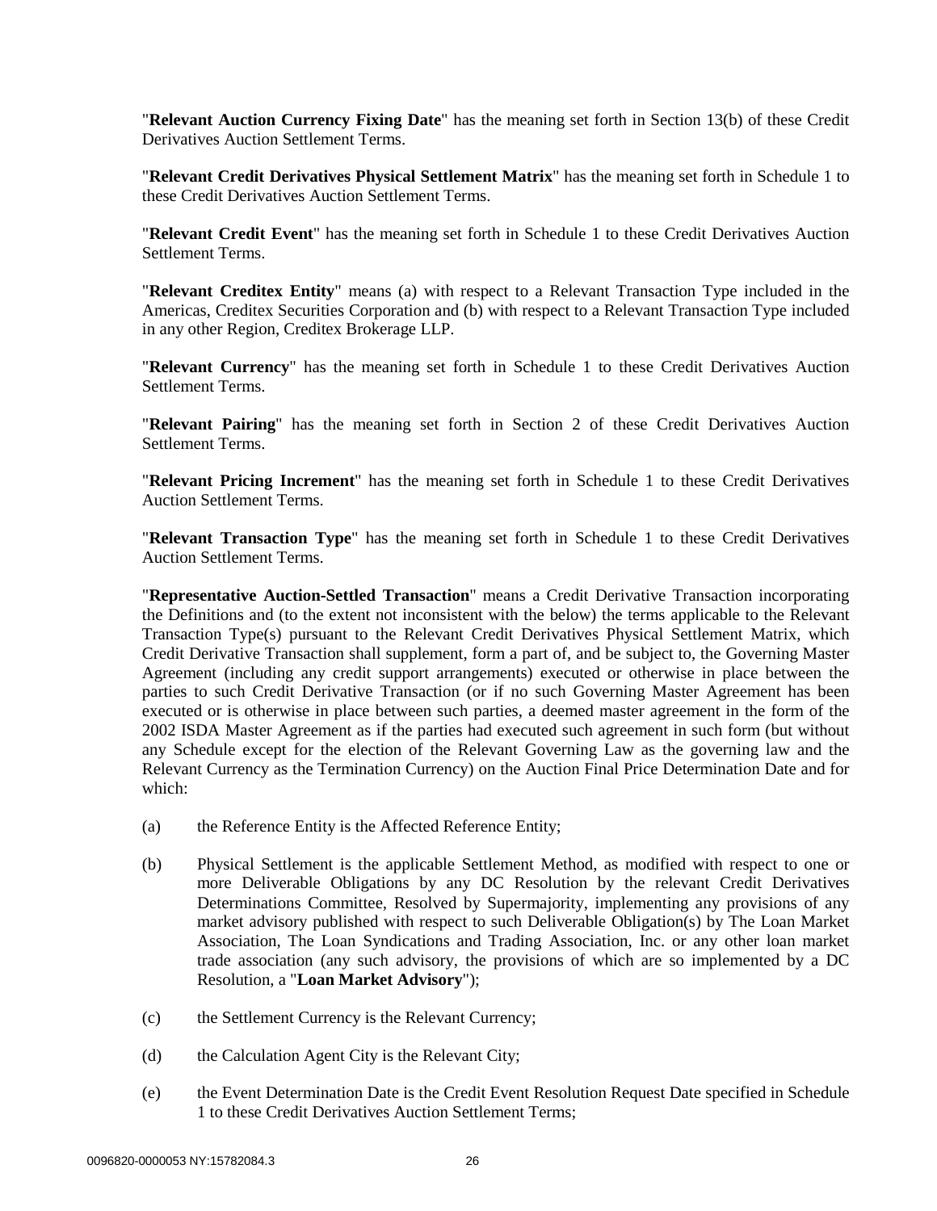"**Relevant Auction Currency Fixing Date**" has the meaning set forth in Section 13(b) of these Credit Derivatives Auction Settlement Terms.

"**Relevant Credit Derivatives Physical Settlement Matrix**" has the meaning set forth in Schedule 1 to these Credit Derivatives Auction Settlement Terms.

"**Relevant Credit Event**" has the meaning set forth in Schedule 1 to these Credit Derivatives Auction Settlement Terms.

"**Relevant Creditex Entity**" means (a) with respect to a Relevant Transaction Type included in the Americas, Creditex Securities Corporation and (b) with respect to a Relevant Transaction Type included in any other Region, Creditex Brokerage LLP.

"**Relevant Currency**" has the meaning set forth in Schedule 1 to these Credit Derivatives Auction Settlement Terms.

"**Relevant Pairing**" has the meaning set forth in Section 2 of these Credit Derivatives Auction Settlement Terms.

"**Relevant Pricing Increment**" has the meaning set forth in Schedule 1 to these Credit Derivatives Auction Settlement Terms.

"**Relevant Transaction Type**" has the meaning set forth in Schedule 1 to these Credit Derivatives Auction Settlement Terms.

"**Representative Auction-Settled Transaction**" means a Credit Derivative Transaction incorporating the Definitions and (to the extent not inconsistent with the below) the terms applicable to the Relevant Transaction Type(s) pursuant to the Relevant Credit Derivatives Physical Settlement Matrix, which Credit Derivative Transaction shall supplement, form a part of, and be subject to, the Governing Master Agreement (including any credit support arrangements) executed or otherwise in place between the parties to such Credit Derivative Transaction (or if no such Governing Master Agreement has been executed or is otherwise in place between such parties, a deemed master agreement in the form of the 2002 ISDA Master Agreement as if the parties had executed such agreement in such form (but without any Schedule except for the election of the Relevant Governing Law as the governing law and the Relevant Currency as the Termination Currency) on the Auction Final Price Determination Date and for which:

(a) the Reference Entity is the Affected Reference Entity;

(b) Physical Settlement is the applicable Settlement Method, as modified with respect to one or more Deliverable Obligations by any DC Resolution by the relevant Credit Derivatives Determinations Committee, Resolved by Supermajority, implementing any provisions of any market advisory published with respect to such Deliverable Obligation(s) by The Loan Market Association, The Loan Syndications and Trading Association, Inc. or any other loan market trade association (any such advisory, the provisions of which are so implemented by a DC Resolution, a "**Loan Market Advisory**");

(c) the Settlement Currency is the Relevant Currency;

(d) the Calculation Agent City is the Relevant City;

(e) the Event Determination Date is the Credit Event Resolution Request Date specified in Schedule 1 to these Credit Derivatives Auction Settlement Terms;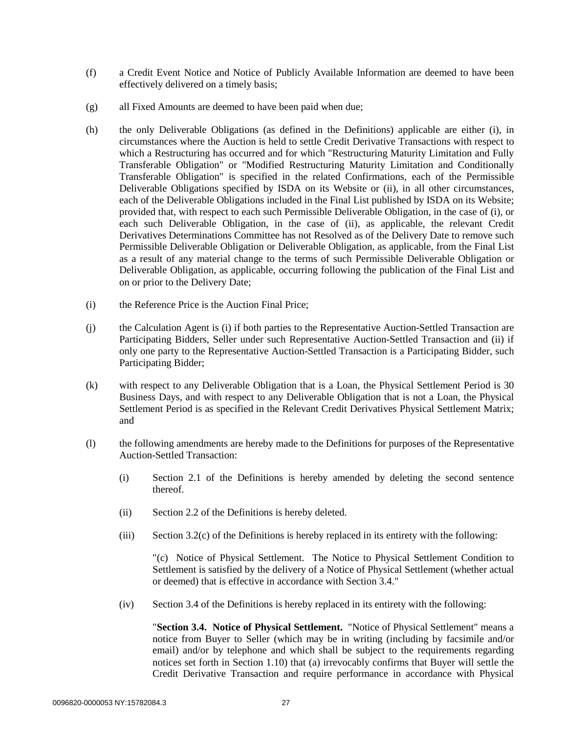(f) a Credit Event Notice and Notice of Publicly Available Information are deemed to have been effectively delivered on a timely basis;

(g) all Fixed Amounts are deemed to have been paid when due;

(h) the only Deliverable Obligations (as defined in the Definitions) applicable are either (i), in circumstances where the Auction is held to settle Credit Derivative Transactions with respect to which a Restructuring has occurred and for which "Restructuring Maturity Limitation and Fully Transferable Obligation" or "Modified Restructuring Maturity Limitation and Conditionally Transferable Obligation" is specified in the related Confirmations, each of the Permissible Deliverable Obligations specified by ISDA on its Website or (ii), in all other circumstances, each of the Deliverable Obligations included in the Final List published by ISDA on its Website; provided that, with respect to each such Permissible Deliverable Obligation, in the case of (i), or each such Deliverable Obligation, in the case of (ii), as applicable, the relevant Credit Derivatives Determinations Committee has not Resolved as of the Delivery Date to remove such Permissible Deliverable Obligation or Deliverable Obligation, as applicable, from the Final List as a result of any material change to the terms of such Permissible Deliverable Obligation or Deliverable Obligation, as applicable, occurring following the publication of the Final List and on or prior to the Delivery Date;

(i) the Reference Price is the Auction Final Price;

(j) the Calculation Agent is (i) if both parties to the Representative Auction-Settled Transaction are Participating Bidders, Seller under such Representative Auction-Settled Transaction and (ii) if only one party to the Representative Auction-Settled Transaction is a Participating Bidder, such Participating Bidder;

(k) with respect to any Deliverable Obligation that is a Loan, the Physical Settlement Period is 30 Business Days, and with respect to any Deliverable Obligation that is not a Loan, the Physical Settlement Period is as specified in the Relevant Credit Derivatives Physical Settlement Matrix; and

(l) the following amendments are hereby made to the Definitions for purposes of the Representative Auction-Settled Transaction:

   (i) Section 2.1 of the Definitions is hereby amended by deleting the second sentence thereof.

   (ii) Section 2.2 of the Definitions is hereby deleted.

   (iii) Section 3.2(c) of the Definitions is hereby replaced in its entirety with the following:

   "(c) Notice of Physical Settlement. The Notice to Physical Settlement Condition to Settlement is satisfied by the delivery of a Notice of Physical Settlement (whether actual or deemed) that is effective in accordance with Section 3.4."

   (iv) Section 3.4 of the Definitions is hereby replaced in its entirety with the following:

   "**Section 3.4. Notice of Physical Settlement.** "Notice of Physical Settlement" means a notice from Buyer to Seller (which may be in writing (including by facsimile and/or email) and/or by telephone and which shall be subject to the requirements regarding notices set forth in Section 1.10) that (a) irrevocably confirms that Buyer will settle the Credit Derivative Transaction and require performance in accordance with Physical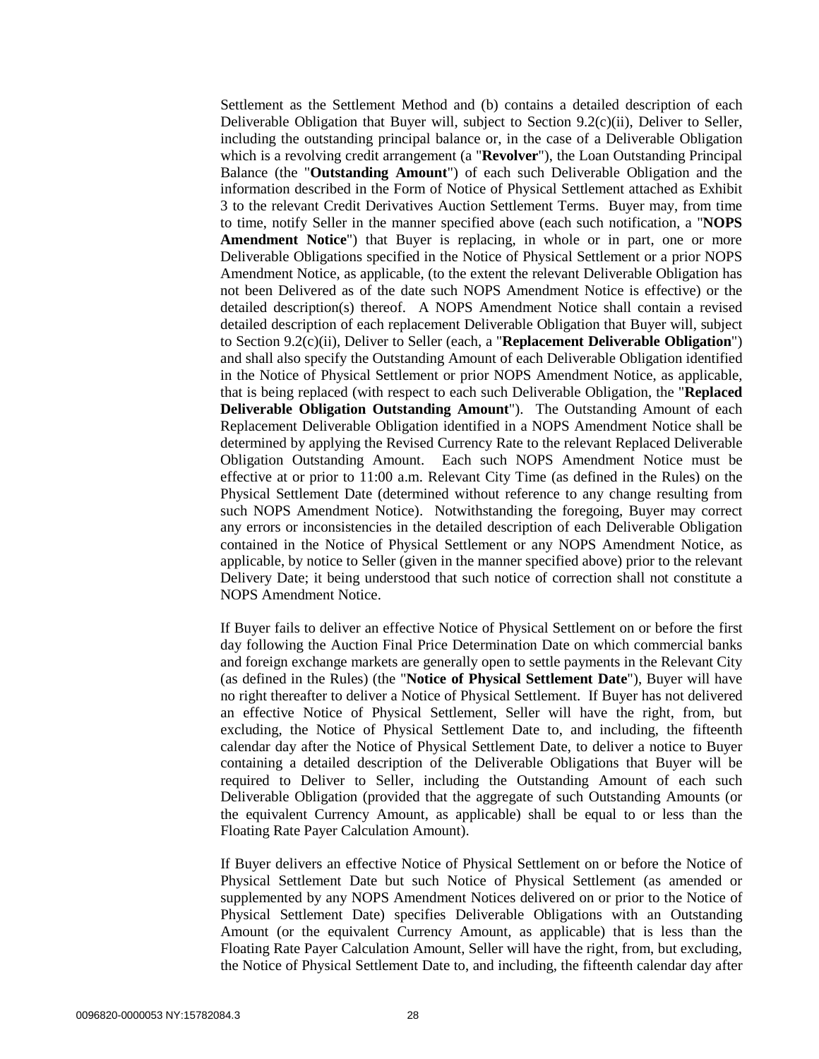Settlement as the Settlement Method and (b) contains a detailed description of each Deliverable Obligation that Buyer will, subject to Section 9.2(c)(ii), Deliver to Seller, including the outstanding principal balance or, in the case of a Deliverable Obligation which is a revolving credit arrangement (a "**Revolver**"), the Loan Outstanding Principal Balance (the "**Outstanding Amount**") of each such Deliverable Obligation and the information described in the Form of Notice of Physical Settlement attached as Exhibit 3 to the relevant Credit Derivatives Auction Settlement Terms. Buyer may, from time to time, notify Seller in the manner specified above (each such notification, a "**NOPS Amendment Notice**") that Buyer is replacing, in whole or in part, one or more Deliverable Obligations specified in the Notice of Physical Settlement or a prior NOPS Amendment Notice, as applicable, (to the extent the relevant Deliverable Obligation has not been Delivered as of the date such NOPS Amendment Notice is effective) or the detailed description(s) thereof. A NOPS Amendment Notice shall contain a revised detailed description of each replacement Deliverable Obligation that Buyer will, subject to Section 9.2(c)(ii), Deliver to Seller (each, a "**Replacement Deliverable Obligation**") and shall also specify the Outstanding Amount of each Deliverable Obligation identified in the Notice of Physical Settlement or prior NOPS Amendment Notice, as applicable, that is being replaced (with respect to each such Deliverable Obligation, the "**Replaced Deliverable Obligation Outstanding Amount**"). The Outstanding Amount of each Replacement Deliverable Obligation identified in a NOPS Amendment Notice shall be determined by applying the Revised Currency Rate to the relevant Replaced Deliverable Obligation Outstanding Amount. Each such NOPS Amendment Notice must be effective at or prior to 11:00 a.m. Relevant City Time (as defined in the Rules) on the Physical Settlement Date (determined without reference to any change resulting from such NOPS Amendment Notice). Notwithstanding the foregoing, Buyer may correct any errors or inconsistencies in the detailed description of each Deliverable Obligation contained in the Notice of Physical Settlement or any NOPS Amendment Notice, as applicable, by notice to Seller (given in the manner specified above) prior to the relevant Delivery Date; it being understood that such notice of correction shall not constitute a NOPS Amendment Notice.

If Buyer fails to deliver an effective Notice of Physical Settlement on or before the first day following the Auction Final Price Determination Date on which commercial banks and foreign exchange markets are generally open to settle payments in the Relevant City (as defined in the Rules) (the "**Notice of Physical Settlement Date**"), Buyer will have no right thereafter to deliver a Notice of Physical Settlement. If Buyer has not delivered an effective Notice of Physical Settlement, Seller will have the right, from, but excluding, the Notice of Physical Settlement Date to, and including, the fifteenth calendar day after the Notice of Physical Settlement Date, to deliver a notice to Buyer containing a detailed description of the Deliverable Obligations that Buyer will be required to Deliver to Seller, including the Outstanding Amount of each such Deliverable Obligation (provided that the aggregate of such Outstanding Amounts (or the equivalent Currency Amount, as applicable) shall be equal to or less than the Floating Rate Payer Calculation Amount).

If Buyer delivers an effective Notice of Physical Settlement on or before the Notice of Physical Settlement Date but such Notice of Physical Settlement (as amended or supplemented by any NOPS Amendment Notices delivered on or prior to the Notice of Physical Settlement Date) specifies Deliverable Obligations with an Outstanding Amount (or the equivalent Currency Amount, as applicable) that is less than the Floating Rate Payer Calculation Amount, Seller will have the right, from, but excluding, the Notice of Physical Settlement Date to, and including, the fifteenth calendar day after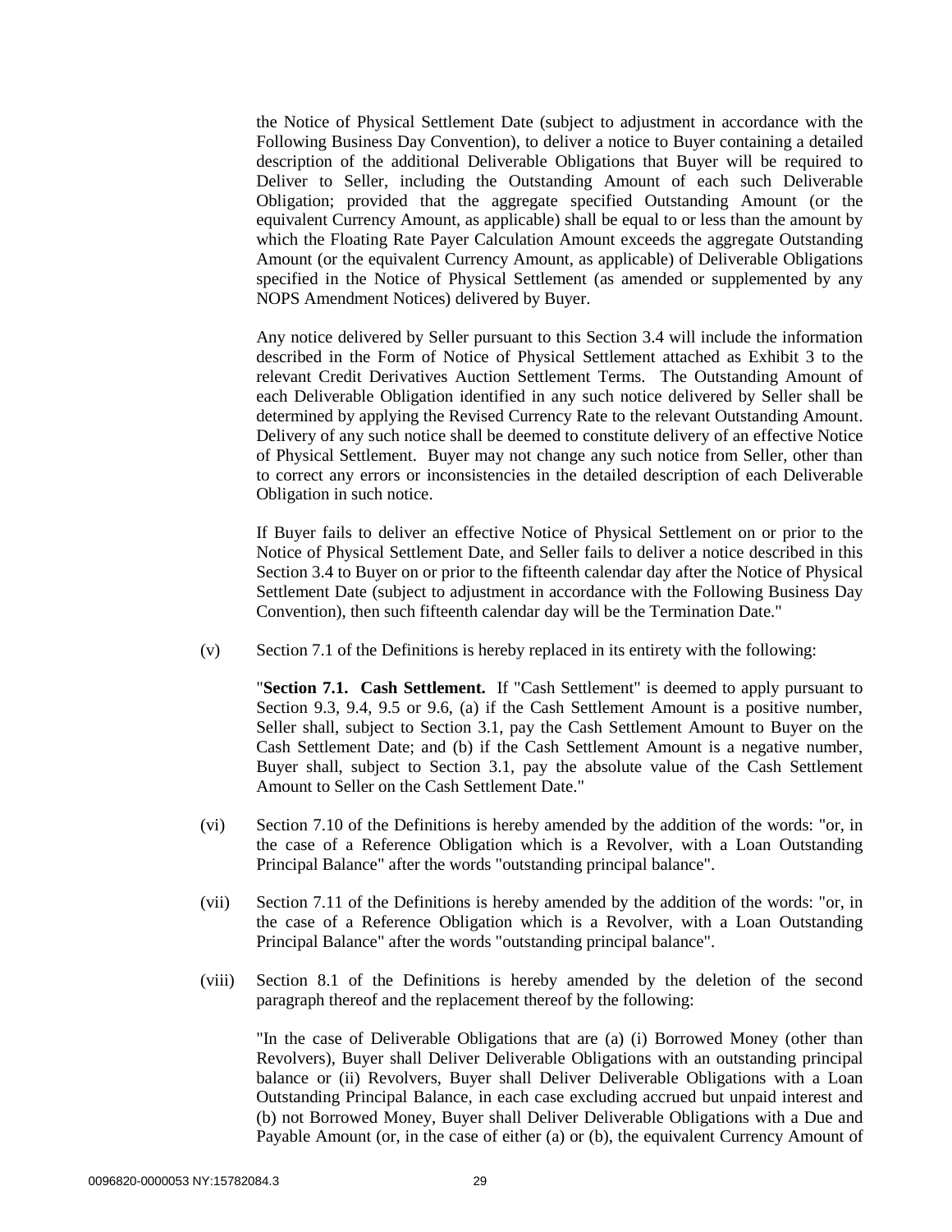the Notice of Physical Settlement Date (subject to adjustment in accordance with the Following Business Day Convention), to deliver a notice to Buyer containing a detailed description of the additional Deliverable Obligations that Buyer will be required to Deliver to Seller, including the Outstanding Amount of each such Deliverable Obligation; provided that the aggregate specified Outstanding Amount (or the equivalent Currency Amount, as applicable) shall be equal to or less than the amount by which the Floating Rate Payer Calculation Amount exceeds the aggregate Outstanding Amount (or the equivalent Currency Amount, as applicable) of Deliverable Obligations specified in the Notice of Physical Settlement (as amended or supplemented by any NOPS Amendment Notices) delivered by Buyer.

Any notice delivered by Seller pursuant to this Section 3.4 will include the information described in the Form of Notice of Physical Settlement attached as Exhibit 3 to the relevant Credit Derivatives Auction Settlement Terms. The Outstanding Amount of each Deliverable Obligation identified in any such notice delivered by Seller shall be determined by applying the Revised Currency Rate to the relevant Outstanding Amount. Delivery of any such notice shall be deemed to constitute delivery of an effective Notice of Physical Settlement. Buyer may not change any such notice from Seller, other than to correct any errors or inconsistencies in the detailed description of each Deliverable Obligation in such notice.

If Buyer fails to deliver an effective Notice of Physical Settlement on or prior to the Notice of Physical Settlement Date, and Seller fails to deliver a notice described in this Section 3.4 to Buyer on or prior to the fifteenth calendar day after the Notice of Physical Settlement Date (subject to adjustment in accordance with the Following Business Day Convention), then such fifteenth calendar day will be the Termination Date."

(v) Section 7.1 of the Definitions is hereby replaced in its entirety with the following:

"**Section 7.1. Cash Settlement.** If "Cash Settlement" is deemed to apply pursuant to Section 9.3, 9.4, 9.5 or 9.6, (a) if the Cash Settlement Amount is a positive number, Seller shall, subject to Section 3.1, pay the Cash Settlement Amount to Buyer on the Cash Settlement Date; and (b) if the Cash Settlement Amount is a negative number, Buyer shall, subject to Section 3.1, pay the absolute value of the Cash Settlement Amount to Seller on the Cash Settlement Date."

(vi) Section 7.10 of the Definitions is hereby amended by the addition of the words: "or, in the case of a Reference Obligation which is a Revolver, with a Loan Outstanding Principal Balance" after the words "outstanding principal balance".

(vii) Section 7.11 of the Definitions is hereby amended by the addition of the words: "or, in the case of a Reference Obligation which is a Revolver, with a Loan Outstanding Principal Balance" after the words "outstanding principal balance".

(viii) Section 8.1 of the Definitions is hereby amended by the deletion of the second paragraph thereof and the replacement thereof by the following:

"In the case of Deliverable Obligations that are (a) (i) Borrowed Money (other than Revolvers), Buyer shall Deliver Deliverable Obligations with an outstanding principal balance or (ii) Revolvers, Buyer shall Deliver Deliverable Obligations with a Loan Outstanding Principal Balance, in each case excluding accrued but unpaid interest and (b) not Borrowed Money, Buyer shall Deliver Deliverable Obligations with a Due and Payable Amount (or, in the case of either (a) or (b), the equivalent Currency Amount of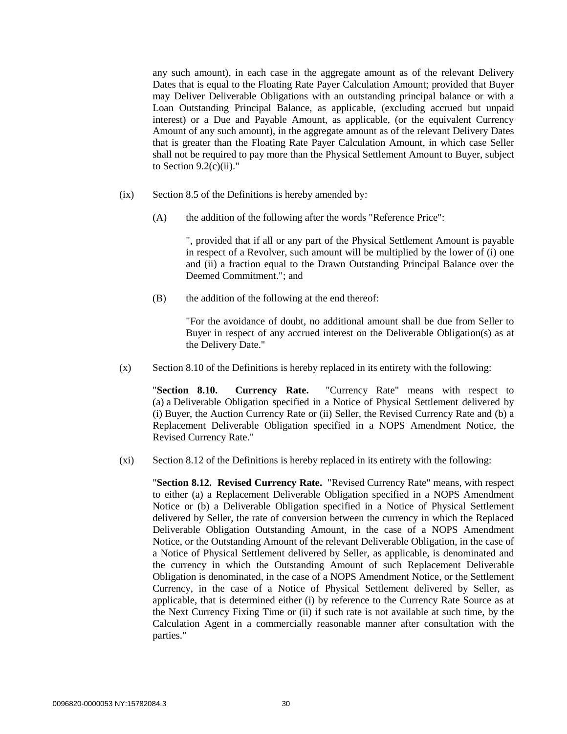any such amount), in each case in the aggregate amount as of the relevant Delivery Dates that is equal to the Floating Rate Payer Calculation Amount; provided that Buyer may Deliver Deliverable Obligations with an outstanding principal balance or with a Loan Outstanding Principal Balance, as applicable, (excluding accrued but unpaid interest) or a Due and Payable Amount, as applicable, (or the equivalent Currency Amount of any such amount), in the aggregate amount as of the relevant Delivery Dates that is greater than the Floating Rate Payer Calculation Amount, in which case Seller shall not be required to pay more than the Physical Settlement Amount to Buyer, subject to Section 9.2(c)(ii)."

(ix) Section 8.5 of the Definitions is hereby amended by:

(A) the addition of the following after the words "Reference Price":

", provided that if all or any part of the Physical Settlement Amount is payable in respect of a Revolver, such amount will be multiplied by the lower of (i) one and (ii) a fraction equal to the Drawn Outstanding Principal Balance over the Deemed Commitment."; and

(B) the addition of the following at the end thereof:

"For the avoidance of doubt, no additional amount shall be due from Seller to Buyer in respect of any accrued interest on the Deliverable Obligation(s) as at the Delivery Date."

(x) Section 8.10 of the Definitions is hereby replaced in its entirety with the following:

"**Section 8.10. Currency Rate.** "Currency Rate" means with respect to (a) a Deliverable Obligation specified in a Notice of Physical Settlement delivered by (i) Buyer, the Auction Currency Rate or (ii) Seller, the Revised Currency Rate and (b) a Replacement Deliverable Obligation specified in a NOPS Amendment Notice, the Revised Currency Rate."

(xi) Section 8.12 of the Definitions is hereby replaced in its entirety with the following:

"**Section 8.12. Revised Currency Rate.** "Revised Currency Rate" means, with respect to either (a) a Replacement Deliverable Obligation specified in a NOPS Amendment Notice or (b) a Deliverable Obligation specified in a Notice of Physical Settlement delivered by Seller, the rate of conversion between the currency in which the Replaced Deliverable Obligation Outstanding Amount, in the case of a NOPS Amendment Notice, or the Outstanding Amount of the relevant Deliverable Obligation, in the case of a Notice of Physical Settlement delivered by Seller, as applicable, is denominated and the currency in which the Outstanding Amount of such Replacement Deliverable Obligation is denominated, in the case of a NOPS Amendment Notice, or the Settlement Currency, in the case of a Notice of Physical Settlement delivered by Seller, as applicable, that is determined either (i) by reference to the Currency Rate Source as at the Next Currency Fixing Time or (ii) if such rate is not available at such time, by the Calculation Agent in a commercially reasonable manner after consultation with the parties."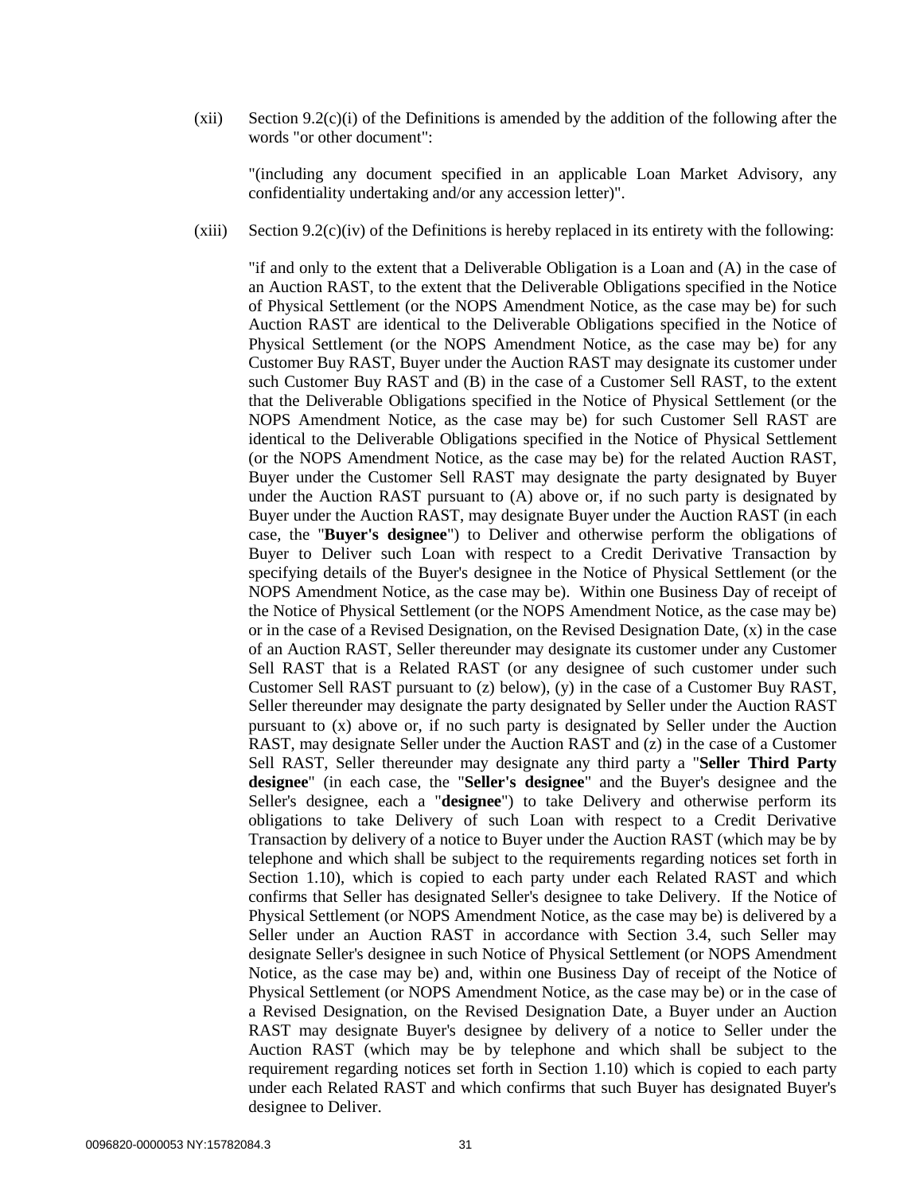(xii) Section 9.2(c)(i) of the Definitions is amended by the addition of the following after the words "or other document":

"(including any document specified in an applicable Loan Market Advisory, any confidentiality undertaking and/or any accession letter)".

(xiii) Section 9.2(c)(iv) of the Definitions is hereby replaced in its entirety with the following:

"if and only to the extent that a Deliverable Obligation is a Loan and (A) in the case of an Auction RAST, to the extent that the Deliverable Obligations specified in the Notice of Physical Settlement (or the NOPS Amendment Notice, as the case may be) for such Auction RAST are identical to the Deliverable Obligations specified in the Notice of Physical Settlement (or the NOPS Amendment Notice, as the case may be) for any Customer Buy RAST, Buyer under the Auction RAST may designate its customer under such Customer Buy RAST and (B) in the case of a Customer Sell RAST, to the extent that the Deliverable Obligations specified in the Notice of Physical Settlement (or the NOPS Amendment Notice, as the case may be) for such Customer Sell RAST are identical to the Deliverable Obligations specified in the Notice of Physical Settlement (or the NOPS Amendment Notice, as the case may be) for the related Auction RAST, Buyer under the Customer Sell RAST may designate the party designated by Buyer under the Auction RAST pursuant to (A) above or, if no such party is designated by Buyer under the Auction RAST, may designate Buyer under the Auction RAST (in each case, the "**Buyer's designee**") to Deliver and otherwise perform the obligations of Buyer to Deliver such Loan with respect to a Credit Derivative Transaction by specifying details of the Buyer's designee in the Notice of Physical Settlement (or the NOPS Amendment Notice, as the case may be). Within one Business Day of receipt of the Notice of Physical Settlement (or the NOPS Amendment Notice, as the case may be) or in the case of a Revised Designation, on the Revised Designation Date, (x) in the case of an Auction RAST, Seller thereunder may designate its customer under any Customer Sell RAST that is a Related RAST (or any designee of such customer under such Customer Sell RAST pursuant to (z) below), (y) in the case of a Customer Buy RAST, Seller thereunder may designate the party designated by Seller under the Auction RAST pursuant to (x) above or, if no such party is designated by Seller under the Auction RAST, may designate Seller under the Auction RAST and (z) in the case of a Customer Sell RAST, Seller thereunder may designate any third party a "**Seller Third Party designee**" (in each case, the "**Seller's designee**" and the Buyer's designee and the Seller's designee, each a "**designee**") to take Delivery and otherwise perform its obligations to take Delivery of such Loan with respect to a Credit Derivative Transaction by delivery of a notice to Buyer under the Auction RAST (which may be by telephone and which shall be subject to the requirements regarding notices set forth in Section 1.10), which is copied to each party under each Related RAST and which confirms that Seller has designated Seller's designee to take Delivery. If the Notice of Physical Settlement (or NOPS Amendment Notice, as the case may be) is delivered by a Seller under an Auction RAST in accordance with Section 3.4, such Seller may designate Seller's designee in such Notice of Physical Settlement (or NOPS Amendment Notice, as the case may be) and, within one Business Day of receipt of the Notice of Physical Settlement (or NOPS Amendment Notice, as the case may be) or in the case of a Revised Designation, on the Revised Designation Date, a Buyer under an Auction RAST may designate Buyer's designee by delivery of a notice to Seller under the Auction RAST (which may be by telephone and which shall be subject to the requirement regarding notices set forth in Section 1.10) which is copied to each party under each Related RAST and which confirms that such Buyer has designated Buyer's designee to Deliver.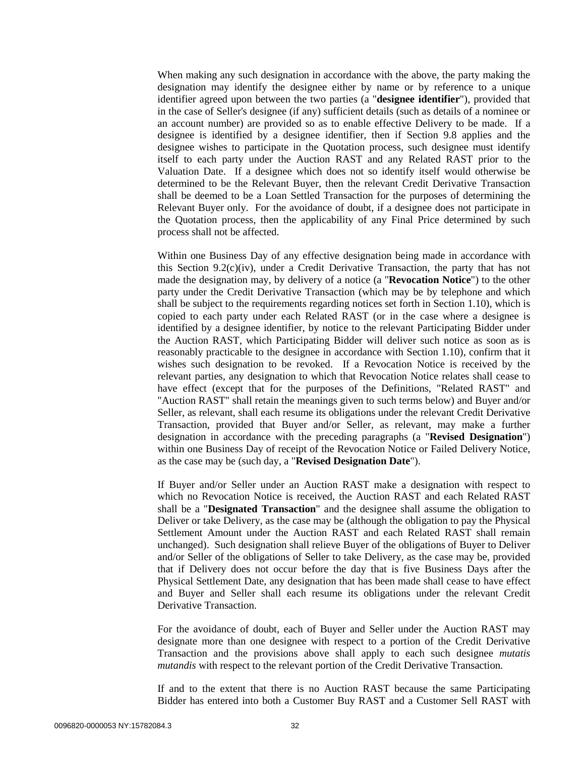When making any such designation in accordance with the above, the party making the designation may identify the designee either by name or by reference to a unique identifier agreed upon between the two parties (a "**designee identifier**"), provided that in the case of Seller's designee (if any) sufficient details (such as details of a nominee or an account number) are provided so as to enable effective Delivery to be made. If a designee is identified by a designee identifier, then if Section 9.8 applies and the designee wishes to participate in the Quotation process, such designee must identify itself to each party under the Auction RAST and any Related RAST prior to the Valuation Date. If a designee which does not so identify itself would otherwise be determined to be the Relevant Buyer, then the relevant Credit Derivative Transaction shall be deemed to be a Loan Settled Transaction for the purposes of determining the Relevant Buyer only. For the avoidance of doubt, if a designee does not participate in the Quotation process, then the applicability of any Final Price determined by such process shall not be affected.

Within one Business Day of any effective designation being made in accordance with this Section 9.2(c)(iv), under a Credit Derivative Transaction, the party that has not made the designation may, by delivery of a notice (a "**Revocation Notice**") to the other party under the Credit Derivative Transaction (which may be by telephone and which shall be subject to the requirements regarding notices set forth in Section 1.10), which is copied to each party under each Related RAST (or in the case where a designee is identified by a designee identifier, by notice to the relevant Participating Bidder under the Auction RAST, which Participating Bidder will deliver such notice as soon as is reasonably practicable to the designee in accordance with Section 1.10), confirm that it wishes such designation to be revoked. If a Revocation Notice is received by the relevant parties, any designation to which that Revocation Notice relates shall cease to have effect (except that for the purposes of the Definitions, "Related RAST" and "Auction RAST" shall retain the meanings given to such terms below) and Buyer and/or Seller, as relevant, shall each resume its obligations under the relevant Credit Derivative Transaction, provided that Buyer and/or Seller, as relevant, may make a further designation in accordance with the preceding paragraphs (a "**Revised Designation**") within one Business Day of receipt of the Revocation Notice or Failed Delivery Notice, as the case may be (such day, a "**Revised Designation Date**").

If Buyer and/or Seller under an Auction RAST make a designation with respect to which no Revocation Notice is received, the Auction RAST and each Related RAST shall be a "**Designated Transaction**" and the designee shall assume the obligation to Deliver or take Delivery, as the case may be (although the obligation to pay the Physical Settlement Amount under the Auction RAST and each Related RAST shall remain unchanged). Such designation shall relieve Buyer of the obligations of Buyer to Deliver and/or Seller of the obligations of Seller to take Delivery, as the case may be, provided that if Delivery does not occur before the day that is five Business Days after the Physical Settlement Date, any designation that has been made shall cease to have effect and Buyer and Seller shall each resume its obligations under the relevant Credit Derivative Transaction.

For the avoidance of doubt, each of Buyer and Seller under the Auction RAST may designate more than one designee with respect to a portion of the Credit Derivative Transaction and the provisions above shall apply to each such designee *mutatis mutandis* with respect to the relevant portion of the Credit Derivative Transaction.

If and to the extent that there is no Auction RAST because the same Participating Bidder has entered into both a Customer Buy RAST and a Customer Sell RAST with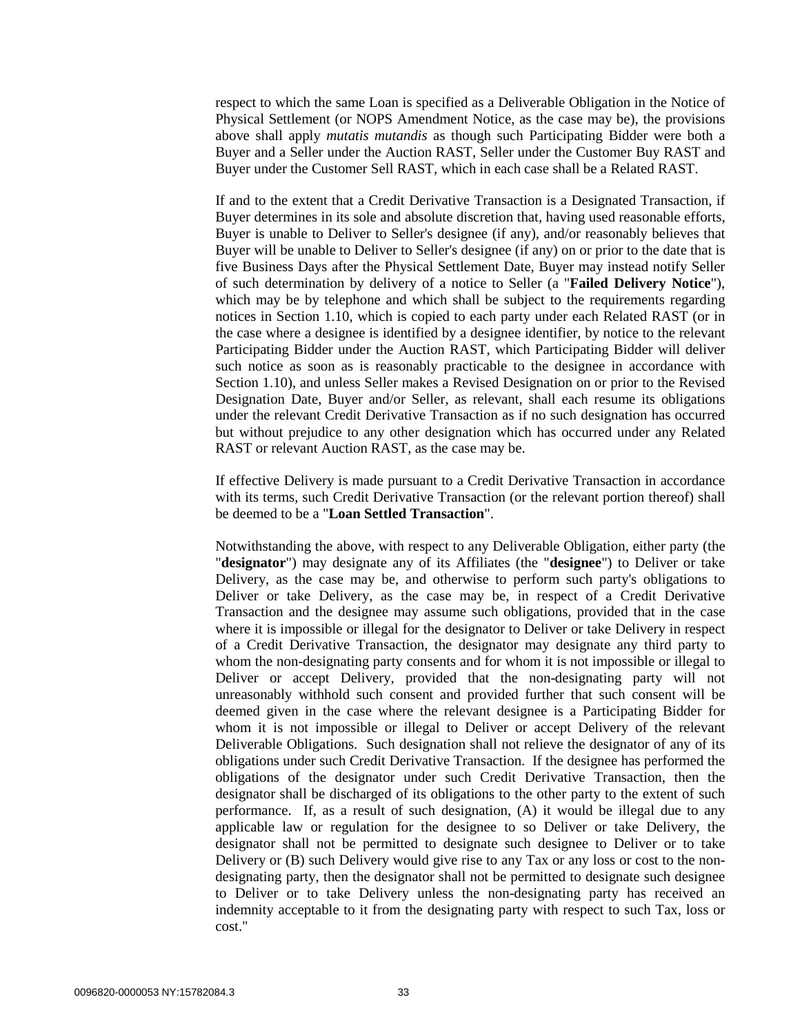respect to which the same Loan is specified as a Deliverable Obligation in the Notice of Physical Settlement (or NOPS Amendment Notice, as the case may be), the provisions above shall apply *mutatis mutandis* as though such Participating Bidder were both a Buyer and a Seller under the Auction RAST, Seller under the Customer Buy RAST and Buyer under the Customer Sell RAST, which in each case shall be a Related RAST.

If and to the extent that a Credit Derivative Transaction is a Designated Transaction, if Buyer determines in its sole and absolute discretion that, having used reasonable efforts, Buyer is unable to Deliver to Seller's designee (if any), and/or reasonably believes that Buyer will be unable to Deliver to Seller's designee (if any) on or prior to the date that is five Business Days after the Physical Settlement Date, Buyer may instead notify Seller of such determination by delivery of a notice to Seller (a "**Failed Delivery Notice**"), which may be by telephone and which shall be subject to the requirements regarding notices in Section 1.10, which is copied to each party under each Related RAST (or in the case where a designee is identified by a designee identifier, by notice to the relevant Participating Bidder under the Auction RAST, which Participating Bidder will deliver such notice as soon as is reasonably practicable to the designee in accordance with Section 1.10), and unless Seller makes a Revised Designation on or prior to the Revised Designation Date, Buyer and/or Seller, as relevant, shall each resume its obligations under the relevant Credit Derivative Transaction as if no such designation has occurred but without prejudice to any other designation which has occurred under any Related RAST or relevant Auction RAST, as the case may be.

If effective Delivery is made pursuant to a Credit Derivative Transaction in accordance with its terms, such Credit Derivative Transaction (or the relevant portion thereof) shall be deemed to be a "**Loan Settled Transaction**".

Notwithstanding the above, with respect to any Deliverable Obligation, either party (the "**designator**") may designate any of its Affiliates (the "**designee**") to Deliver or take Delivery, as the case may be, and otherwise to perform such party's obligations to Deliver or take Delivery, as the case may be, in respect of a Credit Derivative Transaction and the designee may assume such obligations, provided that in the case where it is impossible or illegal for the designator to Deliver or take Delivery in respect of a Credit Derivative Transaction, the designator may designate any third party to whom the non-designating party consents and for whom it is not impossible or illegal to Deliver or accept Delivery, provided that the non-designating party will not unreasonably withhold such consent and provided further that such consent will be deemed given in the case where the relevant designee is a Participating Bidder for whom it is not impossible or illegal to Deliver or accept Delivery of the relevant Deliverable Obligations. Such designation shall not relieve the designator of any of its obligations under such Credit Derivative Transaction. If the designee has performed the obligations of the designator under such Credit Derivative Transaction, then the designator shall be discharged of its obligations to the other party to the extent of such performance. If, as a result of such designation, (A) it would be illegal due to any applicable law or regulation for the designee to so Deliver or take Delivery, the designator shall not be permitted to designate such designee to Deliver or to take Delivery or (B) such Delivery would give rise to any Tax or any loss or cost to the non-designating party, then the designator shall not be permitted to designate such designee to Deliver or to take Delivery unless the non-designating party has received an indemnity acceptable to it from the designating party with respect to such Tax, loss or cost."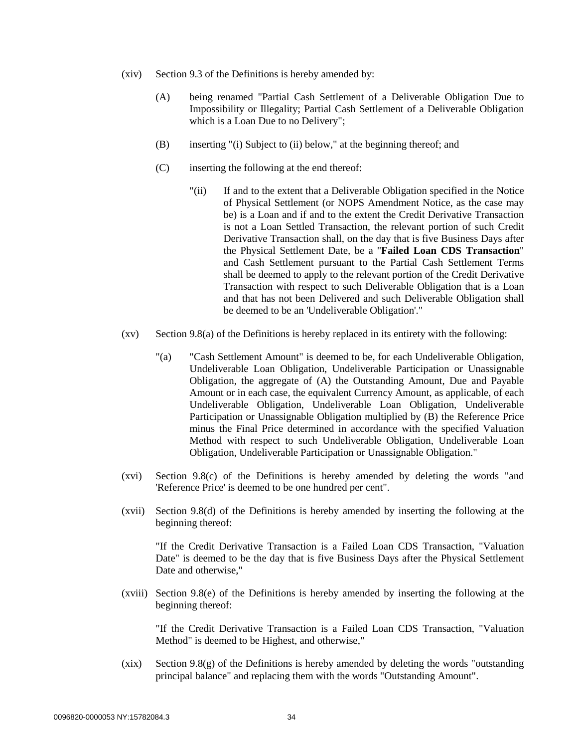(xiv) Section 9.3 of the Definitions is hereby amended by:

(A) being renamed "Partial Cash Settlement of a Deliverable Obligation Due to Impossibility or Illegality; Partial Cash Settlement of a Deliverable Obligation which is a Loan Due to no Delivery";

(B) inserting "(i) Subject to (ii) below," at the beginning thereof; and

(C) inserting the following at the end thereof:

"(ii) If and to the extent that a Deliverable Obligation specified in the Notice of Physical Settlement (or NOPS Amendment Notice, as the case may be) is a Loan and if and to the extent the Credit Derivative Transaction is not a Loan Settled Transaction, the relevant portion of such Credit Derivative Transaction shall, on the day that is five Business Days after the Physical Settlement Date, be a "**Failed Loan CDS Transaction**" and Cash Settlement pursuant to the Partial Cash Settlement Terms shall be deemed to apply to the relevant portion of the Credit Derivative Transaction with respect to such Deliverable Obligation that is a Loan and that has not been Delivered and such Deliverable Obligation shall be deemed to be an 'Undeliverable Obligation'."

(xv) Section 9.8(a) of the Definitions is hereby replaced in its entirety with the following:

"(a) "Cash Settlement Amount" is deemed to be, for each Undeliverable Obligation, Undeliverable Loan Obligation, Undeliverable Participation or Unassignable Obligation, the aggregate of (A) the Outstanding Amount, Due and Payable Amount or in each case, the equivalent Currency Amount, as applicable, of each Undeliverable Obligation, Undeliverable Loan Obligation, Undeliverable Participation or Unassignable Obligation multiplied by (B) the Reference Price minus the Final Price determined in accordance with the specified Valuation Method with respect to such Undeliverable Obligation, Undeliverable Loan Obligation, Undeliverable Participation or Unassignable Obligation."

(xvi) Section 9.8(c) of the Definitions is hereby amended by deleting the words "and 'Reference Price' is deemed to be one hundred per cent".

(xvii) Section 9.8(d) of the Definitions is hereby amended by inserting the following at the beginning thereof:

"If the Credit Derivative Transaction is a Failed Loan CDS Transaction, "Valuation Date" is deemed to be the day that is five Business Days after the Physical Settlement Date and otherwise,"

(xviii) Section 9.8(e) of the Definitions is hereby amended by inserting the following at the beginning thereof:

"If the Credit Derivative Transaction is a Failed Loan CDS Transaction, "Valuation Method" is deemed to be Highest, and otherwise,"

(xix) Section 9.8(g) of the Definitions is hereby amended by deleting the words "outstanding principal balance" and replacing them with the words "Outstanding Amount".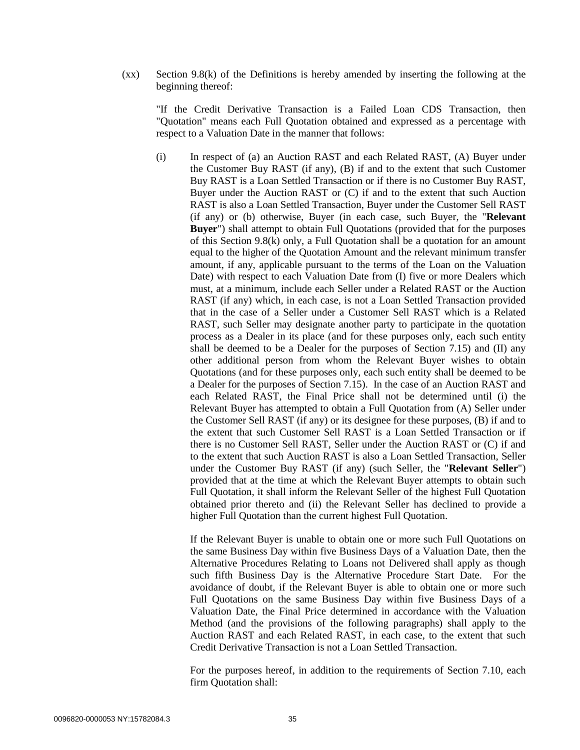(xx) Section 9.8(k) of the Definitions is hereby amended by inserting the following at the beginning thereof:

"If the Credit Derivative Transaction is a Failed Loan CDS Transaction, then "Quotation" means each Full Quotation obtained and expressed as a percentage with respect to a Valuation Date in the manner that follows:

(i) In respect of (a) an Auction RAST and each Related RAST, (A) Buyer under the Customer Buy RAST (if any), (B) if and to the extent that such Customer Buy RAST is a Loan Settled Transaction or if there is no Customer Buy RAST, Buyer under the Auction RAST or (C) if and to the extent that such Auction RAST is also a Loan Settled Transaction, Buyer under the Customer Sell RAST (if any) or (b) otherwise, Buyer (in each case, such Buyer, the "**Relevant Buyer**") shall attempt to obtain Full Quotations (provided that for the purposes of this Section 9.8(k) only, a Full Quotation shall be a quotation for an amount equal to the higher of the Quotation Amount and the relevant minimum transfer amount, if any, applicable pursuant to the terms of the Loan on the Valuation Date) with respect to each Valuation Date from (I) five or more Dealers which must, at a minimum, include each Seller under a Related RAST or the Auction RAST (if any) which, in each case, is not a Loan Settled Transaction provided that in the case of a Seller under a Customer Sell RAST which is a Related RAST, such Seller may designate another party to participate in the quotation process as a Dealer in its place (and for these purposes only, each such entity shall be deemed to be a Dealer for the purposes of Section 7.15) and (II) any other additional person from whom the Relevant Buyer wishes to obtain Quotations (and for these purposes only, each such entity shall be deemed to be a Dealer for the purposes of Section 7.15). In the case of an Auction RAST and each Related RAST, the Final Price shall not be determined until (i) the Relevant Buyer has attempted to obtain a Full Quotation from (A) Seller under the Customer Sell RAST (if any) or its designee for these purposes, (B) if and to the extent that such Customer Sell RAST is a Loan Settled Transaction or if there is no Customer Sell RAST, Seller under the Auction RAST or (C) if and to the extent that such Auction RAST is also a Loan Settled Transaction, Seller under the Customer Buy RAST (if any) (such Seller, the "**Relevant Seller**") provided that at the time at which the Relevant Buyer attempts to obtain such Full Quotation, it shall inform the Relevant Seller of the highest Full Quotation obtained prior thereto and (ii) the Relevant Seller has declined to provide a higher Full Quotation than the current highest Full Quotation.

If the Relevant Buyer is unable to obtain one or more such Full Quotations on the same Business Day within five Business Days of a Valuation Date, then the Alternative Procedures Relating to Loans not Delivered shall apply as though such fifth Business Day is the Alternative Procedure Start Date. For the avoidance of doubt, if the Relevant Buyer is able to obtain one or more such Full Quotations on the same Business Day within five Business Days of a Valuation Date, the Final Price determined in accordance with the Valuation Method (and the provisions of the following paragraphs) shall apply to the Auction RAST and each Related RAST, in each case, to the extent that such Credit Derivative Transaction is not a Loan Settled Transaction.

For the purposes hereof, in addition to the requirements of Section 7.10, each firm Quotation shall: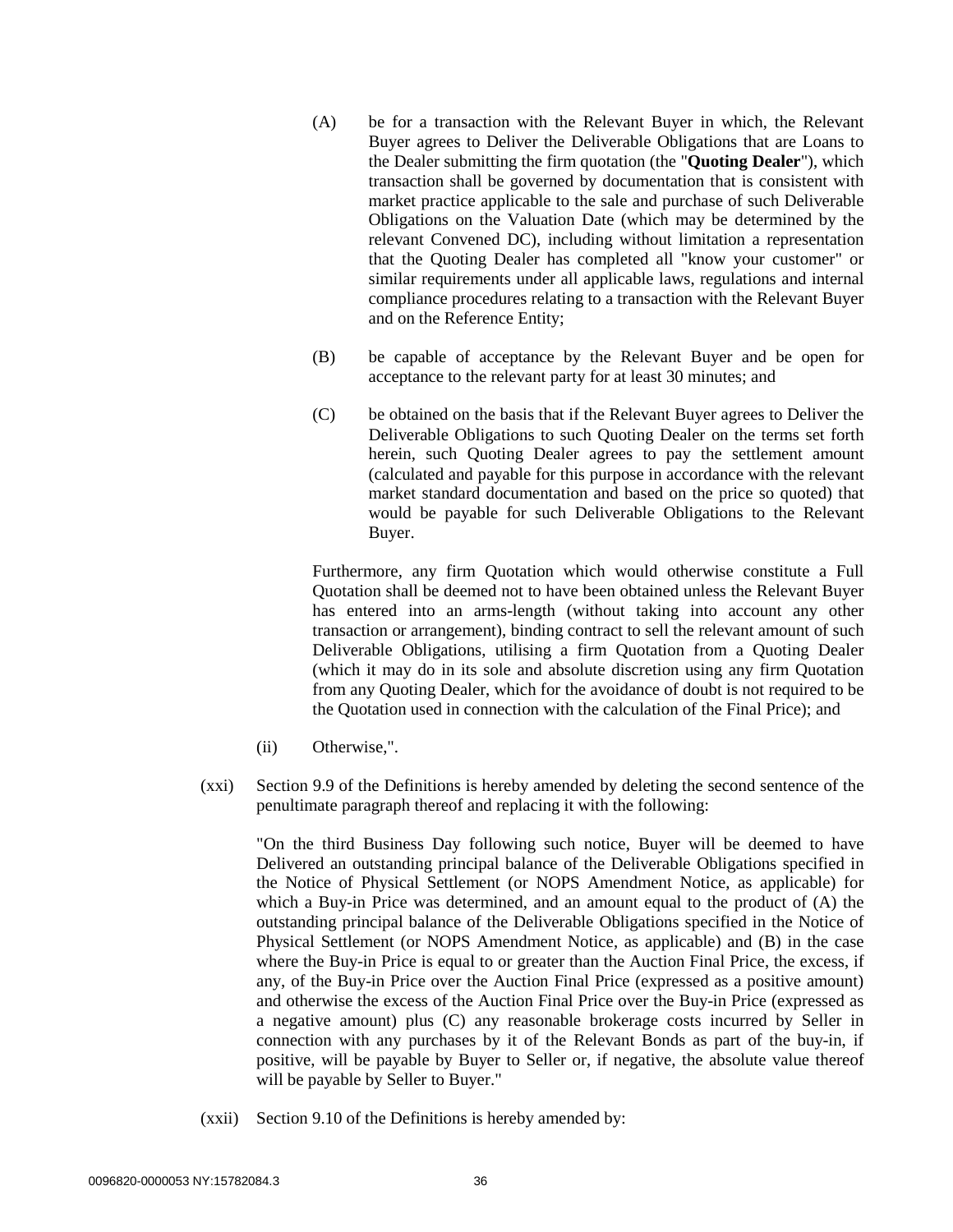(A) be for a transaction with the Relevant Buyer in which, the Relevant Buyer agrees to Deliver the Deliverable Obligations that are Loans to the Dealer submitting the firm quotation (the "**Quoting Dealer**"), which transaction shall be governed by documentation that is consistent with market practice applicable to the sale and purchase of such Deliverable Obligations on the Valuation Date (which may be determined by the relevant Convened DC), including without limitation a representation that the Quoting Dealer has completed all "know your customer" or similar requirements under all applicable laws, regulations and internal compliance procedures relating to a transaction with the Relevant Buyer and on the Reference Entity;

(B) be capable of acceptance by the Relevant Buyer and be open for acceptance to the relevant party for at least 30 minutes; and

(C) be obtained on the basis that if the Relevant Buyer agrees to Deliver the Deliverable Obligations to such Quoting Dealer on the terms set forth herein, such Quoting Dealer agrees to pay the settlement amount (calculated and payable for this purpose in accordance with the relevant market standard documentation and based on the price so quoted) that would be payable for such Deliverable Obligations to the Relevant Buyer.

Furthermore, any firm Quotation which would otherwise constitute a Full Quotation shall be deemed not to have been obtained unless the Relevant Buyer has entered into an arms-length (without taking into account any other transaction or arrangement), binding contract to sell the relevant amount of such Deliverable Obligations, utilising a firm Quotation from a Quoting Dealer (which it may do in its sole and absolute discretion using any firm Quotation from any Quoting Dealer, which for the avoidance of doubt is not required to be the Quotation used in connection with the calculation of the Final Price); and

(ii) Otherwise,".

(xxi) Section 9.9 of the Definitions is hereby amended by deleting the second sentence of the penultimate paragraph thereof and replacing it with the following:

"On the third Business Day following such notice, Buyer will be deemed to have Delivered an outstanding principal balance of the Deliverable Obligations specified in the Notice of Physical Settlement (or NOPS Amendment Notice, as applicable) for which a Buy-in Price was determined, and an amount equal to the product of (A) the outstanding principal balance of the Deliverable Obligations specified in the Notice of Physical Settlement (or NOPS Amendment Notice, as applicable) and (B) in the case where the Buy-in Price is equal to or greater than the Auction Final Price, the excess, if any, of the Buy-in Price over the Auction Final Price (expressed as a positive amount) and otherwise the excess of the Auction Final Price over the Buy-in Price (expressed as a negative amount) plus (C) any reasonable brokerage costs incurred by Seller in connection with any purchases by it of the Relevant Bonds as part of the buy-in, if positive, will be payable by Buyer to Seller or, if negative, the absolute value thereof will be payable by Seller to Buyer."

(xxii) Section 9.10 of the Definitions is hereby amended by: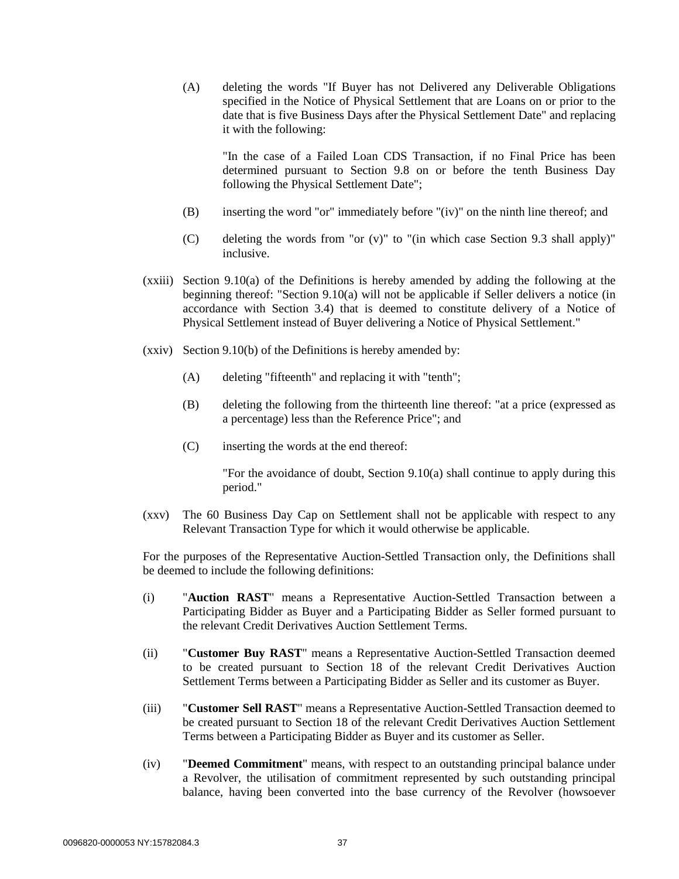(A) deleting the words "If Buyer has not Delivered any Deliverable Obligations specified in the Notice of Physical Settlement that are Loans on or prior to the date that is five Business Days after the Physical Settlement Date" and replacing it with the following:

"In the case of a Failed Loan CDS Transaction, if no Final Price has been determined pursuant to Section 9.8 on or before the tenth Business Day following the Physical Settlement Date";

(B) inserting the word "or" immediately before "(iv)" on the ninth line thereof; and

(C) deleting the words from "or (v)" to "(in which case Section 9.3 shall apply)" inclusive.

(xxiii) Section 9.10(a) of the Definitions is hereby amended by adding the following at the beginning thereof: "Section 9.10(a) will not be applicable if Seller delivers a notice (in accordance with Section 3.4) that is deemed to constitute delivery of a Notice of Physical Settlement instead of Buyer delivering a Notice of Physical Settlement."

(xxiv) Section 9.10(b) of the Definitions is hereby amended by:

(A) deleting "fifteenth" and replacing it with "tenth";

(B) deleting the following from the thirteenth line thereof: "at a price (expressed as a percentage) less than the Reference Price"; and

(C) inserting the words at the end thereof:

"For the avoidance of doubt, Section 9.10(a) shall continue to apply during this period."

(xxv) The 60 Business Day Cap on Settlement shall not be applicable with respect to any Relevant Transaction Type for which it would otherwise be applicable.

For the purposes of the Representative Auction-Settled Transaction only, the Definitions shall be deemed to include the following definitions:

(i) "**Auction RAST**" means a Representative Auction-Settled Transaction between a Participating Bidder as Buyer and a Participating Bidder as Seller formed pursuant to the relevant Credit Derivatives Auction Settlement Terms.

(ii) "**Customer Buy RAST**" means a Representative Auction-Settled Transaction deemed to be created pursuant to Section 18 of the relevant Credit Derivatives Auction Settlement Terms between a Participating Bidder as Seller and its customer as Buyer.

(iii) "**Customer Sell RAST**" means a Representative Auction-Settled Transaction deemed to be created pursuant to Section 18 of the relevant Credit Derivatives Auction Settlement Terms between a Participating Bidder as Buyer and its customer as Seller.

(iv) "**Deemed Commitment**" means, with respect to an outstanding principal balance under a Revolver, the utilisation of commitment represented by such outstanding principal balance, having been converted into the base currency of the Revolver (howsoever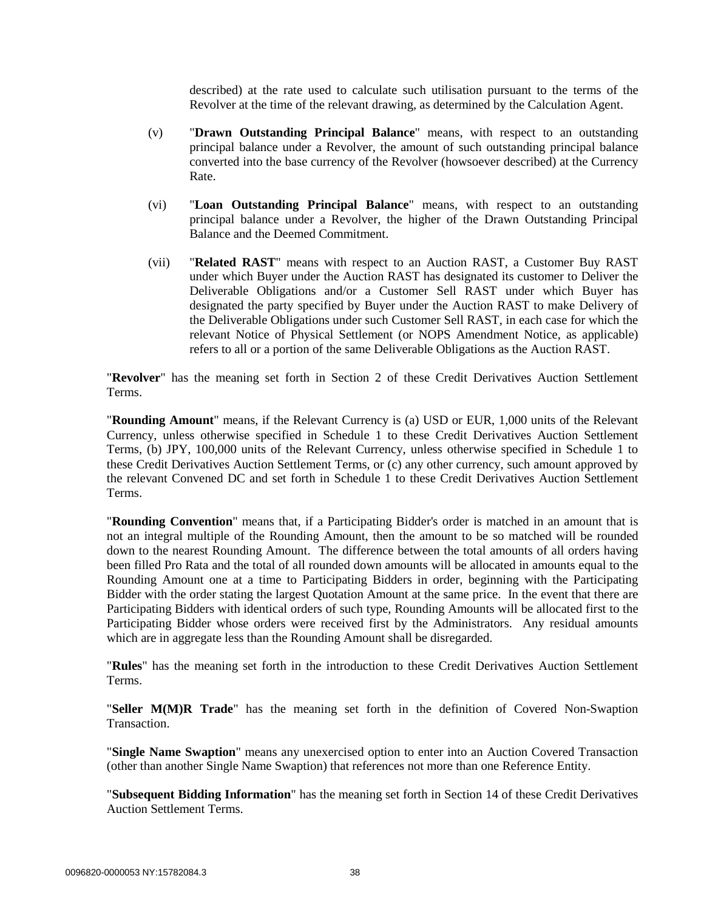described) at the rate used to calculate such utilisation pursuant to the terms of the Revolver at the time of the relevant drawing, as determined by the Calculation Agent.

(v) "**Drawn Outstanding Principal Balance**" means, with respect to an outstanding principal balance under a Revolver, the amount of such outstanding principal balance converted into the base currency of the Revolver (howsoever described) at the Currency Rate.

(vi) "**Loan Outstanding Principal Balance**" means, with respect to an outstanding principal balance under a Revolver, the higher of the Drawn Outstanding Principal Balance and the Deemed Commitment.

(vii) "**Related RAST**" means with respect to an Auction RAST, a Customer Buy RAST under which Buyer under the Auction RAST has designated its customer to Deliver the Deliverable Obligations and/or a Customer Sell RAST under which Buyer has designated the party specified by Buyer under the Auction RAST to make Delivery of the Deliverable Obligations under such Customer Sell RAST, in each case for which the relevant Notice of Physical Settlement (or NOPS Amendment Notice, as applicable) refers to all or a portion of the same Deliverable Obligations as the Auction RAST.

"**Revolver**" has the meaning set forth in Section 2 of these Credit Derivatives Auction Settlement Terms.

"**Rounding Amount**" means, if the Relevant Currency is (a) USD or EUR, 1,000 units of the Relevant Currency, unless otherwise specified in Schedule 1 to these Credit Derivatives Auction Settlement Terms, (b) JPY, 100,000 units of the Relevant Currency, unless otherwise specified in Schedule 1 to these Credit Derivatives Auction Settlement Terms, or (c) any other currency, such amount approved by the relevant Convened DC and set forth in Schedule 1 to these Credit Derivatives Auction Settlement Terms.

"**Rounding Convention**" means that, if a Participating Bidder's order is matched in an amount that is not an integral multiple of the Rounding Amount, then the amount to be so matched will be rounded down to the nearest Rounding Amount. The difference between the total amounts of all orders having been filled Pro Rata and the total of all rounded down amounts will be allocated in amounts equal to the Rounding Amount one at a time to Participating Bidders in order, beginning with the Participating Bidder with the order stating the largest Quotation Amount at the same price. In the event that there are Participating Bidders with identical orders of such type, Rounding Amounts will be allocated first to the Participating Bidder whose orders were received first by the Administrators. Any residual amounts which are in aggregate less than the Rounding Amount shall be disregarded.

"**Rules**" has the meaning set forth in the introduction to these Credit Derivatives Auction Settlement Terms.

"**Seller M(M)R Trade**" has the meaning set forth in the definition of Covered Non-Swaption Transaction.

"**Single Name Swaption**" means any unexercised option to enter into an Auction Covered Transaction (other than another Single Name Swaption) that references not more than one Reference Entity.

"**Subsequent Bidding Information**" has the meaning set forth in Section 14 of these Credit Derivatives Auction Settlement Terms.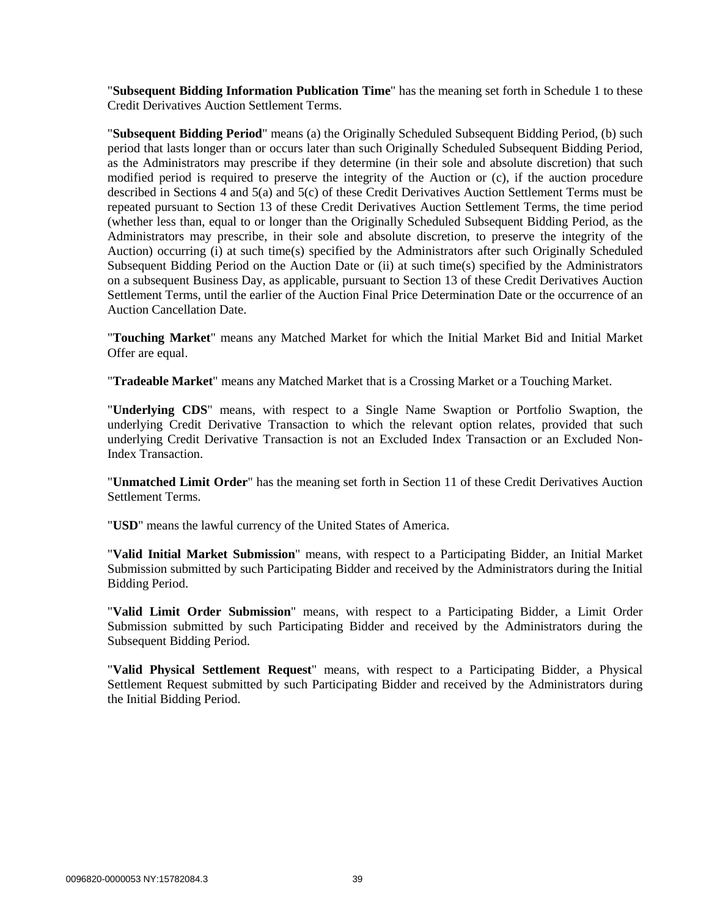"**Subsequent Bidding Information Publication Time**" has the meaning set forth in Schedule 1 to these Credit Derivatives Auction Settlement Terms.

"**Subsequent Bidding Period**" means (a) the Originally Scheduled Subsequent Bidding Period, (b) such period that lasts longer than or occurs later than such Originally Scheduled Subsequent Bidding Period, as the Administrators may prescribe if they determine (in their sole and absolute discretion) that such modified period is required to preserve the integrity of the Auction or (c), if the auction procedure described in Sections 4 and 5(a) and 5(c) of these Credit Derivatives Auction Settlement Terms must be repeated pursuant to Section 13 of these Credit Derivatives Auction Settlement Terms, the time period (whether less than, equal to or longer than the Originally Scheduled Subsequent Bidding Period, as the Administrators may prescribe, in their sole and absolute discretion, to preserve the integrity of the Auction) occurring (i) at such time(s) specified by the Administrators after such Originally Scheduled Subsequent Bidding Period on the Auction Date or (ii) at such time(s) specified by the Administrators on a subsequent Business Day, as applicable, pursuant to Section 13 of these Credit Derivatives Auction Settlement Terms, until the earlier of the Auction Final Price Determination Date or the occurrence of an Auction Cancellation Date.

"**Touching Market**" means any Matched Market for which the Initial Market Bid and Initial Market Offer are equal.

"**Tradeable Market**" means any Matched Market that is a Crossing Market or a Touching Market.

"**Underlying CDS**" means, with respect to a Single Name Swaption or Portfolio Swaption, the underlying Credit Derivative Transaction to which the relevant option relates, provided that such underlying Credit Derivative Transaction is not an Excluded Index Transaction or an Excluded Non-Index Transaction.

"**Unmatched Limit Order**" has the meaning set forth in Section 11 of these Credit Derivatives Auction Settlement Terms.

"**USD**" means the lawful currency of the United States of America.

"**Valid Initial Market Submission**" means, with respect to a Participating Bidder, an Initial Market Submission submitted by such Participating Bidder and received by the Administrators during the Initial Bidding Period.

"**Valid Limit Order Submission**" means, with respect to a Participating Bidder, a Limit Order Submission submitted by such Participating Bidder and received by the Administrators during the Subsequent Bidding Period.

"**Valid Physical Settlement Request**" means, with respect to a Participating Bidder, a Physical Settlement Request submitted by such Participating Bidder and received by the Administrators during the Initial Bidding Period.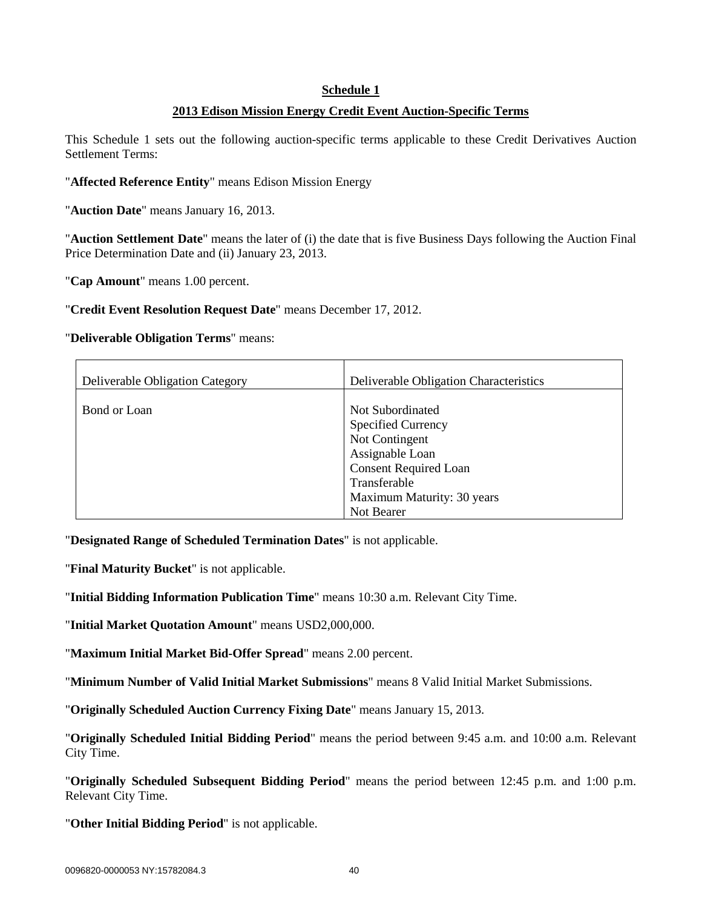**Schedule 1**

**2013 Edison Mission Energy Credit Event Auction-Specific Terms**

This Schedule 1 sets out the following auction-specific terms applicable to these Credit Derivatives Auction Settlement Terms:

"**Affected Reference Entity**" means Edison Mission Energy

"**Auction Date**" means January 16, 2013.

"**Auction Settlement Date**" means the later of (i) the date that is five Business Days following the Auction Final Price Determination Date and (ii) January 23, 2013.

"**Cap Amount**" means 1.00 percent.

"**Credit Event Resolution Request Date**" means December 17, 2012.

"**Deliverable Obligation Terms**" means:

| Deliverable Obligation Category | Deliverable Obligation Characteristics |
|---|---|
| Bond or Loan | Not Subordinated<br>Specified Currency<br>Not Contingent<br>Assignable Loan<br>Consent Required Loan<br>Transferable<br>Maximum Maturity: 30 years<br>Not Bearer |

"**Designated Range of Scheduled Termination Dates**" is not applicable.

"**Final Maturity Bucket**" is not applicable.

"**Initial Bidding Information Publication Time**" means 10:30 a.m. Relevant City Time.

"**Initial Market Quotation Amount**" means USD2,000,000.

"**Maximum Initial Market Bid-Offer Spread**" means 2.00 percent.

"**Minimum Number of Valid Initial Market Submissions**" means 8 Valid Initial Market Submissions.

"**Originally Scheduled Auction Currency Fixing Date**" means January 15, 2013.

"**Originally Scheduled Initial Bidding Period**" means the period between 9:45 a.m. and 10:00 a.m. Relevant City Time.

"**Originally Scheduled Subsequent Bidding Period**" means the period between 12:45 p.m. and 1:00 p.m. Relevant City Time.

"**Other Initial Bidding Period**" is not applicable.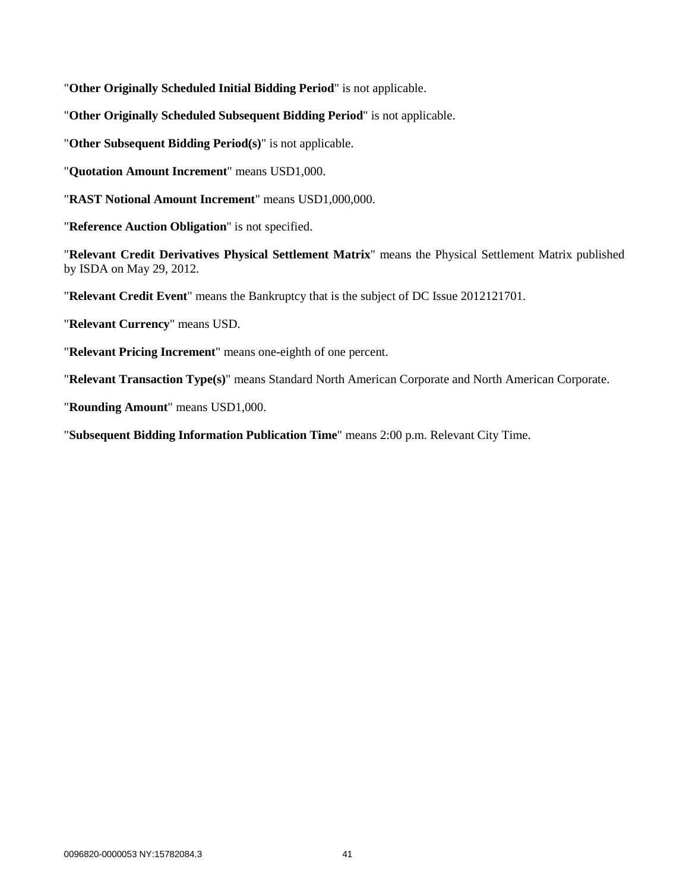"**Other Originally Scheduled Initial Bidding Period**" is not applicable.

"**Other Originally Scheduled Subsequent Bidding Period**" is not applicable.

"**Other Subsequent Bidding Period(s)**" is not applicable.

"**Quotation Amount Increment**" means USD1,000.

"**RAST Notional Amount Increment**" means USD1,000,000.

"**Reference Auction Obligation**" is not specified.

"**Relevant Credit Derivatives Physical Settlement Matrix**" means the Physical Settlement Matrix published by ISDA on May 29, 2012.

"**Relevant Credit Event**" means the Bankruptcy that is the subject of DC Issue 2012121701.

"**Relevant Currency**" means USD.

"**Relevant Pricing Increment**" means one-eighth of one percent.

"**Relevant Transaction Type(s)**" means Standard North American Corporate and North American Corporate.

"**Rounding Amount**" means USD1,000.

"**Subsequent Bidding Information Publication Time**" means 2:00 p.m. Relevant City Time.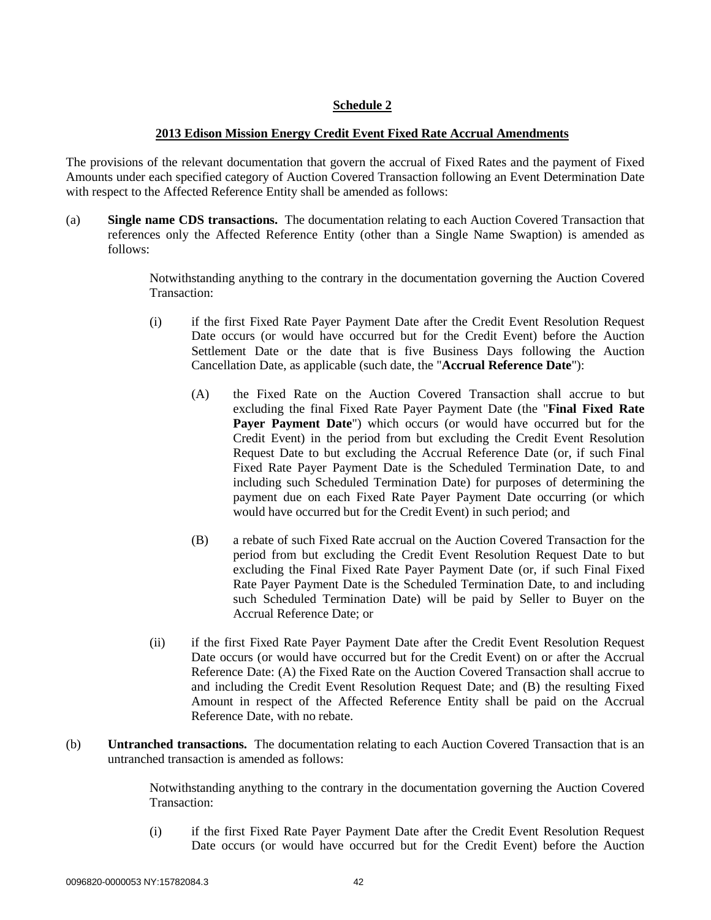**Schedule 2**

**2013 Edison Mission Energy Credit Event Fixed Rate Accrual Amendments**

The provisions of the relevant documentation that govern the accrual of Fixed Rates and the payment of Fixed Amounts under each specified category of Auction Covered Transaction following an Event Determination Date with respect to the Affected Reference Entity shall be amended as follows:

(a) **Single name CDS transactions.** The documentation relating to each Auction Covered Transaction that references only the Affected Reference Entity (other than a Single Name Swaption) is amended as follows:

> Notwithstanding anything to the contrary in the documentation governing the Auction Covered Transaction:
>
> (i) if the first Fixed Rate Payer Payment Date after the Credit Event Resolution Request Date occurs (or would have occurred but for the Credit Event) before the Auction Settlement Date or the date that is five Business Days following the Auction Cancellation Date, as applicable (such date, the "**Accrual Reference Date**"):
>
> > (A) the Fixed Rate on the Auction Covered Transaction shall accrue to but excluding the final Fixed Rate Payer Payment Date (the "**Final Fixed Rate Payer Payment Date**") which occurs (or would have occurred but for the Credit Event) in the period from but excluding the Credit Event Resolution Request Date to but excluding the Accrual Reference Date (or, if such Final Fixed Rate Payer Payment Date is the Scheduled Termination Date, to and including such Scheduled Termination Date) for purposes of determining the payment due on each Fixed Rate Payer Payment Date occurring (or which would have occurred but for the Credit Event) in such period; and
> >
> > (B) a rebate of such Fixed Rate accrual on the Auction Covered Transaction for the period from but excluding the Credit Event Resolution Request Date to but excluding the Final Fixed Rate Payer Payment Date (or, if such Final Fixed Rate Payer Payment Date is the Scheduled Termination Date, to and including such Scheduled Termination Date) will be paid by Seller to Buyer on the Accrual Reference Date; or
>
> (ii) if the first Fixed Rate Payer Payment Date after the Credit Event Resolution Request Date occurs (or would have occurred but for the Credit Event) on or after the Accrual Reference Date: (A) the Fixed Rate on the Auction Covered Transaction shall accrue to and including the Credit Event Resolution Request Date; and (B) the resulting Fixed Amount in respect of the Affected Reference Entity shall be paid on the Accrual Reference Date, with no rebate.

(b) **Untranched transactions.** The documentation relating to each Auction Covered Transaction that is an untranched transaction is amended as follows:

> Notwithstanding anything to the contrary in the documentation governing the Auction Covered Transaction:
>
> (i) if the first Fixed Rate Payer Payment Date after the Credit Event Resolution Request Date occurs (or would have occurred but for the Credit Event) before the Auction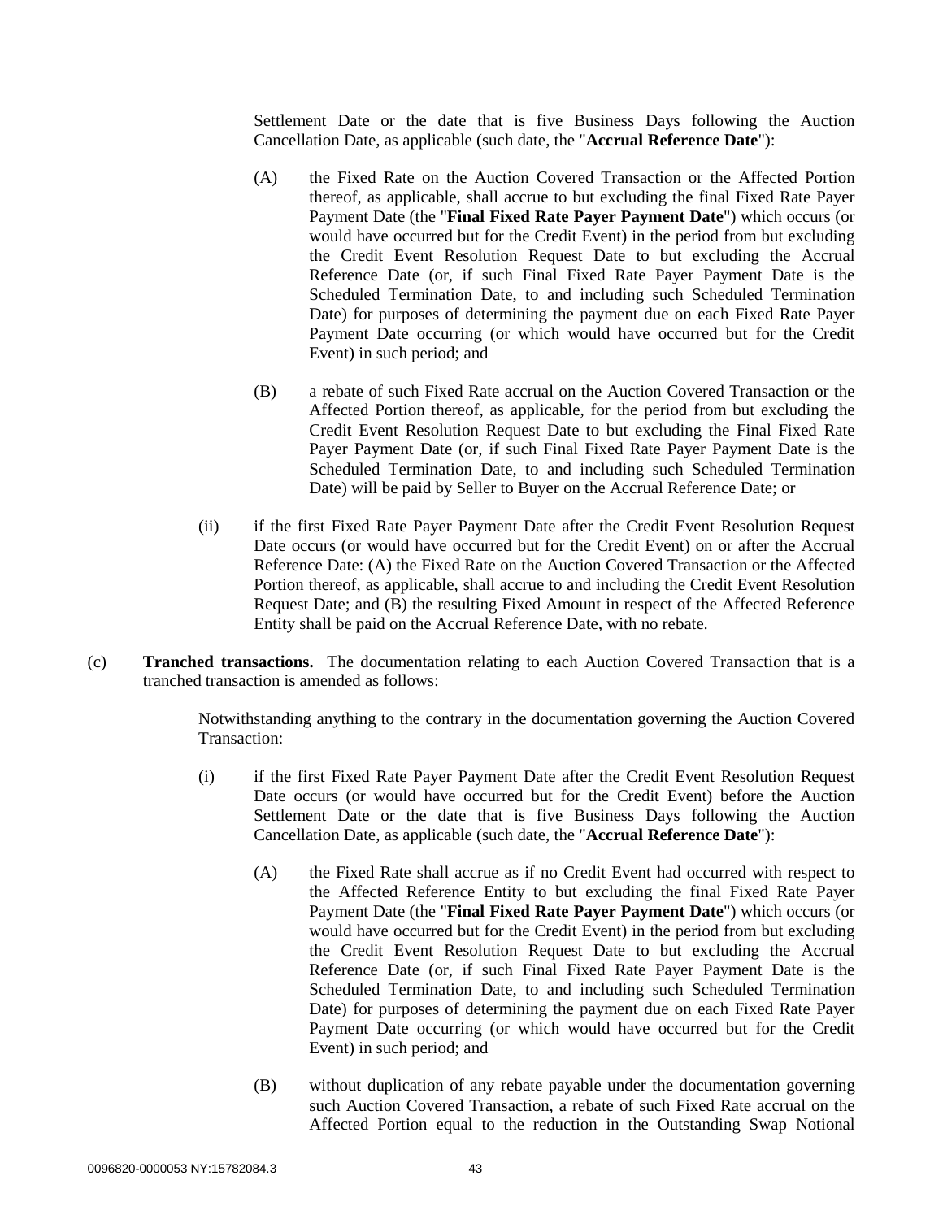Settlement Date or the date that is five Business Days following the Auction Cancellation Date, as applicable (such date, the "**Accrual Reference Date**"):

(A) the Fixed Rate on the Auction Covered Transaction or the Affected Portion thereof, as applicable, shall accrue to but excluding the final Fixed Rate Payer Payment Date (the "**Final Fixed Rate Payer Payment Date**") which occurs (or would have occurred but for the Credit Event) in the period from but excluding the Credit Event Resolution Request Date to but excluding the Accrual Reference Date (or, if such Final Fixed Rate Payer Payment Date is the Scheduled Termination Date, to and including such Scheduled Termination Date) for purposes of determining the payment due on each Fixed Rate Payer Payment Date occurring (or which would have occurred but for the Credit Event) in such period; and

(B) a rebate of such Fixed Rate accrual on the Auction Covered Transaction or the Affected Portion thereof, as applicable, for the period from but excluding the Credit Event Resolution Request Date to but excluding the Final Fixed Rate Payer Payment Date (or, if such Final Fixed Rate Payer Payment Date is the Scheduled Termination Date, to and including such Scheduled Termination Date) will be paid by Seller to Buyer on the Accrual Reference Date; or

(ii) if the first Fixed Rate Payer Payment Date after the Credit Event Resolution Request Date occurs (or would have occurred but for the Credit Event) on or after the Accrual Reference Date: (A) the Fixed Rate on the Auction Covered Transaction or the Affected Portion thereof, as applicable, shall accrue to and including the Credit Event Resolution Request Date; and (B) the resulting Fixed Amount in respect of the Affected Reference Entity shall be paid on the Accrual Reference Date, with no rebate.

(c) **Tranched transactions.** The documentation relating to each Auction Covered Transaction that is a tranched transaction is amended as follows:

Notwithstanding anything to the contrary in the documentation governing the Auction Covered Transaction:

(i) if the first Fixed Rate Payer Payment Date after the Credit Event Resolution Request Date occurs (or would have occurred but for the Credit Event) before the Auction Settlement Date or the date that is five Business Days following the Auction Cancellation Date, as applicable (such date, the "**Accrual Reference Date**"):

(A) the Fixed Rate shall accrue as if no Credit Event had occurred with respect to the Affected Reference Entity to but excluding the final Fixed Rate Payer Payment Date (the "**Final Fixed Rate Payer Payment Date**") which occurs (or would have occurred but for the Credit Event) in the period from but excluding the Credit Event Resolution Request Date to but excluding the Accrual Reference Date (or, if such Final Fixed Rate Payer Payment Date is the Scheduled Termination Date, to and including such Scheduled Termination Date) for purposes of determining the payment due on each Fixed Rate Payer Payment Date occurring (or which would have occurred but for the Credit Event) in such period; and

(B) without duplication of any rebate payable under the documentation governing such Auction Covered Transaction, a rebate of such Fixed Rate accrual on the Affected Portion equal to the reduction in the Outstanding Swap Notional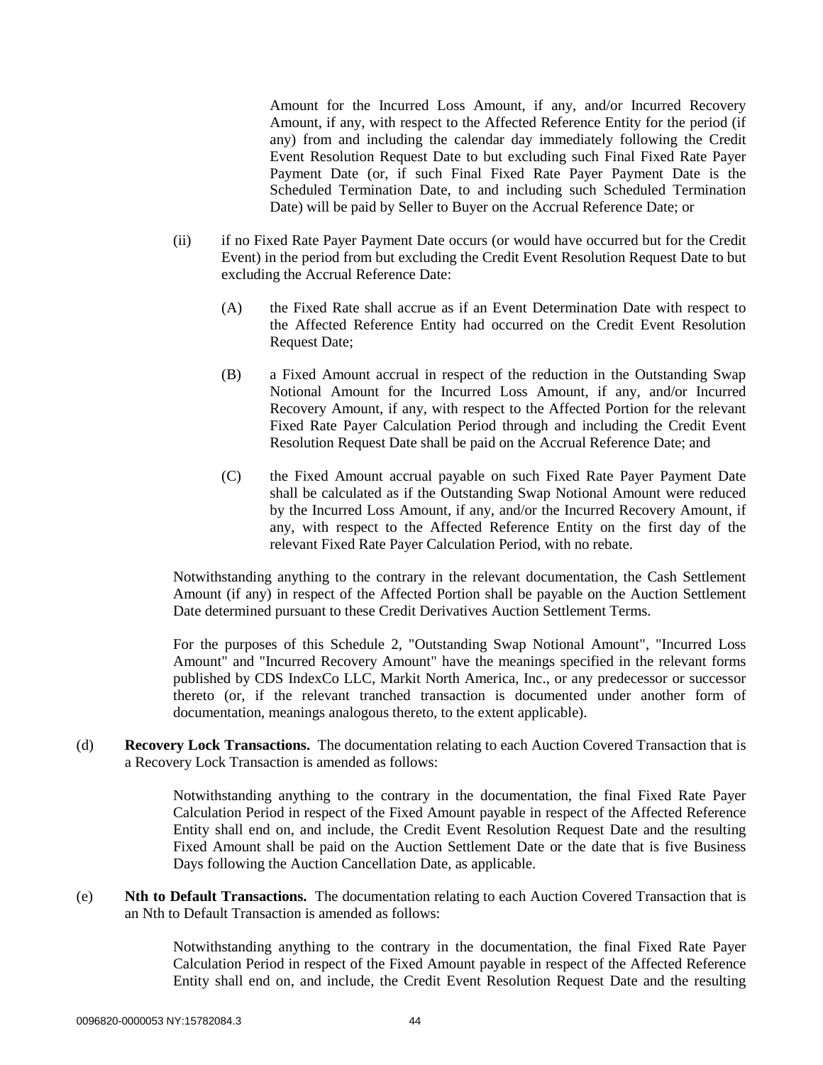Amount for the Incurred Loss Amount, if any, and/or Incurred Recovery Amount, if any, with respect to the Affected Reference Entity for the period (if any) from and including the calendar day immediately following the Credit Event Resolution Request Date to but excluding such Final Fixed Rate Payer Payment Date (or, if such Final Fixed Rate Payer Payment Date is the Scheduled Termination Date, to and including such Scheduled Termination Date) will be paid by Seller to Buyer on the Accrual Reference Date; or

(ii) if no Fixed Rate Payer Payment Date occurs (or would have occurred but for the Credit Event) in the period from but excluding the Credit Event Resolution Request Date to but excluding the Accrual Reference Date:

(A) the Fixed Rate shall accrue as if an Event Determination Date with respect to the Affected Reference Entity had occurred on the Credit Event Resolution Request Date;

(B) a Fixed Amount accrual in respect of the reduction in the Outstanding Swap Notional Amount for the Incurred Loss Amount, if any, and/or Incurred Recovery Amount, if any, with respect to the Affected Portion for the relevant Fixed Rate Payer Calculation Period through and including the Credit Event Resolution Request Date shall be paid on the Accrual Reference Date; and

(C) the Fixed Amount accrual payable on such Fixed Rate Payer Payment Date shall be calculated as if the Outstanding Swap Notional Amount were reduced by the Incurred Loss Amount, if any, and/or the Incurred Recovery Amount, if any, with respect to the Affected Reference Entity on the first day of the relevant Fixed Rate Payer Calculation Period, with no rebate.

Notwithstanding anything to the contrary in the relevant documentation, the Cash Settlement Amount (if any) in respect of the Affected Portion shall be payable on the Auction Settlement Date determined pursuant to these Credit Derivatives Auction Settlement Terms.

For the purposes of this Schedule 2, "Outstanding Swap Notional Amount", "Incurred Loss Amount" and "Incurred Recovery Amount" have the meanings specified in the relevant forms published by CDS IndexCo LLC, Markit North America, Inc., or any predecessor or successor thereto (or, if the relevant tranched transaction is documented under another form of documentation, meanings analogous thereto, to the extent applicable).

(d) **Recovery Lock Transactions.** The documentation relating to each Auction Covered Transaction that is a Recovery Lock Transaction is amended as follows:

Notwithstanding anything to the contrary in the documentation, the final Fixed Rate Payer Calculation Period in respect of the Fixed Amount payable in respect of the Affected Reference Entity shall end on, and include, the Credit Event Resolution Request Date and the resulting Fixed Amount shall be paid on the Auction Settlement Date or the date that is five Business Days following the Auction Cancellation Date, as applicable.

(e) **Nth to Default Transactions.** The documentation relating to each Auction Covered Transaction that is an Nth to Default Transaction is amended as follows:

Notwithstanding anything to the contrary in the documentation, the final Fixed Rate Payer Calculation Period in respect of the Fixed Amount payable in respect of the Affected Reference Entity shall end on, and include, the Credit Event Resolution Request Date and the resulting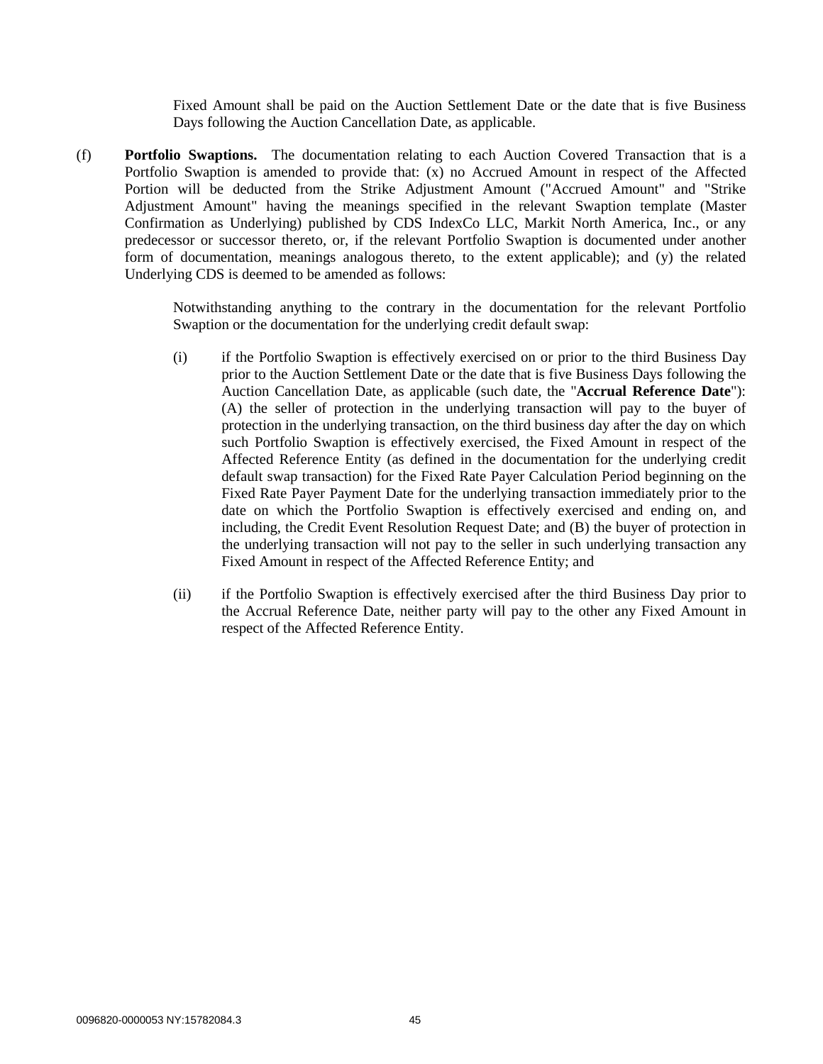Fixed Amount shall be paid on the Auction Settlement Date or the date that is five Business Days following the Auction Cancellation Date, as applicable.

(f) **Portfolio Swaptions.** The documentation relating to each Auction Covered Transaction that is a Portfolio Swaption is amended to provide that: (x) no Accrued Amount in respect of the Affected Portion will be deducted from the Strike Adjustment Amount ("Accrued Amount" and "Strike Adjustment Amount" having the meanings specified in the relevant Swaption template (Master Confirmation as Underlying) published by CDS IndexCo LLC, Markit North America, Inc., or any predecessor or successor thereto, or, if the relevant Portfolio Swaption is documented under another form of documentation, meanings analogous thereto, to the extent applicable); and (y) the related Underlying CDS is deemed to be amended as follows:

Notwithstanding anything to the contrary in the documentation for the relevant Portfolio Swaption or the documentation for the underlying credit default swap:

(i) if the Portfolio Swaption is effectively exercised on or prior to the third Business Day prior to the Auction Settlement Date or the date that is five Business Days following the Auction Cancellation Date, as applicable (such date, the "**Accrual Reference Date**"): (A) the seller of protection in the underlying transaction will pay to the buyer of protection in the underlying transaction, on the third business day after the day on which such Portfolio Swaption is effectively exercised, the Fixed Amount in respect of the Affected Reference Entity (as defined in the documentation for the underlying credit default swap transaction) for the Fixed Rate Payer Calculation Period beginning on the Fixed Rate Payer Payment Date for the underlying transaction immediately prior to the date on which the Portfolio Swaption is effectively exercised and ending on, and including, the Credit Event Resolution Request Date; and (B) the buyer of protection in the underlying transaction will not pay to the seller in such underlying transaction any Fixed Amount in respect of the Affected Reference Entity; and

(ii) if the Portfolio Swaption is effectively exercised after the third Business Day prior to the Accrual Reference Date, neither party will pay to the other any Fixed Amount in respect of the Affected Reference Entity.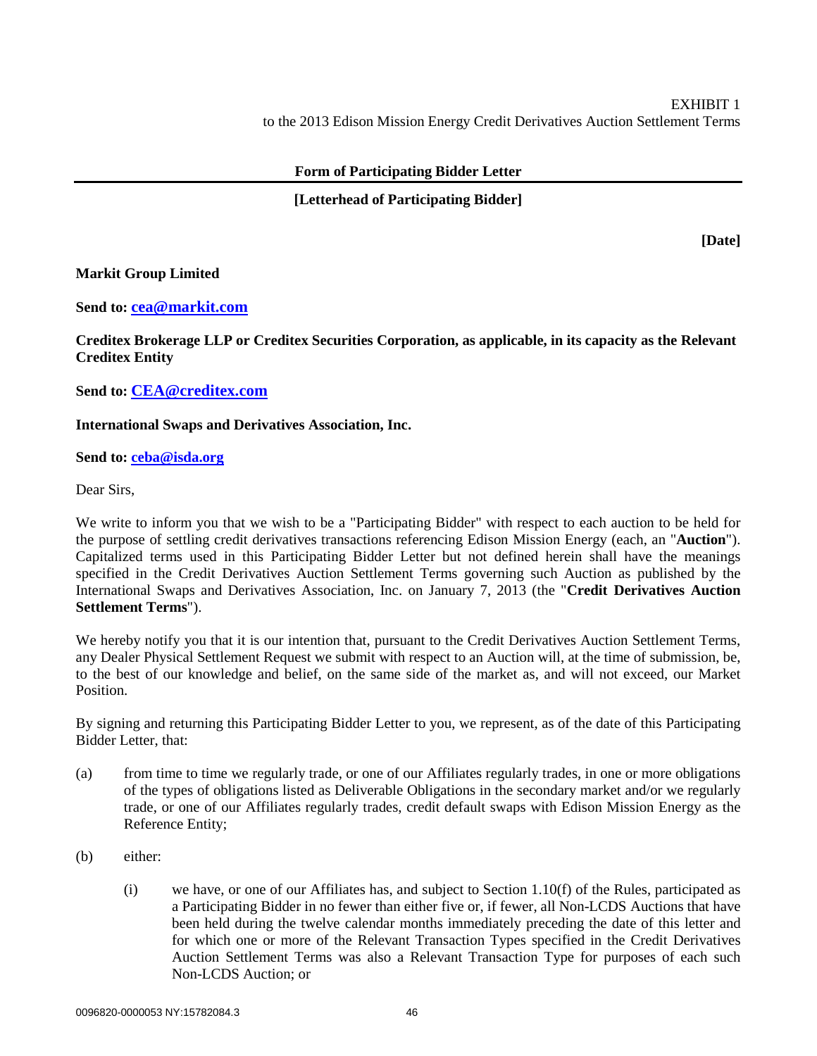EXHIBIT 1
to the 2013 Edison Mission Energy Credit Derivatives Auction Settlement Terms

**Form of Participating Bidder Letter**

**[Letterhead of Participating Bidder]**

**[Date]**

**Markit Group Limited**

**Send to: cea@markit.com**

**Creditex Brokerage LLP or Creditex Securities Corporation, as applicable, in its capacity as the Relevant Creditex Entity**

**Send to: CEA@creditex.com**

**International Swaps and Derivatives Association, Inc.**

**Send to: ceba@isda.org**

Dear Sirs,

We write to inform you that we wish to be a "Participating Bidder" with respect to each auction to be held for the purpose of settling credit derivatives transactions referencing Edison Mission Energy (each, an "**Auction**"). Capitalized terms used in this Participating Bidder Letter but not defined herein shall have the meanings specified in the Credit Derivatives Auction Settlement Terms governing such Auction as published by the International Swaps and Derivatives Association, Inc. on January 7, 2013 (the "**Credit Derivatives Auction Settlement Terms**").

We hereby notify you that it is our intention that, pursuant to the Credit Derivatives Auction Settlement Terms, any Dealer Physical Settlement Request we submit with respect to an Auction will, at the time of submission, be, to the best of our knowledge and belief, on the same side of the market as, and will not exceed, our Market Position.

By signing and returning this Participating Bidder Letter to you, we represent, as of the date of this Participating Bidder Letter, that:

(a) from time to time we regularly trade, or one of our Affiliates regularly trades, in one or more obligations of the types of obligations listed as Deliverable Obligations in the secondary market and/or we regularly trade, or one of our Affiliates regularly trades, credit default swaps with Edison Mission Energy as the Reference Entity;

(b) either:

(i) we have, or one of our Affiliates has, and subject to Section 1.10(f) of the Rules, participated as a Participating Bidder in no fewer than either five or, if fewer, all Non-LCDS Auctions that have been held during the twelve calendar months immediately preceding the date of this letter and for which one or more of the Relevant Transaction Types specified in the Credit Derivatives Auction Settlement Terms was also a Relevant Transaction Type for purposes of each such Non-LCDS Auction; or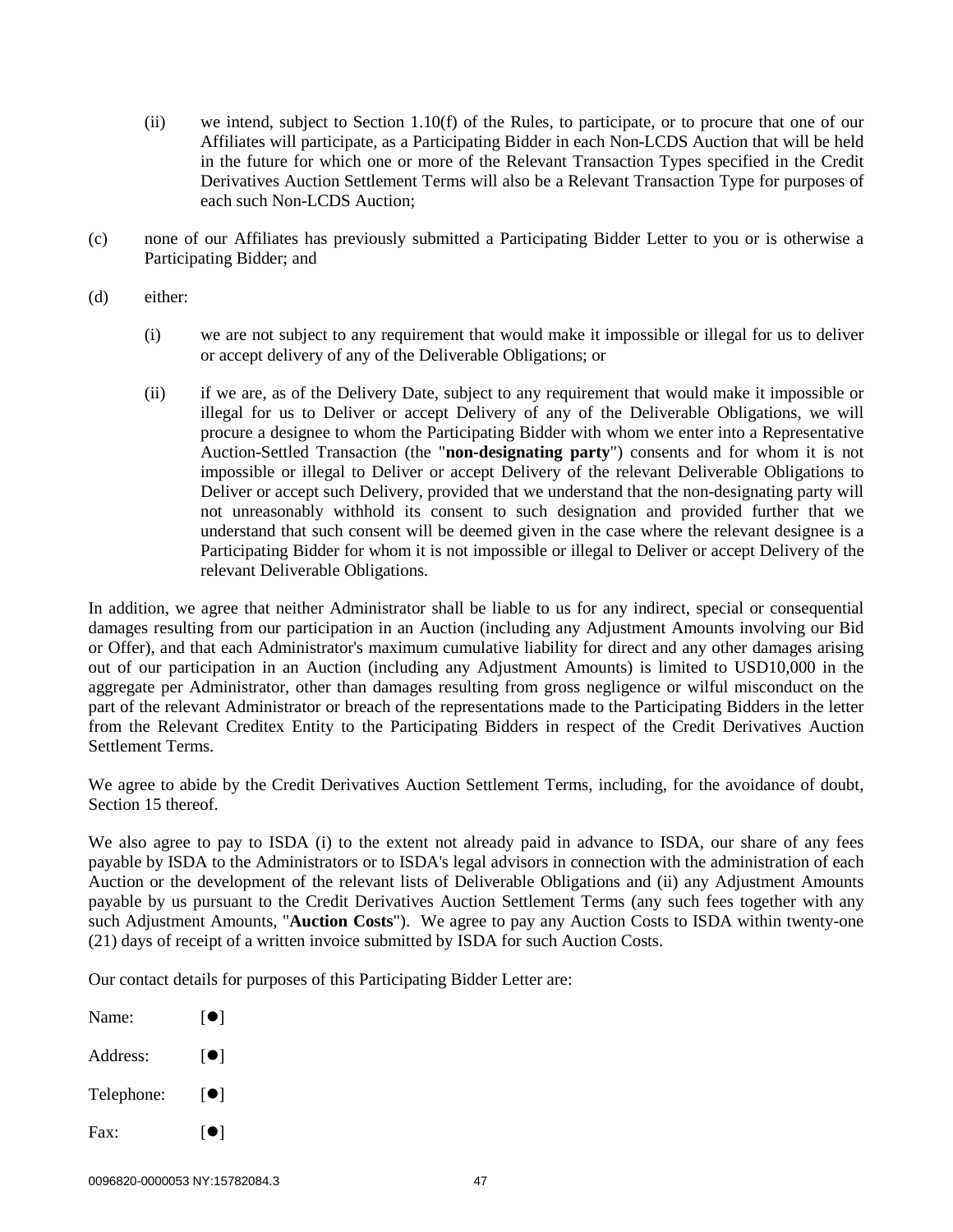(ii) we intend, subject to Section 1.10(f) of the Rules, to participate, or to procure that one of our Affiliates will participate, as a Participating Bidder in each Non-LCDS Auction that will be held in the future for which one or more of the Relevant Transaction Types specified in the Credit Derivatives Auction Settlement Terms will also be a Relevant Transaction Type for purposes of each such Non-LCDS Auction;

(c) none of our Affiliates has previously submitted a Participating Bidder Letter to you or is otherwise a Participating Bidder; and

(d) either:

(i) we are not subject to any requirement that would make it impossible or illegal for us to deliver or accept delivery of any of the Deliverable Obligations; or

(ii) if we are, as of the Delivery Date, subject to any requirement that would make it impossible or illegal for us to Deliver or accept Delivery of any of the Deliverable Obligations, we will procure a designee to whom the Participating Bidder with whom we enter into a Representative Auction-Settled Transaction (the "**non-designating party**") consents and for whom it is not impossible or illegal to Deliver or accept Delivery of the relevant Deliverable Obligations to Deliver or accept such Delivery, provided that we understand that the non-designating party will not unreasonably withhold its consent to such designation and provided further that we understand that such consent will be deemed given in the case where the relevant designee is a Participating Bidder for whom it is not impossible or illegal to Deliver or accept Delivery of the relevant Deliverable Obligations.

In addition, we agree that neither Administrator shall be liable to us for any indirect, special or consequential damages resulting from our participation in an Auction (including any Adjustment Amounts involving our Bid or Offer), and that each Administrator's maximum cumulative liability for direct and any other damages arising out of our participation in an Auction (including any Adjustment Amounts) is limited to USD10,000 in the aggregate per Administrator, other than damages resulting from gross negligence or wilful misconduct on the part of the relevant Administrator or breach of the representations made to the Participating Bidders in the letter from the Relevant Creditex Entity to the Participating Bidders in respect of the Credit Derivatives Auction Settlement Terms.

We agree to abide by the Credit Derivatives Auction Settlement Terms, including, for the avoidance of doubt, Section 15 thereof.

We also agree to pay to ISDA (i) to the extent not already paid in advance to ISDA, our share of any fees payable by ISDA to the Administrators or to ISDA's legal advisors in connection with the administration of each Auction or the development of the relevant lists of Deliverable Obligations and (ii) any Adjustment Amounts payable by us pursuant to the Credit Derivatives Auction Settlement Terms (any such fees together with any such Adjustment Amounts, "**Auction Costs**"). We agree to pay any Auction Costs to ISDA within twenty-one (21) days of receipt of a written invoice submitted by ISDA for such Auction Costs.

Our contact details for purposes of this Participating Bidder Letter are:

Name: [●]

Address: [●]

Telephone: [●]

Fax: [●]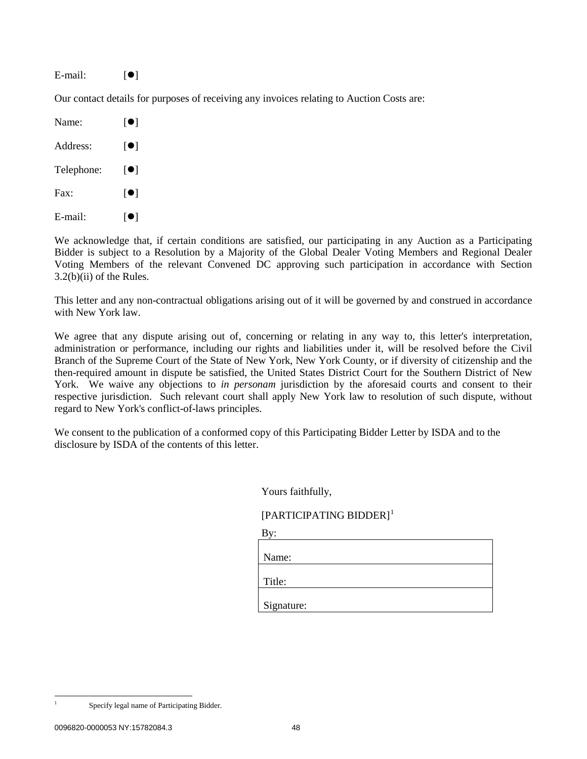E-mail: [●]

Our contact details for purposes of receiving any invoices relating to Auction Costs are:

Name: [●]

Address: [●]

Telephone: [●]

Fax: [●]

E-mail: [●]

We acknowledge that, if certain conditions are satisfied, our participating in any Auction as a Participating Bidder is subject to a Resolution by a Majority of the Global Dealer Voting Members and Regional Dealer Voting Members of the relevant Convened DC approving such participation in accordance with Section 3.2(b)(ii) of the Rules.

This letter and any non-contractual obligations arising out of it will be governed by and construed in accordance with New York law.

We agree that any dispute arising out of, concerning or relating in any way to, this letter's interpretation, administration or performance, including our rights and liabilities under it, will be resolved before the Civil Branch of the Supreme Court of the State of New York, New York County, or if diversity of citizenship and the then-required amount in dispute be satisfied, the United States District Court for the Southern District of New York. We waive any objections to *in personam* jurisdiction by the aforesaid courts and consent to their respective jurisdiction. Such relevant court shall apply New York law to resolution of such dispute, without regard to New York's conflict-of-laws principles.

We consent to the publication of a conformed copy of this Participating Bidder Letter by ISDA and to the disclosure by ISDA of the contents of this letter.

Yours faithfully,

[PARTICIPATING BIDDER][1]

By:

| Name: |
|---|
| Title: |
| Signature: |

[1] Specify legal name of Participating Bidder.

0096820-0000053 NY:15782084.3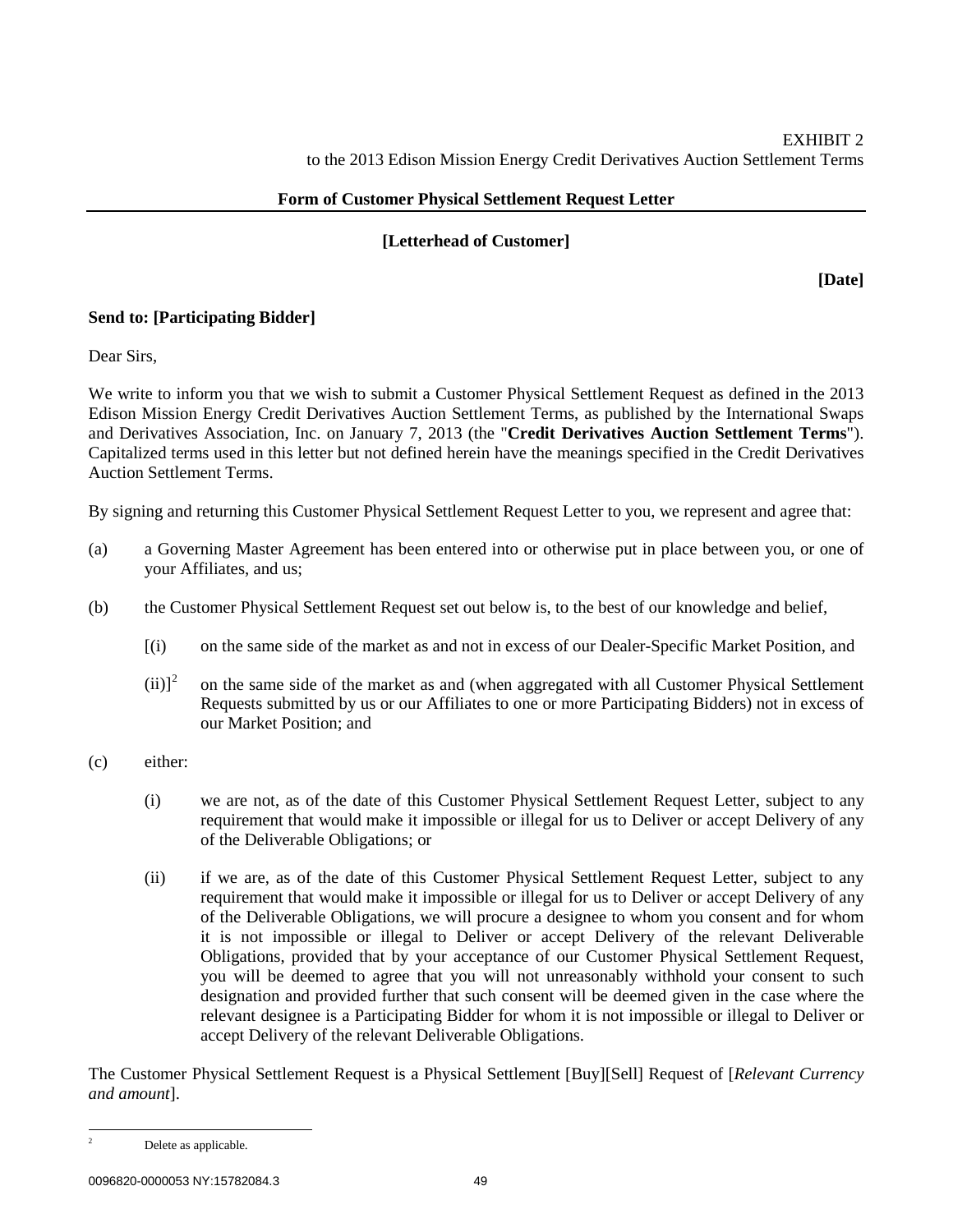EXHIBIT 2
to the 2013 Edison Mission Energy Credit Derivatives Auction Settlement Terms

**Form of Customer Physical Settlement Request Letter**

**[Letterhead of Customer]**

**[Date]**

**Send to: [Participating Bidder]**

Dear Sirs,

We write to inform you that we wish to submit a Customer Physical Settlement Request as defined in the 2013 Edison Mission Energy Credit Derivatives Auction Settlement Terms, as published by the International Swaps and Derivatives Association, Inc. on January 7, 2013 (the "**Credit Derivatives Auction Settlement Terms**"). Capitalized terms used in this letter but not defined herein have the meanings specified in the Credit Derivatives Auction Settlement Terms.

By signing and returning this Customer Physical Settlement Request Letter to you, we represent and agree that:

(a) a Governing Master Agreement has been entered into or otherwise put in place between you, or one of your Affiliates, and us;

(b) the Customer Physical Settlement Request set out below is, to the best of our knowledge and belief,

[(i) on the same side of the market as and not in excess of our Dealer-Specific Market Position, and

(ii)][2] on the same side of the market as and (when aggregated with all Customer Physical Settlement Requests submitted by us or our Affiliates to one or more Participating Bidders) not in excess of our Market Position; and

(c) either:

(i) we are not, as of the date of this Customer Physical Settlement Request Letter, subject to any requirement that would make it impossible or illegal for us to Deliver or accept Delivery of any of the Deliverable Obligations; or

(ii) if we are, as of the date of this Customer Physical Settlement Request Letter, subject to any requirement that would make it impossible or illegal for us to Deliver or accept Delivery of any of the Deliverable Obligations, we will procure a designee to whom you consent and for whom it is not impossible or illegal to Deliver or accept Delivery of the relevant Deliverable Obligations, provided that by your acceptance of our Customer Physical Settlement Request, you will be deemed to agree that you will not unreasonably withhold your consent to such designation and provided further that such consent will be deemed given in the case where the relevant designee is a Participating Bidder for whom it is not impossible or illegal to Deliver or accept Delivery of the relevant Deliverable Obligations.

The Customer Physical Settlement Request is a Physical Settlement [Buy][Sell] Request of [*Relevant Currency and amount*].

---

[2] Delete as applicable.

0096820-0000053 NY:15782084.3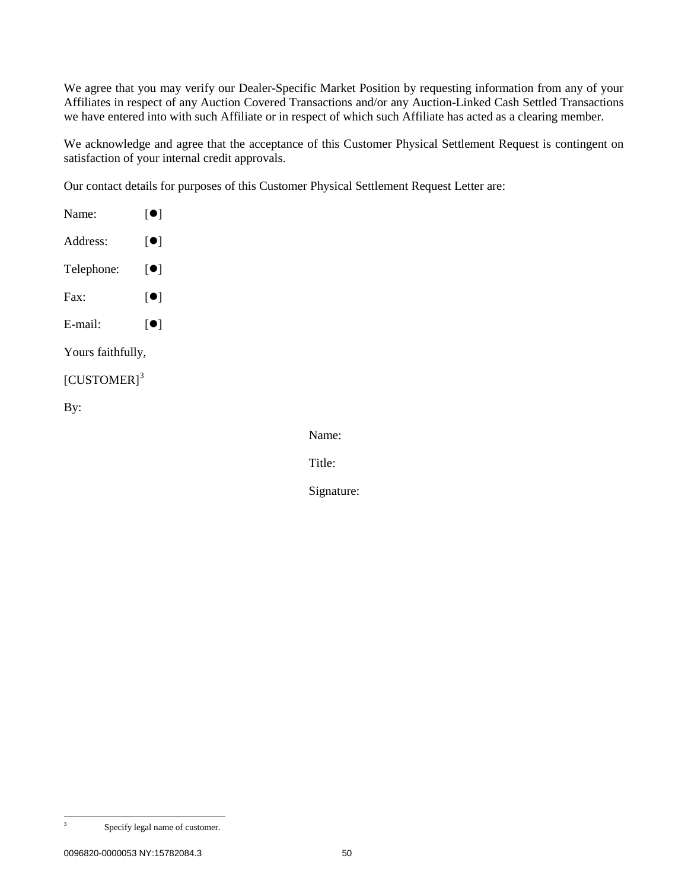We agree that you may verify our Dealer-Specific Market Position by requesting information from any of your Affiliates in respect of any Auction Covered Transactions and/or any Auction-Linked Cash Settled Transactions we have entered into with such Affiliate or in respect of which such Affiliate has acted as a clearing member.

We acknowledge and agree that the acceptance of this Customer Physical Settlement Request is contingent on satisfaction of your internal credit approvals.

Our contact details for purposes of this Customer Physical Settlement Request Letter are:

Name: [●]

Address: [●]

Telephone: [●]

Fax: [●]

E-mail: [●]

Yours faithfully,

[CUSTOMER][3]

By:

Name:

Title:

Signature:

---

[3] Specify legal name of customer.

0096820-0000053 NY:15782084.3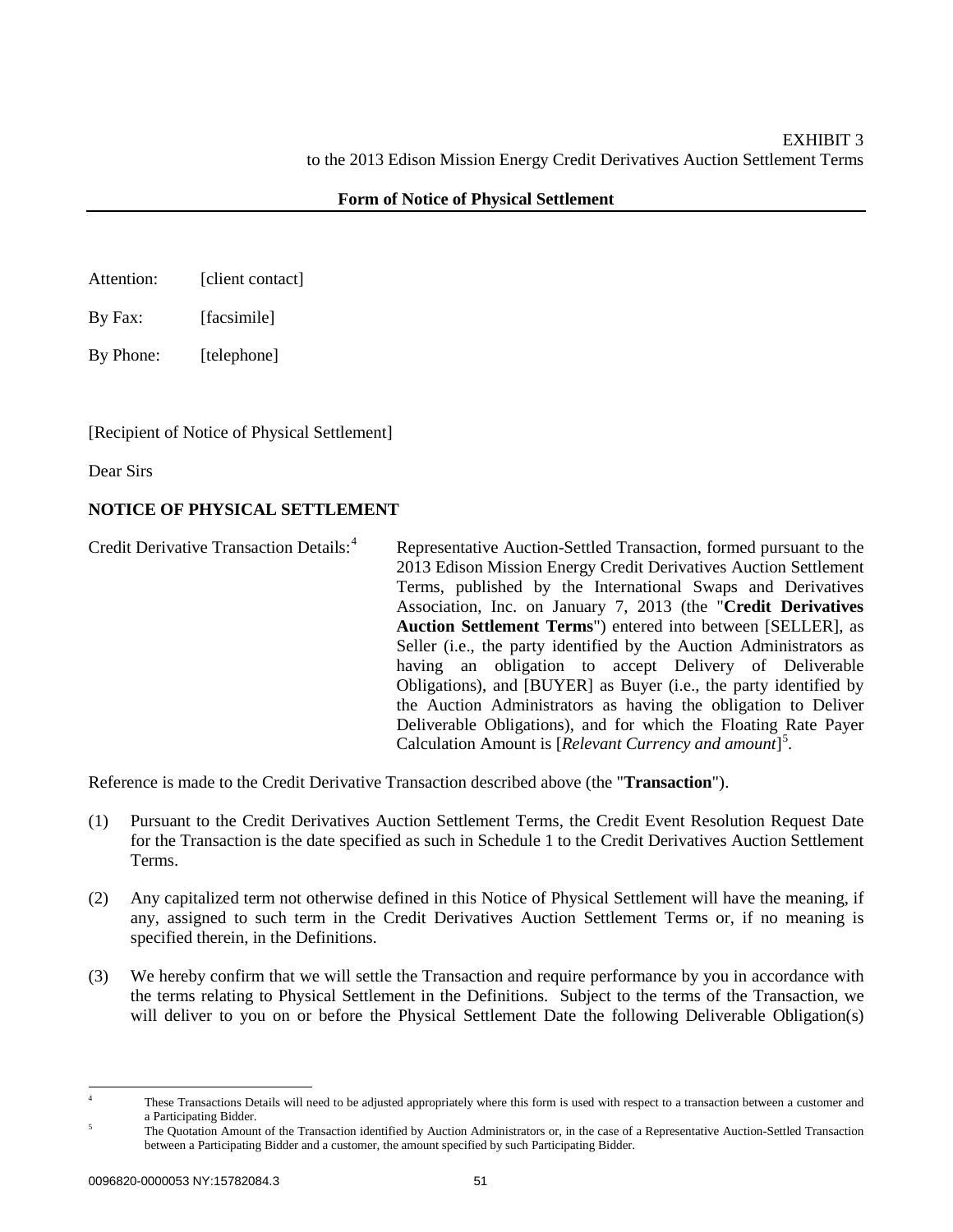EXHIBIT 3
to the 2013 Edison Mission Energy Credit Derivatives Auction Settlement Terms

**Form of Notice of Physical Settlement**

Attention: [client contact]

By Fax: [facsimile]

By Phone: [telephone]

[Recipient of Notice of Physical Settlement]

Dear Sirs

**NOTICE OF PHYSICAL SETTLEMENT**

Credit Derivative Transaction Details:[4] Representative Auction-Settled Transaction, formed pursuant to the 2013 Edison Mission Energy Credit Derivatives Auction Settlement Terms, published by the International Swaps and Derivatives Association, Inc. on January 7, 2013 (the "**Credit Derivatives Auction Settlement Terms**") entered into between [SELLER], as Seller (i.e., the party identified by the Auction Administrators as having an obligation to accept Delivery of Deliverable Obligations), and [BUYER] as Buyer (i.e., the party identified by the Auction Administrators as having the obligation to Deliver Deliverable Obligations), and for which the Floating Rate Payer Calculation Amount is [*Relevant Currency and amount*][5].

Reference is made to the Credit Derivative Transaction described above (the "**Transaction**").

(1) Pursuant to the Credit Derivatives Auction Settlement Terms, the Credit Event Resolution Request Date for the Transaction is the date specified as such in Schedule 1 to the Credit Derivatives Auction Settlement Terms.

(2) Any capitalized term not otherwise defined in this Notice of Physical Settlement will have the meaning, if any, assigned to such term in the Credit Derivatives Auction Settlement Terms or, if no meaning is specified therein, in the Definitions.

(3) We hereby confirm that we will settle the Transaction and require performance by you in accordance with the terms relating to Physical Settlement in the Definitions. Subject to the terms of the Transaction, we will deliver to you on or before the Physical Settlement Date the following Deliverable Obligation(s)

---

[4] These Transactions Details will need to be adjusted appropriately where this form is used with respect to a transaction between a customer and a Participating Bidder.

[5] The Quotation Amount of the Transaction identified by Auction Administrators or, in the case of a Representative Auction-Settled Transaction between a Participating Bidder and a customer, the amount specified by such Participating Bidder.

0096820-0000053 NY:15782084.3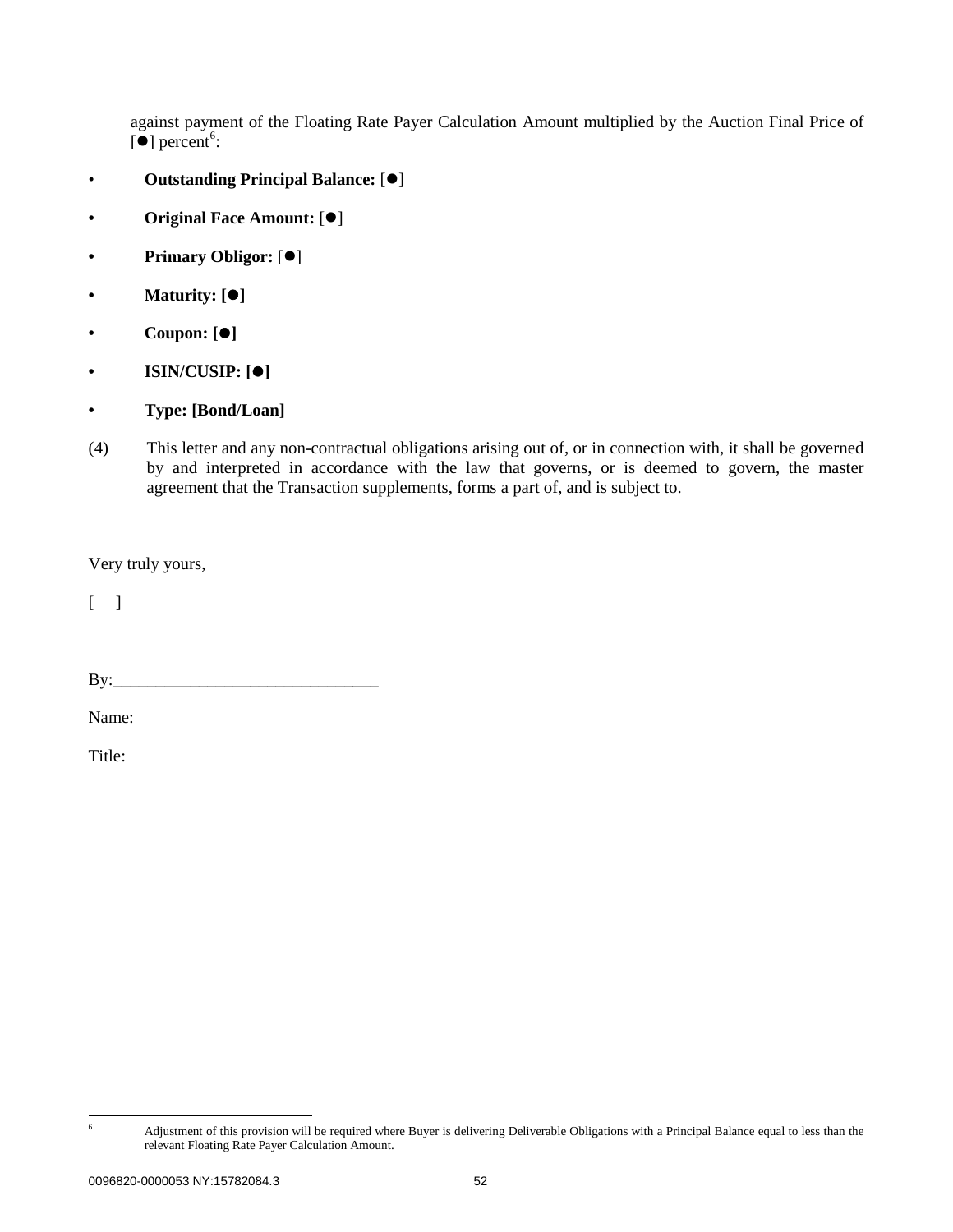against payment of the Floating Rate Payer Calculation Amount multiplied by the Auction Final Price of [●] percent[6]:

- **Outstanding Principal Balance:** [●]
- **Original Face Amount:** [●]
- **Primary Obligor:** [●]
- **Maturity: [●]**
- **Coupon: [●]**
- **ISIN/CUSIP: [●]**
- **Type: [Bond/Loan]**

(4) This letter and any non-contractual obligations arising out of, or in connection with, it shall be governed by and interpreted in accordance with the law that governs, or is deemed to govern, the master agreement that the Transaction supplements, forms a part of, and is subject to.

Very truly yours,

[ ]

By:______________________________

Name:

Title:

---

6 Adjustment of this provision will be required where Buyer is delivering Deliverable Obligations with a Principal Balance equal to less than the relevant Floating Rate Payer Calculation Amount.

0096820-0000053 NY:15782084.3